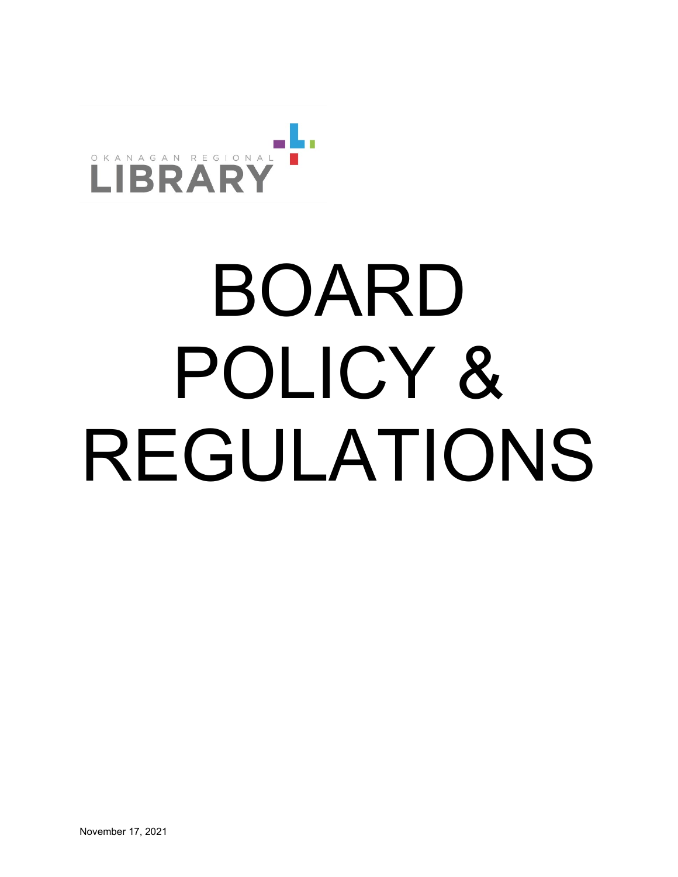OKANAGAN REGIONAL LIBRARY

# BOARD POLICY & REGULATIONS

November 17, 2021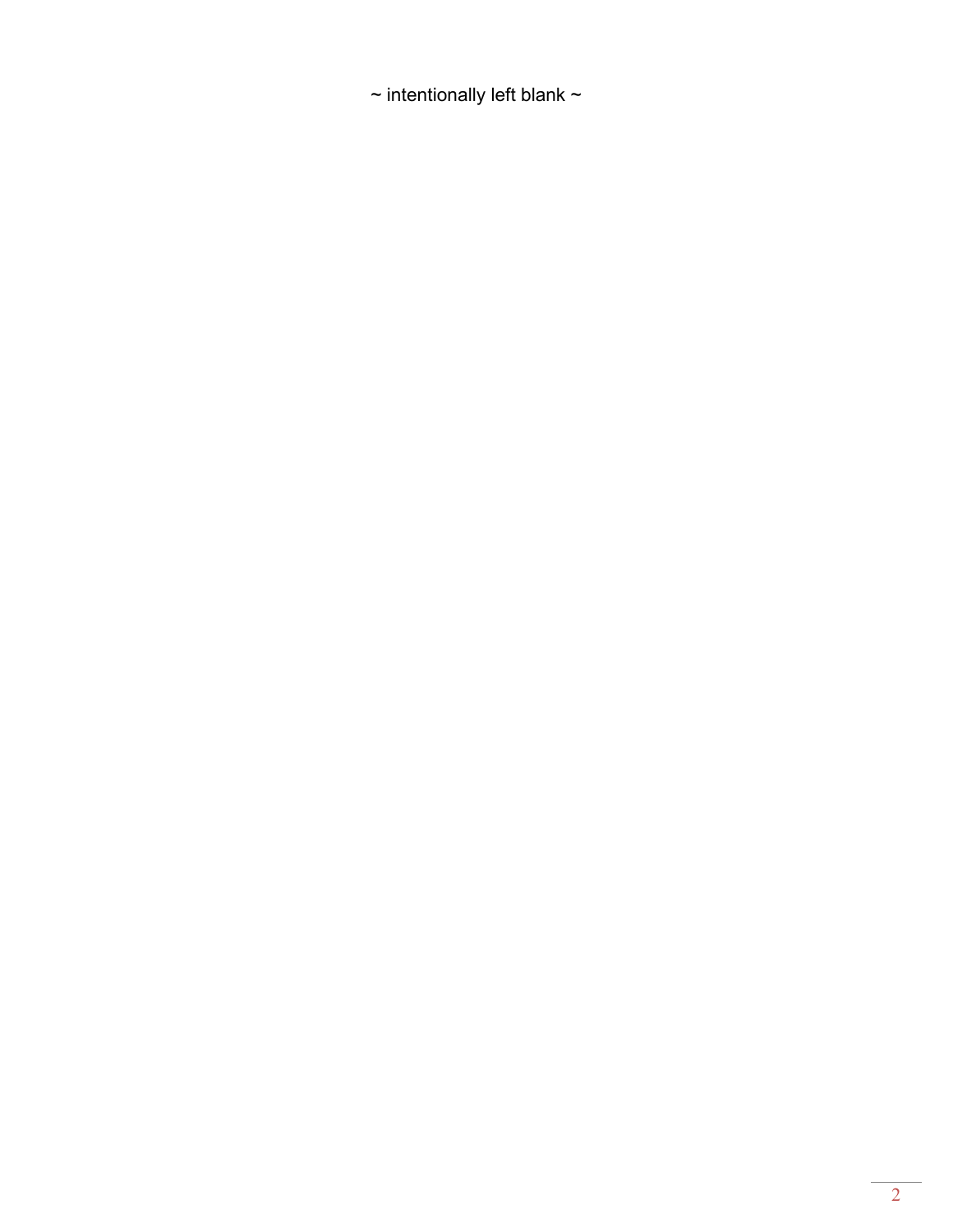~ intentionally left blank ~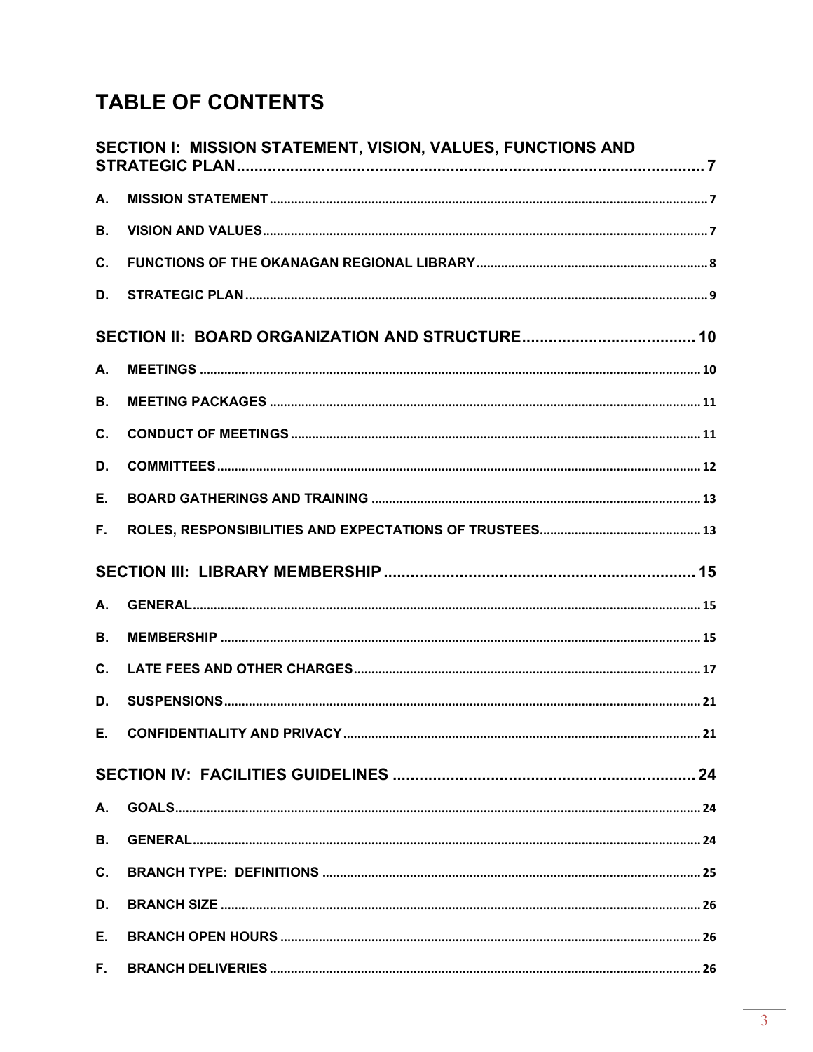# TABLE OF CONTENTS

**SECTION I: MISSION STATEMENT, VISION, VALUES, FUNCTIONS AND STRATEGIC PLAN** ........ 7

- **A. MISSION STATEMENT** ........ 7
- **B. VISION AND VALUES** ........ 7
- **C. FUNCTIONS OF THE OKANAGAN REGIONAL LIBRARY** ........ 8
- **D. STRATEGIC PLAN** ........ 9

**SECTION II: BOARD ORGANIZATION AND STRUCTURE** ........ 10

- **A. MEETINGS** ........ 10
- **B. MEETING PACKAGES** ........ 11
- **C. CONDUCT OF MEETINGS** ........ 11
- **D. COMMITTEES** ........ 12
- **E. BOARD GATHERINGS AND TRAINING** ........ 13
- **F. ROLES, RESPONSIBILITIES AND EXPECTATIONS OF TRUSTEES** ........ 13

**SECTION III: LIBRARY MEMBERSHIP** ........ 15

- **A. GENERAL** ........ 15
- **B. MEMBERSHIP** ........ 15
- **C. LATE FEES AND OTHER CHARGES** ........ 17
- **D. SUSPENSIONS** ........ 21
- **E. CONFIDENTIALITY AND PRIVACY** ........ 21

**SECTION IV: FACILITIES GUIDELINES** ........ 24

- **A. GOALS** ........ 24
- **B. GENERAL** ........ 24
- **C. BRANCH TYPE: DEFINITIONS** ........ 25
- **D. BRANCH SIZE** ........ 26
- **E. BRANCH OPEN HOURS** ........ 26
- **F. BRANCH DELIVERIES** ........ 26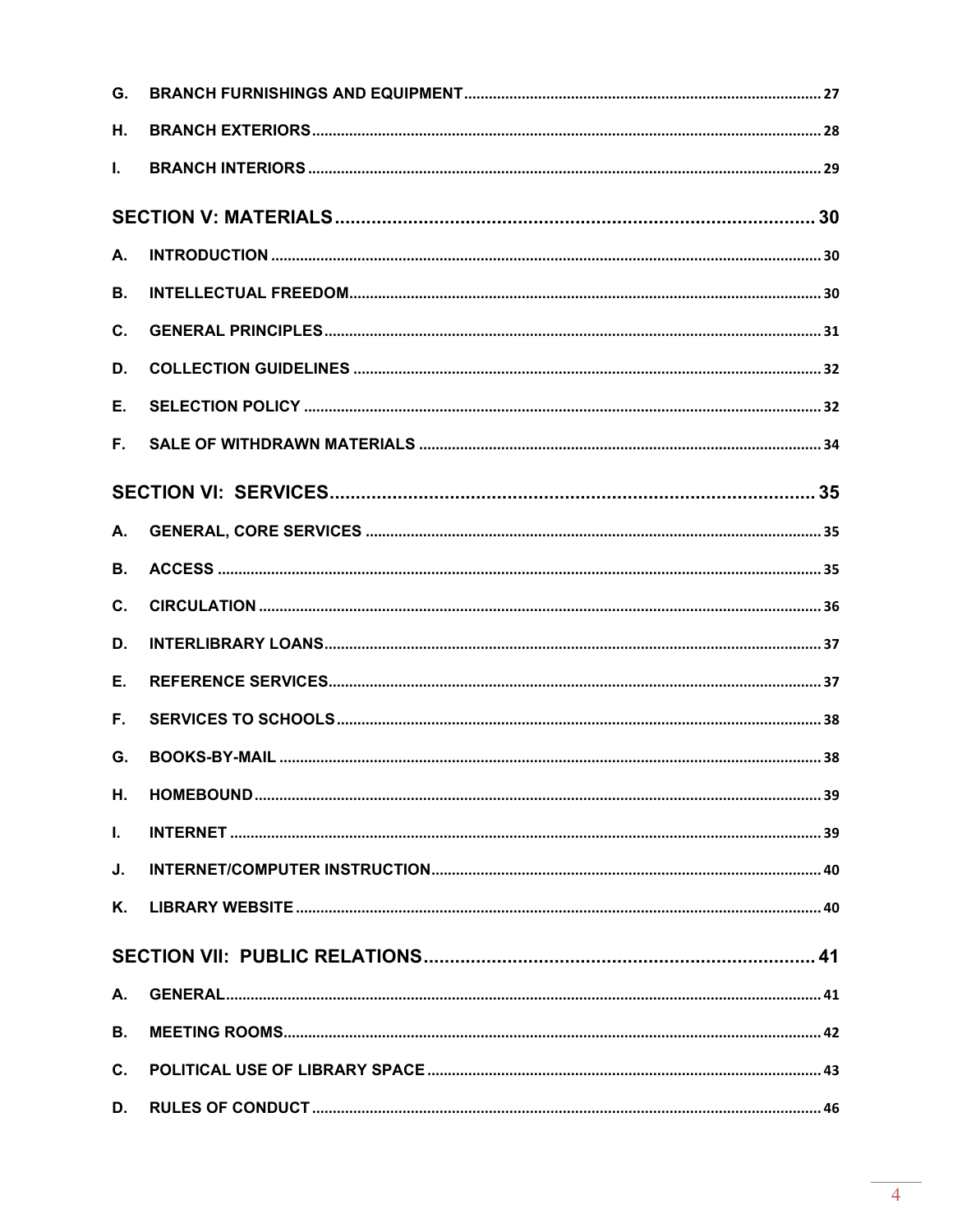G. BRANCH FURNISHINGS AND EQUIPMENT ........ 27

H. BRANCH EXTERIORS ........ 28

I. BRANCH INTERIORS ........ 29

**SECTION V: MATERIALS ........ 30**

A. INTRODUCTION ........ 30

B. INTELLECTUAL FREEDOM ........ 30

C. GENERAL PRINCIPLES ........ 31

D. COLLECTION GUIDELINES ........ 32

E. SELECTION POLICY ........ 32

F. SALE OF WITHDRAWN MATERIALS ........ 34

**SECTION VI: SERVICES ........ 35**

A. GENERAL, CORE SERVICES ........ 35

B. ACCESS ........ 35

C. CIRCULATION ........ 36

D. INTERLIBRARY LOANS ........ 37

E. REFERENCE SERVICES ........ 37

F. SERVICES TO SCHOOLS ........ 38

G. BOOKS-BY-MAIL ........ 38

H. HOMEBOUND ........ 39

I. INTERNET ........ 39

J. INTERNET/COMPUTER INSTRUCTION ........ 40

K. LIBRARY WEBSITE ........ 40

**SECTION VII: PUBLIC RELATIONS ........ 41**

A. GENERAL ........ 41

B. MEETING ROOMS ........ 42

C. POLITICAL USE OF LIBRARY SPACE ........ 43

D. RULES OF CONDUCT ........ 46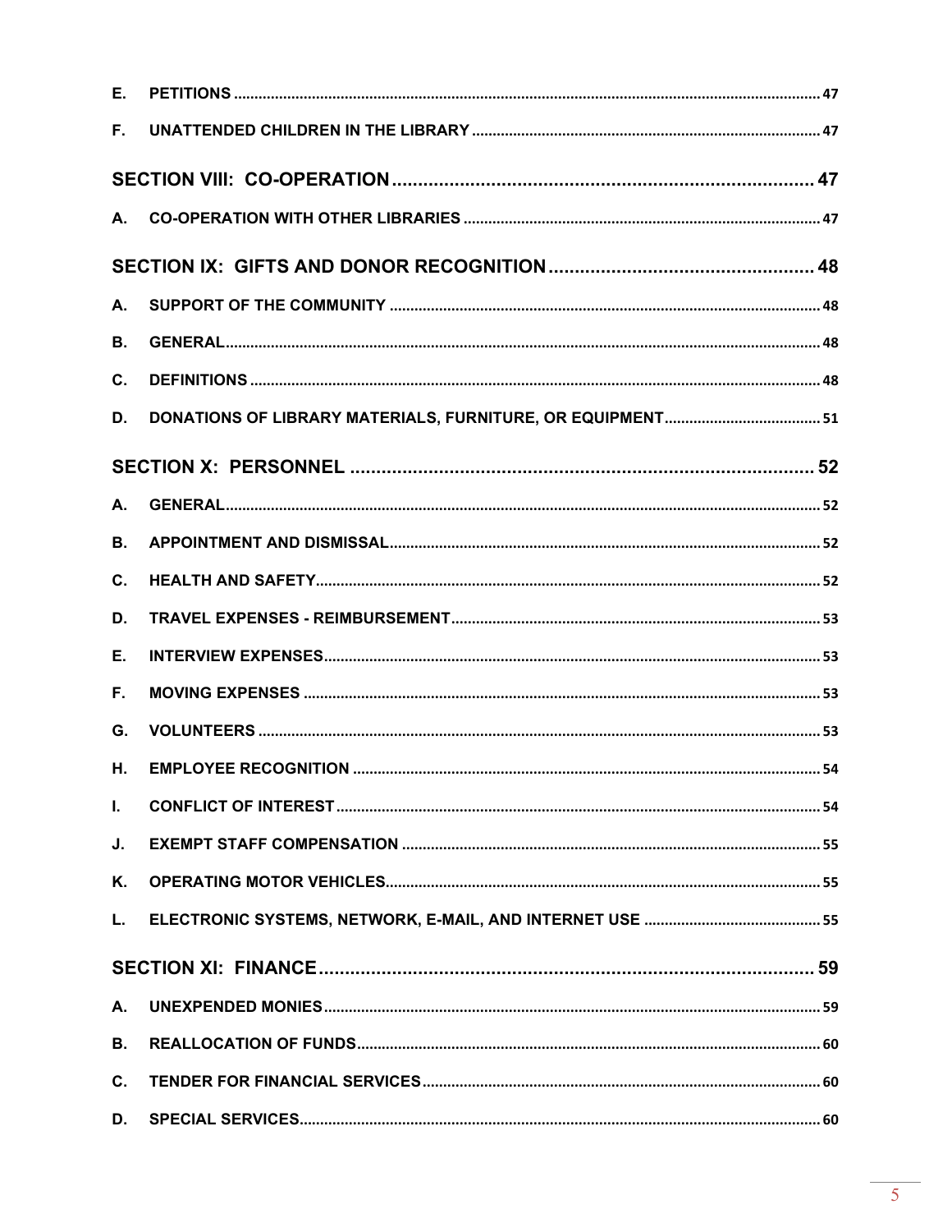E. PETITIONS ..... 47

F. UNATTENDED CHILDREN IN THE LIBRARY ..... 47

**SECTION VIII: CO-OPERATION ..... 47**

A. CO-OPERATION WITH OTHER LIBRARIES ..... 47

**SECTION IX: GIFTS AND DONOR RECOGNITION ..... 48**

A. SUPPORT OF THE COMMUNITY ..... 48

B. GENERAL ..... 48

C. DEFINITIONS ..... 48

D. DONATIONS OF LIBRARY MATERIALS, FURNITURE, OR EQUIPMENT ..... 51

**SECTION X: PERSONNEL ..... 52**

A. GENERAL ..... 52

B. APPOINTMENT AND DISMISSAL ..... 52

C. HEALTH AND SAFETY ..... 52

D. TRAVEL EXPENSES - REIMBURSEMENT ..... 53

E. INTERVIEW EXPENSES ..... 53

F. MOVING EXPENSES ..... 53

G. VOLUNTEERS ..... 53

H. EMPLOYEE RECOGNITION ..... 54

I. CONFLICT OF INTEREST ..... 54

J. EXEMPT STAFF COMPENSATION ..... 55

K. OPERATING MOTOR VEHICLES ..... 55

L. ELECTRONIC SYSTEMS, NETWORK, E-MAIL, AND INTERNET USE ..... 55

**SECTION XI: FINANCE ..... 59**

A. UNEXPENDED MONIES ..... 59

B. REALLOCATION OF FUNDS ..... 60

C. TENDER FOR FINANCIAL SERVICES ..... 60

D. SPECIAL SERVICES ..... 60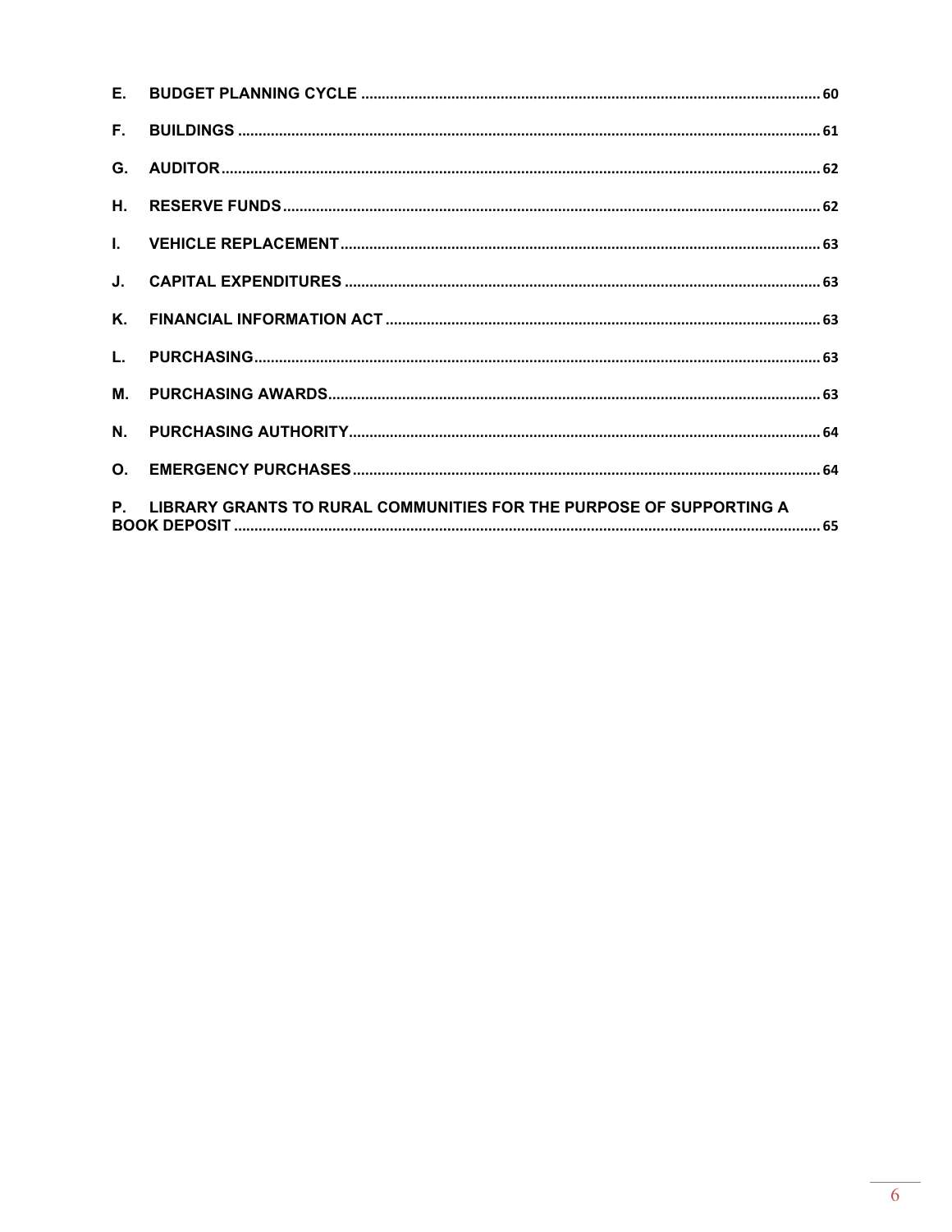E. **BUDGET PLANNING CYCLE** ........ 60

F. **BUILDINGS** ........ 61

G. **AUDITOR** ........ 62

H. **RESERVE FUNDS** ........ 62

I. **VEHICLE REPLACEMENT** ........ 63

J. **CAPITAL EXPENDITURES** ........ 63

K. **FINANCIAL INFORMATION ACT** ........ 63

L. **PURCHASING** ........ 63

M. **PURCHASING AWARDS** ........ 63

N. **PURCHASING AUTHORITY** ........ 64

O. **EMERGENCY PURCHASES** ........ 64

P. **LIBRARY GRANTS TO RURAL COMMUNITIES FOR THE PURPOSE OF SUPPORTING A BOOK DEPOSIT** ........ 65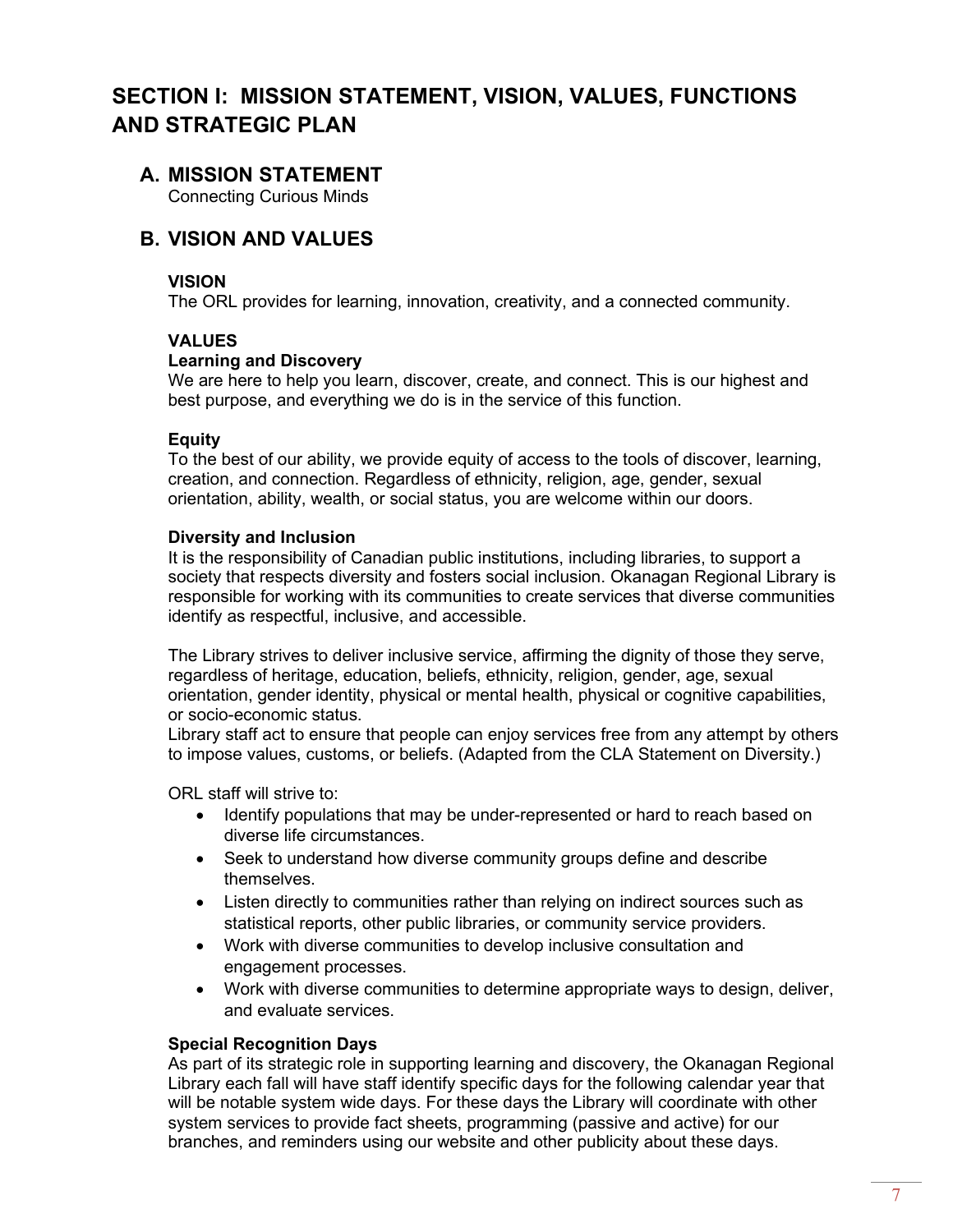# SECTION I: MISSION STATEMENT, VISION, VALUES, FUNCTIONS AND STRATEGIC PLAN

## A. MISSION STATEMENT

Connecting Curious Minds

## B. VISION AND VALUES

### VISION

The ORL provides for learning, innovation, creativity, and a connected community.

### VALUES

**Learning and Discovery**

We are here to help you learn, discover, create, and connect. This is our highest and best purpose, and everything we do is in the service of this function.

**Equity**

To the best of our ability, we provide equity of access to the tools of discover, learning, creation, and connection. Regardless of ethnicity, religion, age, gender, sexual orientation, ability, wealth, or social status, you are welcome within our doors.

**Diversity and Inclusion**

It is the responsibility of Canadian public institutions, including libraries, to support a society that respects diversity and fosters social inclusion. Okanagan Regional Library is responsible for working with its communities to create services that diverse communities identify as respectful, inclusive, and accessible.

The Library strives to deliver inclusive service, affirming the dignity of those they serve, regardless of heritage, education, beliefs, ethnicity, religion, gender, age, sexual orientation, gender identity, physical or mental health, physical or cognitive capabilities, or socio-economic status.
Library staff act to ensure that people can enjoy services free from any attempt by others to impose values, customs, or beliefs. (Adapted from the CLA Statement on Diversity.)

ORL staff will strive to:

- Identify populations that may be under-represented or hard to reach based on diverse life circumstances.
- Seek to understand how diverse community groups define and describe themselves.
- Listen directly to communities rather than relying on indirect sources such as statistical reports, other public libraries, or community service providers.
- Work with diverse communities to develop inclusive consultation and engagement processes.
- Work with diverse communities to determine appropriate ways to design, deliver, and evaluate services.

**Special Recognition Days**

As part of its strategic role in supporting learning and discovery, the Okanagan Regional Library each fall will have staff identify specific days for the following calendar year that will be notable system wide days. For these days the Library will coordinate with other system services to provide fact sheets, programming (passive and active) for our branches, and reminders using our website and other publicity about these days.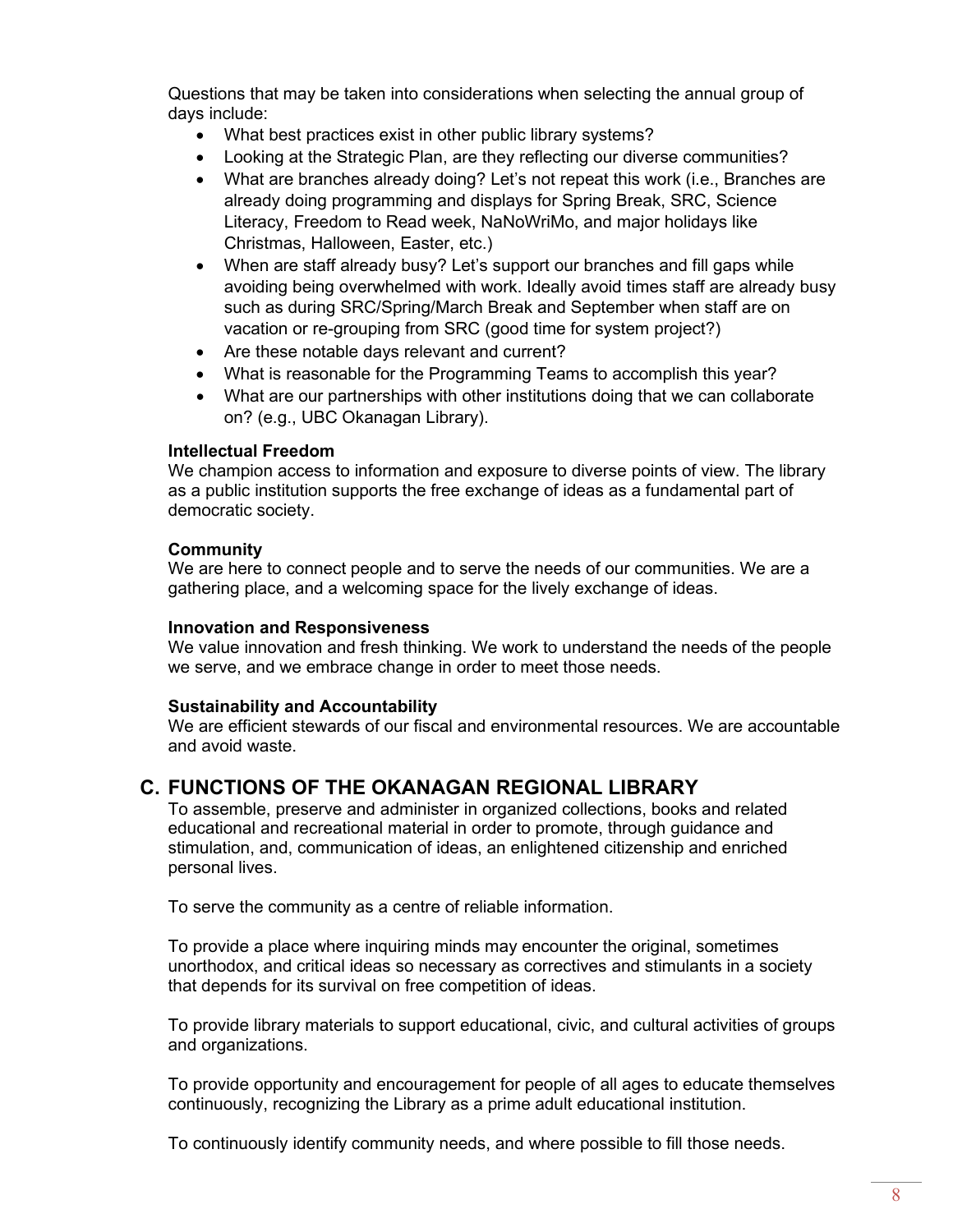Questions that may be taken into considerations when selecting the annual group of days include:

- What best practices exist in other public library systems?
- Looking at the Strategic Plan, are they reflecting our diverse communities?
- What are branches already doing? Let's not repeat this work (i.e., Branches are already doing programming and displays for Spring Break, SRC, Science Literacy, Freedom to Read week, NaNoWriMo, and major holidays like Christmas, Halloween, Easter, etc.)
- When are staff already busy? Let's support our branches and fill gaps while avoiding being overwhelmed with work. Ideally avoid times staff are already busy such as during SRC/Spring/March Break and September when staff are on vacation or re-grouping from SRC (good time for system project?)
- Are these notable days relevant and current?
- What is reasonable for the Programming Teams to accomplish this year?
- What are our partnerships with other institutions doing that we can collaborate on? (e.g., UBC Okanagan Library).

**Intellectual Freedom**
We champion access to information and exposure to diverse points of view. The library as a public institution supports the free exchange of ideas as a fundamental part of democratic society.

**Community**
We are here to connect people and to serve the needs of our communities. We are a gathering place, and a welcoming space for the lively exchange of ideas.

**Innovation and Responsiveness**
We value innovation and fresh thinking. We work to understand the needs of the people we serve, and we embrace change in order to meet those needs.

**Sustainability and Accountability**
We are efficient stewards of our fiscal and environmental resources. We are accountable and avoid waste.

## C. FUNCTIONS OF THE OKANAGAN REGIONAL LIBRARY

To assemble, preserve and administer in organized collections, books and related educational and recreational material in order to promote, through guidance and stimulation, and, communication of ideas, an enlightened citizenship and enriched personal lives.

To serve the community as a centre of reliable information.

To provide a place where inquiring minds may encounter the original, sometimes unorthodox, and critical ideas so necessary as correctives and stimulants in a society that depends for its survival on free competition of ideas.

To provide library materials to support educational, civic, and cultural activities of groups and organizations.

To provide opportunity and encouragement for people of all ages to educate themselves continuously, recognizing the Library as a prime adult educational institution.

To continuously identify community needs, and where possible to fill those needs.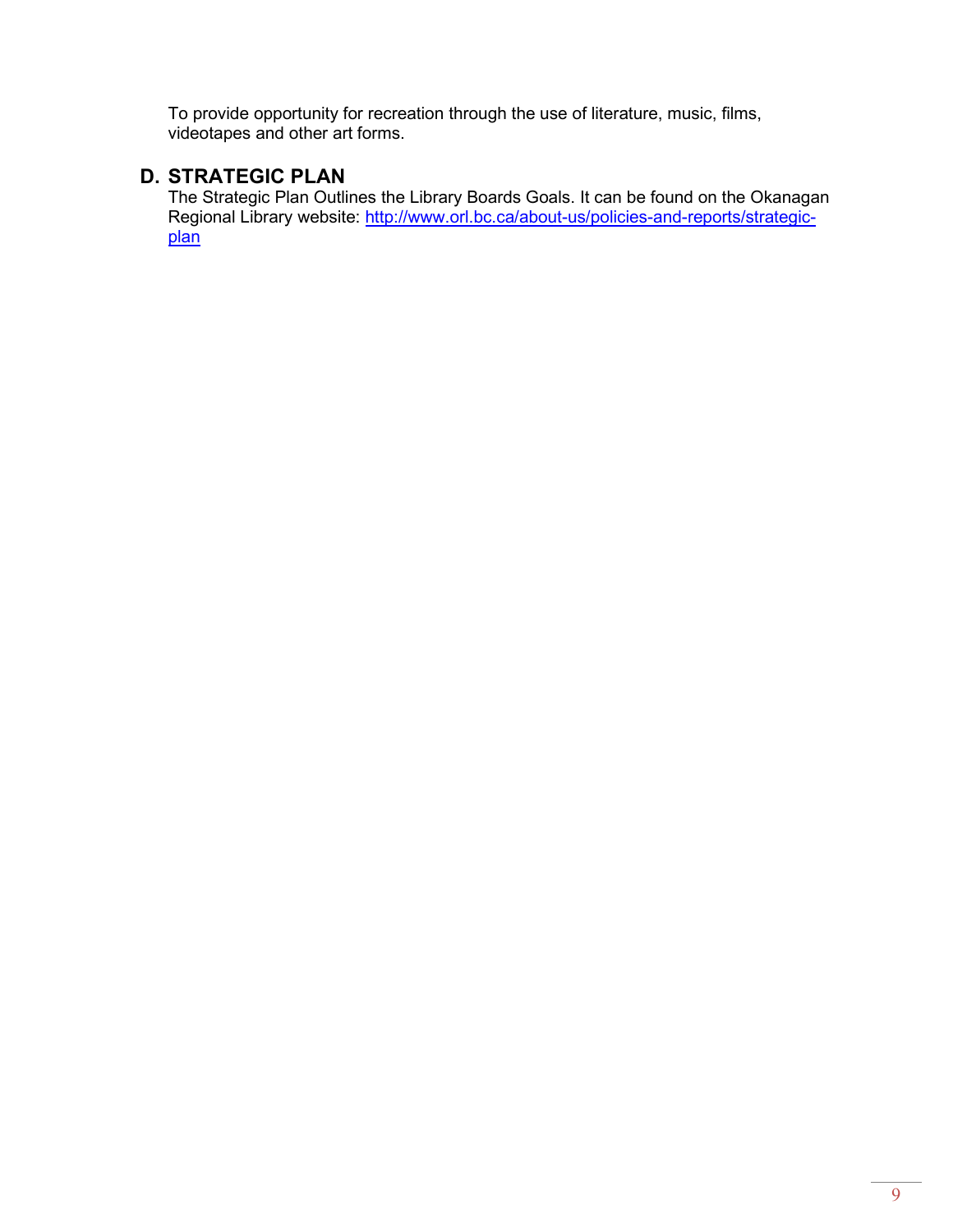To provide opportunity for recreation through the use of literature, music, films, videotapes and other art forms.

## D. STRATEGIC PLAN

The Strategic Plan Outlines the Library Boards Goals. It can be found on the Okanagan Regional Library website: http://www.orl.bc.ca/about-us/policies-and-reports/strategic-plan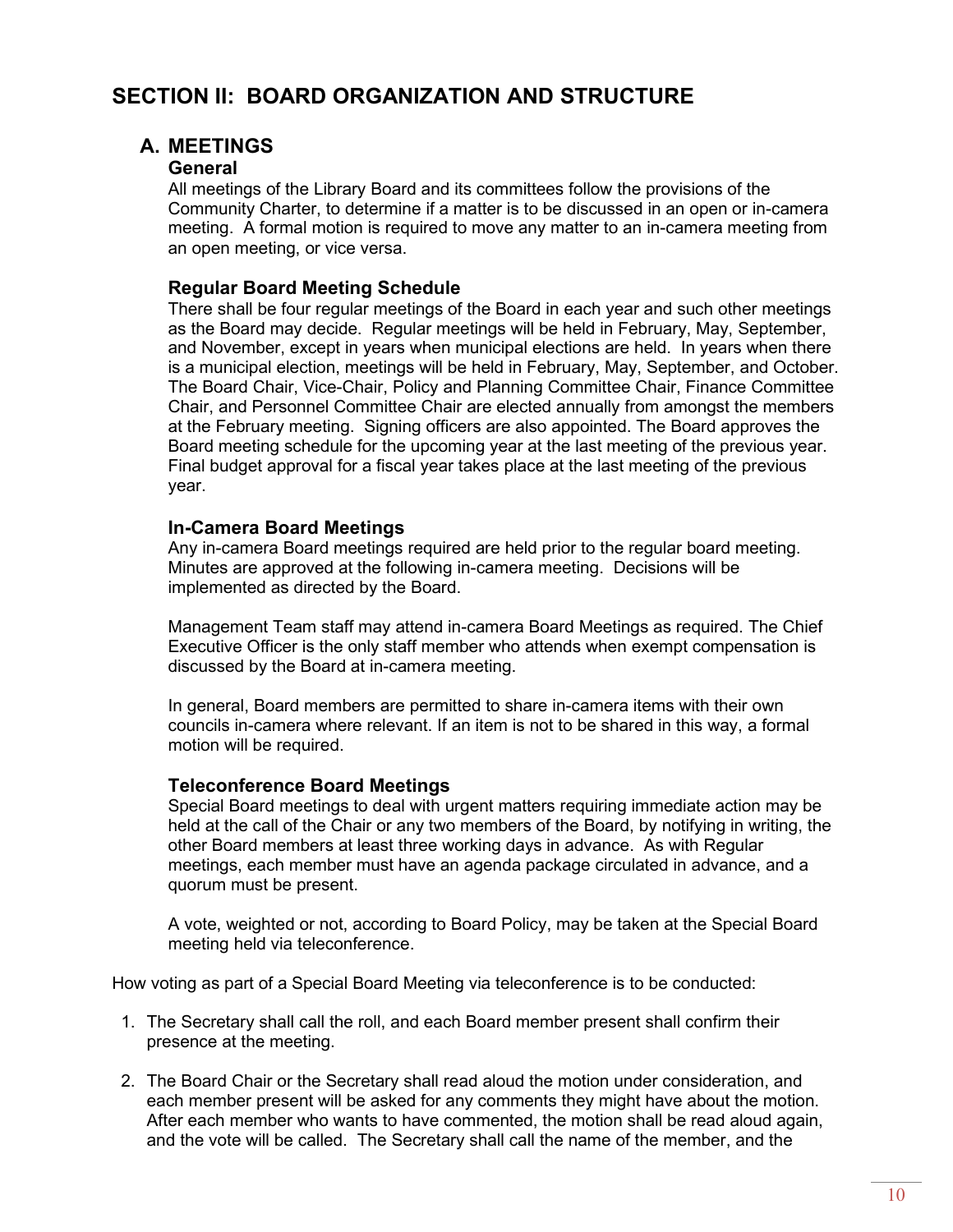# SECTION II: BOARD ORGANIZATION AND STRUCTURE

## A. MEETINGS

### General

All meetings of the Library Board and its committees follow the provisions of the Community Charter, to determine if a matter is to be discussed in an open or in-camera meeting. A formal motion is required to move any matter to an in-camera meeting from an open meeting, or vice versa.

### Regular Board Meeting Schedule

There shall be four regular meetings of the Board in each year and such other meetings as the Board may decide. Regular meetings will be held in February, May, September, and November, except in years when municipal elections are held. In years when there is a municipal election, meetings will be held in February, May, September, and October. The Board Chair, Vice-Chair, Policy and Planning Committee Chair, Finance Committee Chair, and Personnel Committee Chair are elected annually from amongst the members at the February meeting. Signing officers are also appointed. The Board approves the Board meeting schedule for the upcoming year at the last meeting of the previous year. Final budget approval for a fiscal year takes place at the last meeting of the previous year.

### In-Camera Board Meetings

Any in-camera Board meetings required are held prior to the regular board meeting. Minutes are approved at the following in-camera meeting. Decisions will be implemented as directed by the Board.

Management Team staff may attend in-camera Board Meetings as required. The Chief Executive Officer is the only staff member who attends when exempt compensation is discussed by the Board at in-camera meeting.

In general, Board members are permitted to share in-camera items with their own councils in-camera where relevant. If an item is not to be shared in this way, a formal motion will be required.

### Teleconference Board Meetings

Special Board meetings to deal with urgent matters requiring immediate action may be held at the call of the Chair or any two members of the Board, by notifying in writing, the other Board members at least three working days in advance. As with Regular meetings, each member must have an agenda package circulated in advance, and a quorum must be present.

A vote, weighted or not, according to Board Policy, may be taken at the Special Board meeting held via teleconference.

How voting as part of a Special Board Meeting via teleconference is to be conducted:

1. The Secretary shall call the roll, and each Board member present shall confirm their presence at the meeting.

2. The Board Chair or the Secretary shall read aloud the motion under consideration, and each member present will be asked for any comments they might have about the motion. After each member who wants to have commented, the motion shall be read aloud again, and the vote will be called. The Secretary shall call the name of the member, and the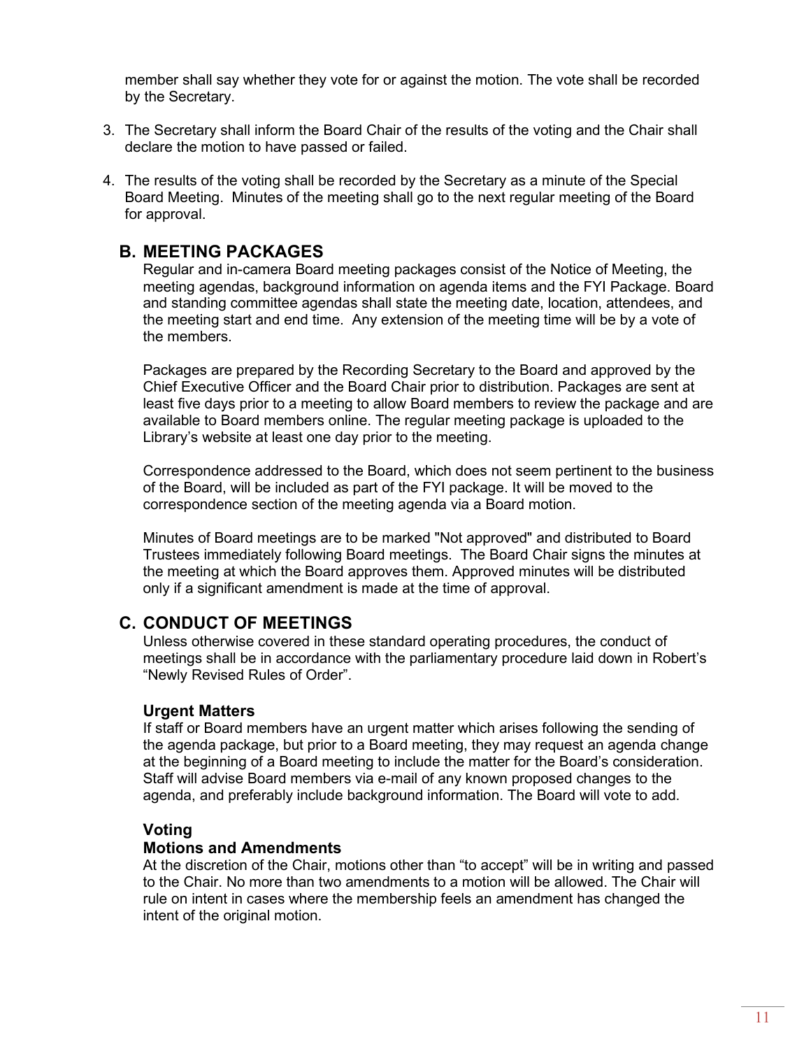member shall say whether they vote for or against the motion. The vote shall be recorded by the Secretary.

3. The Secretary shall inform the Board Chair of the results of the voting and the Chair shall declare the motion to have passed or failed.

4. The results of the voting shall be recorded by the Secretary as a minute of the Special Board Meeting. Minutes of the meeting shall go to the next regular meeting of the Board for approval.

## B. MEETING PACKAGES

Regular and in-camera Board meeting packages consist of the Notice of Meeting, the meeting agendas, background information on agenda items and the FYI Package. Board and standing committee agendas shall state the meeting date, location, attendees, and the meeting start and end time. Any extension of the meeting time will be by a vote of the members.

Packages are prepared by the Recording Secretary to the Board and approved by the Chief Executive Officer and the Board Chair prior to distribution. Packages are sent at least five days prior to a meeting to allow Board members to review the package and are available to Board members online. The regular meeting package is uploaded to the Library's website at least one day prior to the meeting.

Correspondence addressed to the Board, which does not seem pertinent to the business of the Board, will be included as part of the FYI package. It will be moved to the correspondence section of the meeting agenda via a Board motion.

Minutes of Board meetings are to be marked "Not approved" and distributed to Board Trustees immediately following Board meetings. The Board Chair signs the minutes at the meeting at which the Board approves them. Approved minutes will be distributed only if a significant amendment is made at the time of approval.

## C. CONDUCT OF MEETINGS

Unless otherwise covered in these standard operating procedures, the conduct of meetings shall be in accordance with the parliamentary procedure laid down in Robert's "Newly Revised Rules of Order".

### Urgent Matters

If staff or Board members have an urgent matter which arises following the sending of the agenda package, but prior to a Board meeting, they may request an agenda change at the beginning of a Board meeting to include the matter for the Board's consideration. Staff will advise Board members via e-mail of any known proposed changes to the agenda, and preferably include background information. The Board will vote to add.

### Voting

### Motions and Amendments

At the discretion of the Chair, motions other than "to accept" will be in writing and passed to the Chair. No more than two amendments to a motion will be allowed. The Chair will rule on intent in cases where the membership feels an amendment has changed the intent of the original motion.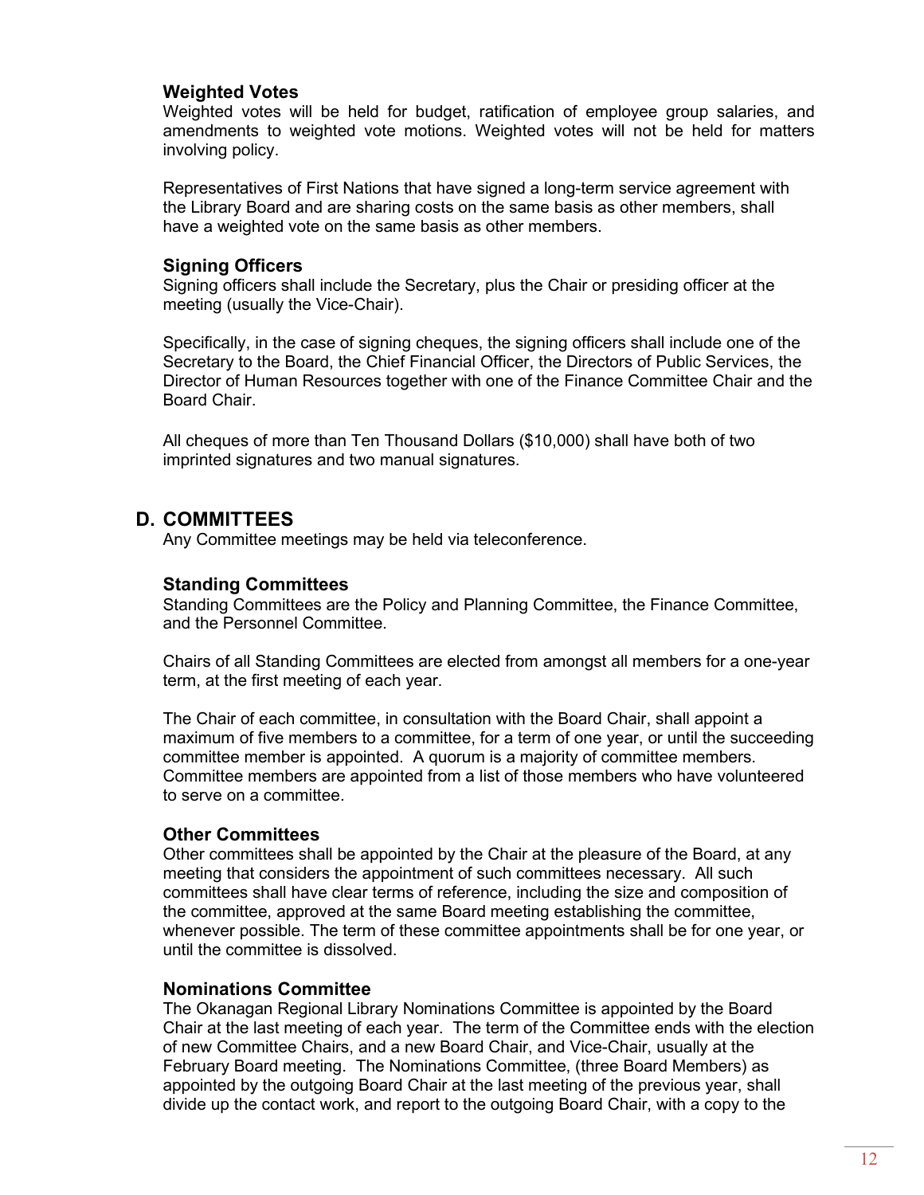### Weighted Votes

Weighted votes will be held for budget, ratification of employee group salaries, and amendments to weighted vote motions. Weighted votes will not be held for matters involving policy.

Representatives of First Nations that have signed a long-term service agreement with the Library Board and are sharing costs on the same basis as other members, shall have a weighted vote on the same basis as other members.

### Signing Officers

Signing officers shall include the Secretary, plus the Chair or presiding officer at the meeting (usually the Vice-Chair).

Specifically, in the case of signing cheques, the signing officers shall include one of the Secretary to the Board, the Chief Financial Officer, the Directors of Public Services, the Director of Human Resources together with one of the Finance Committee Chair and the Board Chair.

All cheques of more than Ten Thousand Dollars ($10,000) shall have both of two imprinted signatures and two manual signatures.

## D. COMMITTEES

Any Committee meetings may be held via teleconference.

### Standing Committees

Standing Committees are the Policy and Planning Committee, the Finance Committee, and the Personnel Committee.

Chairs of all Standing Committees are elected from amongst all members for a one-year term, at the first meeting of each year.

The Chair of each committee, in consultation with the Board Chair, shall appoint a maximum of five members to a committee, for a term of one year, or until the succeeding committee member is appointed. A quorum is a majority of committee members. Committee members are appointed from a list of those members who have volunteered to serve on a committee.

### Other Committees

Other committees shall be appointed by the Chair at the pleasure of the Board, at any meeting that considers the appointment of such committees necessary. All such committees shall have clear terms of reference, including the size and composition of the committee, approved at the same Board meeting establishing the committee, whenever possible. The term of these committee appointments shall be for one year, or until the committee is dissolved.

### Nominations Committee

The Okanagan Regional Library Nominations Committee is appointed by the Board Chair at the last meeting of each year. The term of the Committee ends with the election of new Committee Chairs, and a new Board Chair, and Vice-Chair, usually at the February Board meeting. The Nominations Committee, (three Board Members) as appointed by the outgoing Board Chair at the last meeting of the previous year, shall divide up the contact work, and report to the outgoing Board Chair, with a copy to the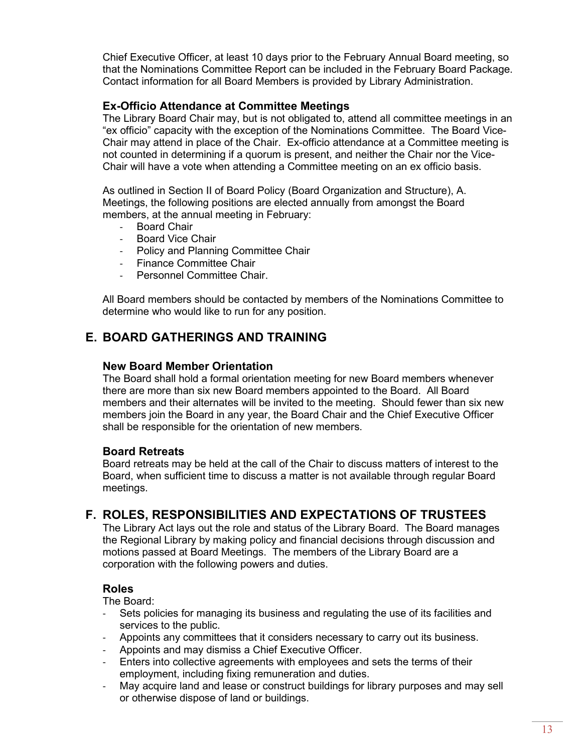Chief Executive Officer, at least 10 days prior to the February Annual Board meeting, so that the Nominations Committee Report can be included in the February Board Package. Contact information for all Board Members is provided by Library Administration.

### Ex-Officio Attendance at Committee Meetings

The Library Board Chair may, but is not obligated to, attend all committee meetings in an "ex officio" capacity with the exception of the Nominations Committee. The Board Vice-Chair may attend in place of the Chair. Ex-officio attendance at a Committee meeting is not counted in determining if a quorum is present, and neither the Chair nor the Vice-Chair will have a vote when attending a Committee meeting on an ex officio basis.

As outlined in Section II of Board Policy (Board Organization and Structure), A. Meetings, the following positions are elected annually from amongst the Board members, at the annual meeting in February:

- Board Chair
- Board Vice Chair
- Policy and Planning Committee Chair
- Finance Committee Chair
- Personnel Committee Chair.

All Board members should be contacted by members of the Nominations Committee to determine who would like to run for any position.

## E. BOARD GATHERINGS AND TRAINING

### New Board Member Orientation

The Board shall hold a formal orientation meeting for new Board members whenever there are more than six new Board members appointed to the Board. All Board members and their alternates will be invited to the meeting. Should fewer than six new members join the Board in any year, the Board Chair and the Chief Executive Officer shall be responsible for the orientation of new members.

### Board Retreats

Board retreats may be held at the call of the Chair to discuss matters of interest to the Board, when sufficient time to discuss a matter is not available through regular Board meetings.

## F. ROLES, RESPONSIBILITIES AND EXPECTATIONS OF TRUSTEES

The Library Act lays out the role and status of the Library Board. The Board manages the Regional Library by making policy and financial decisions through discussion and motions passed at Board Meetings. The members of the Library Board are a corporation with the following powers and duties.

### Roles

The Board:

- Sets policies for managing its business and regulating the use of its facilities and services to the public.
- Appoints any committees that it considers necessary to carry out its business.
- Appoints and may dismiss a Chief Executive Officer.
- Enters into collective agreements with employees and sets the terms of their employment, including fixing remuneration and duties.
- May acquire land and lease or construct buildings for library purposes and may sell or otherwise dispose of land or buildings.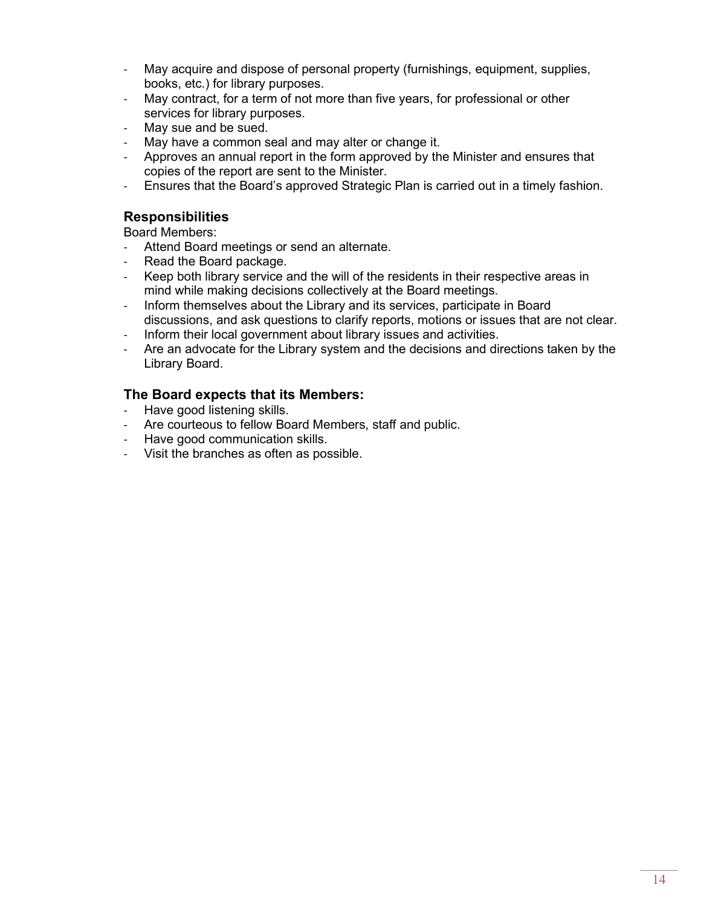- May acquire and dispose of personal property (furnishings, equipment, supplies, books, etc.) for library purposes.
- May contract, for a term of not more than five years, for professional or other services for library purposes.
- May sue and be sued.
- May have a common seal and may alter or change it.
- Approves an annual report in the form approved by the Minister and ensures that copies of the report are sent to the Minister.
- Ensures that the Board's approved Strategic Plan is carried out in a timely fashion.

### Responsibilities

Board Members:

- Attend Board meetings or send an alternate.
- Read the Board package.
- Keep both library service and the will of the residents in their respective areas in mind while making decisions collectively at the Board meetings.
- Inform themselves about the Library and its services, participate in Board discussions, and ask questions to clarify reports, motions or issues that are not clear.
- Inform their local government about library issues and activities.
- Are an advocate for the Library system and the decisions and directions taken by the Library Board.

### The Board expects that its Members:

- Have good listening skills.
- Are courteous to fellow Board Members, staff and public.
- Have good communication skills.
- Visit the branches as often as possible.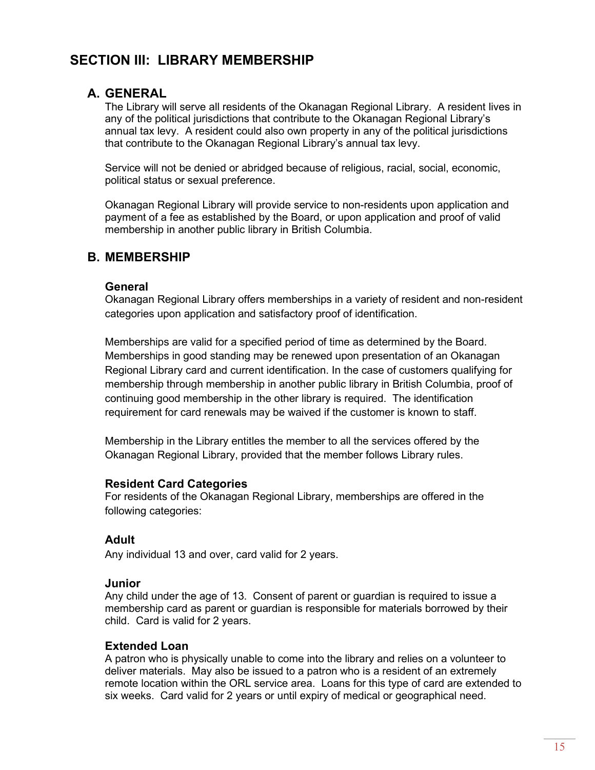# SECTION III: LIBRARY MEMBERSHIP

## A. GENERAL

The Library will serve all residents of the Okanagan Regional Library. A resident lives in any of the political jurisdictions that contribute to the Okanagan Regional Library's annual tax levy. A resident could also own property in any of the political jurisdictions that contribute to the Okanagan Regional Library's annual tax levy.

Service will not be denied or abridged because of religious, racial, social, economic, political status or sexual preference.

Okanagan Regional Library will provide service to non-residents upon application and payment of a fee as established by the Board, or upon application and proof of valid membership in another public library in British Columbia.

## B. MEMBERSHIP

### General

Okanagan Regional Library offers memberships in a variety of resident and non-resident categories upon application and satisfactory proof of identification.

Memberships are valid for a specified period of time as determined by the Board. Memberships in good standing may be renewed upon presentation of an Okanagan Regional Library card and current identification. In the case of customers qualifying for membership through membership in another public library in British Columbia, proof of continuing good membership in the other library is required. The identification requirement for card renewals may be waived if the customer is known to staff.

Membership in the Library entitles the member to all the services offered by the Okanagan Regional Library, provided that the member follows Library rules.

### Resident Card Categories

For residents of the Okanagan Regional Library, memberships are offered in the following categories:

### Adult

Any individual 13 and over, card valid for 2 years.

### Junior

Any child under the age of 13. Consent of parent or guardian is required to issue a membership card as parent or guardian is responsible for materials borrowed by their child. Card is valid for 2 years.

### Extended Loan

A patron who is physically unable to come into the library and relies on a volunteer to deliver materials. May also be issued to a patron who is a resident of an extremely remote location within the ORL service area. Loans for this type of card are extended to six weeks. Card valid for 2 years or until expiry of medical or geographical need.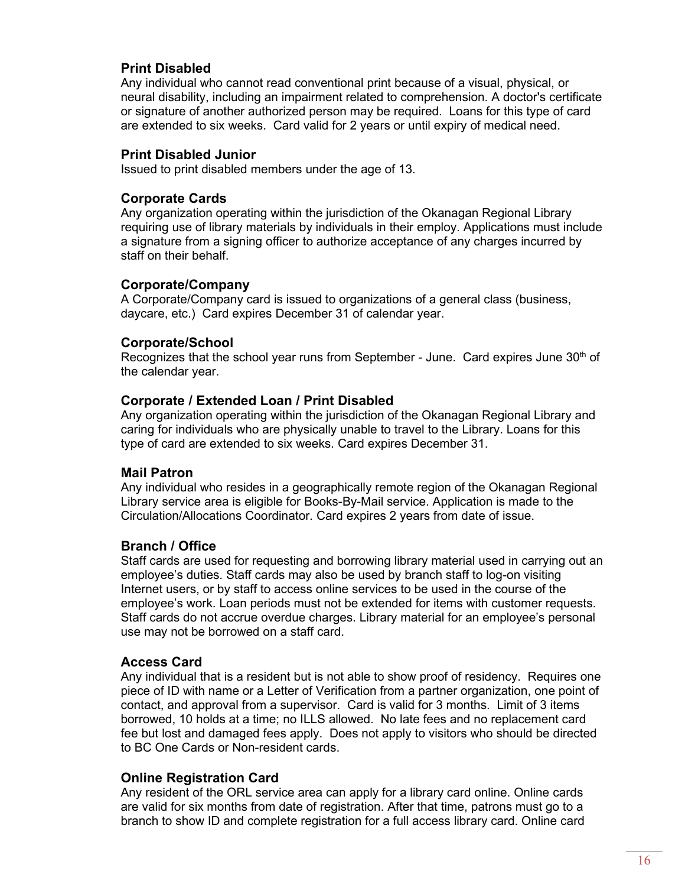### Print Disabled

Any individual who cannot read conventional print because of a visual, physical, or neural disability, including an impairment related to comprehension. A doctor's certificate or signature of another authorized person may be required. Loans for this type of card are extended to six weeks. Card valid for 2 years or until expiry of medical need.

### Print Disabled Junior

Issued to print disabled members under the age of 13.

### Corporate Cards

Any organization operating within the jurisdiction of the Okanagan Regional Library requiring use of library materials by individuals in their employ. Applications must include a signature from a signing officer to authorize acceptance of any charges incurred by staff on their behalf.

### Corporate/Company

A Corporate/Company card is issued to organizations of a general class (business, daycare, etc.) Card expires December 31 of calendar year.

### Corporate/School

Recognizes that the school year runs from September - June. Card expires June 30th of the calendar year.

### Corporate / Extended Loan / Print Disabled

Any organization operating within the jurisdiction of the Okanagan Regional Library and caring for individuals who are physically unable to travel to the Library. Loans for this type of card are extended to six weeks. Card expires December 31.

### Mail Patron

Any individual who resides in a geographically remote region of the Okanagan Regional Library service area is eligible for Books-By-Mail service. Application is made to the Circulation/Allocations Coordinator. Card expires 2 years from date of issue.

### Branch / Office

Staff cards are used for requesting and borrowing library material used in carrying out an employee's duties. Staff cards may also be used by branch staff to log-on visiting Internet users, or by staff to access online services to be used in the course of the employee's work. Loan periods must not be extended for items with customer requests. Staff cards do not accrue overdue charges. Library material for an employee's personal use may not be borrowed on a staff card.

### Access Card

Any individual that is a resident but is not able to show proof of residency. Requires one piece of ID with name or a Letter of Verification from a partner organization, one point of contact, and approval from a supervisor. Card is valid for 3 months. Limit of 3 items borrowed, 10 holds at a time; no ILLS allowed. No late fees and no replacement card fee but lost and damaged fees apply. Does not apply to visitors who should be directed to BC One Cards or Non-resident cards.

### Online Registration Card

Any resident of the ORL service area can apply for a library card online. Online cards are valid for six months from date of registration. After that time, patrons must go to a branch to show ID and complete registration for a full access library card. Online card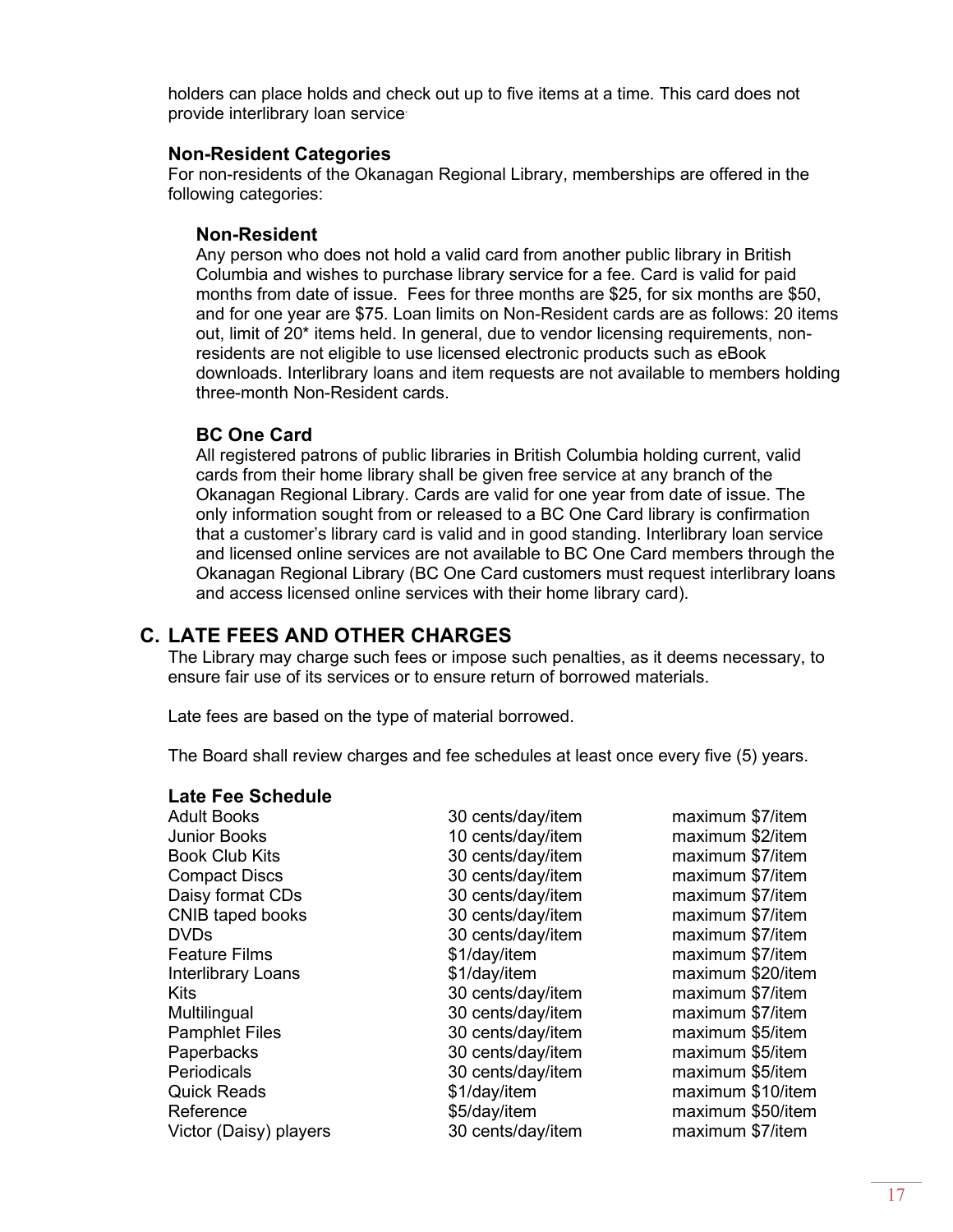holders can place holds and check out up to five items at a time. This card does not provide interlibrary loan service.

### Non-Resident Categories

For non-residents of the Okanagan Regional Library, memberships are offered in the following categories:

#### Non-Resident

Any person who does not hold a valid card from another public library in British Columbia and wishes to purchase library service for a fee. Card is valid for paid months from date of issue. Fees for three months are $25, for six months are $50, and for one year are $75. Loan limits on Non-Resident cards are as follows: 20 items out, limit of 20* items held. In general, due to vendor licensing requirements, non-residents are not eligible to use licensed electronic products such as eBook downloads. Interlibrary loans and item requests are not available to members holding three-month Non-Resident cards.

#### BC One Card

All registered patrons of public libraries in British Columbia holding current, valid cards from their home library shall be given free service at any branch of the Okanagan Regional Library. Cards are valid for one year from date of issue. The only information sought from or released to a BC One Card library is confirmation that a customer's library card is valid and in good standing. Interlibrary loan service and licensed online services are not available to BC One Card members through the Okanagan Regional Library (BC One Card customers must request interlibrary loans and access licensed online services with their home library card).

## C. LATE FEES AND OTHER CHARGES

The Library may charge such fees or impose such penalties, as it deems necessary, to ensure fair use of its services or to ensure return of borrowed materials.

Late fees are based on the type of material borrowed.

The Board shall review charges and fee schedules at least once every five (5) years.

### Late Fee Schedule

| | | |
|---|---|---|
| Adult Books | 30 cents/day/item | maximum $7/item |
| Junior Books | 10 cents/day/item | maximum $2/item |
| Book Club Kits | 30 cents/day/item | maximum $7/item |
| Compact Discs | 30 cents/day/item | maximum $7/item |
| Daisy format CDs | 30 cents/day/item | maximum $7/item |
| CNIB taped books | 30 cents/day/item | maximum $7/item |
| DVDs | 30 cents/day/item | maximum $7/item |
| Feature Films | $1/day/item | maximum $7/item |
| Interlibrary Loans | $1/day/item | maximum $20/item |
| Kits | 30 cents/day/item | maximum $7/item |
| Multilingual | 30 cents/day/item | maximum $7/item |
| Pamphlet Files | 30 cents/day/item | maximum $5/item |
| Paperbacks | 30 cents/day/item | maximum $5/item |
| Periodicals | 30 cents/day/item | maximum $5/item |
| Quick Reads | $1/day/item | maximum $10/item |
| Reference | $5/day/item | maximum $50/item |
| Victor (Daisy) players | 30 cents/day/item | maximum $7/item |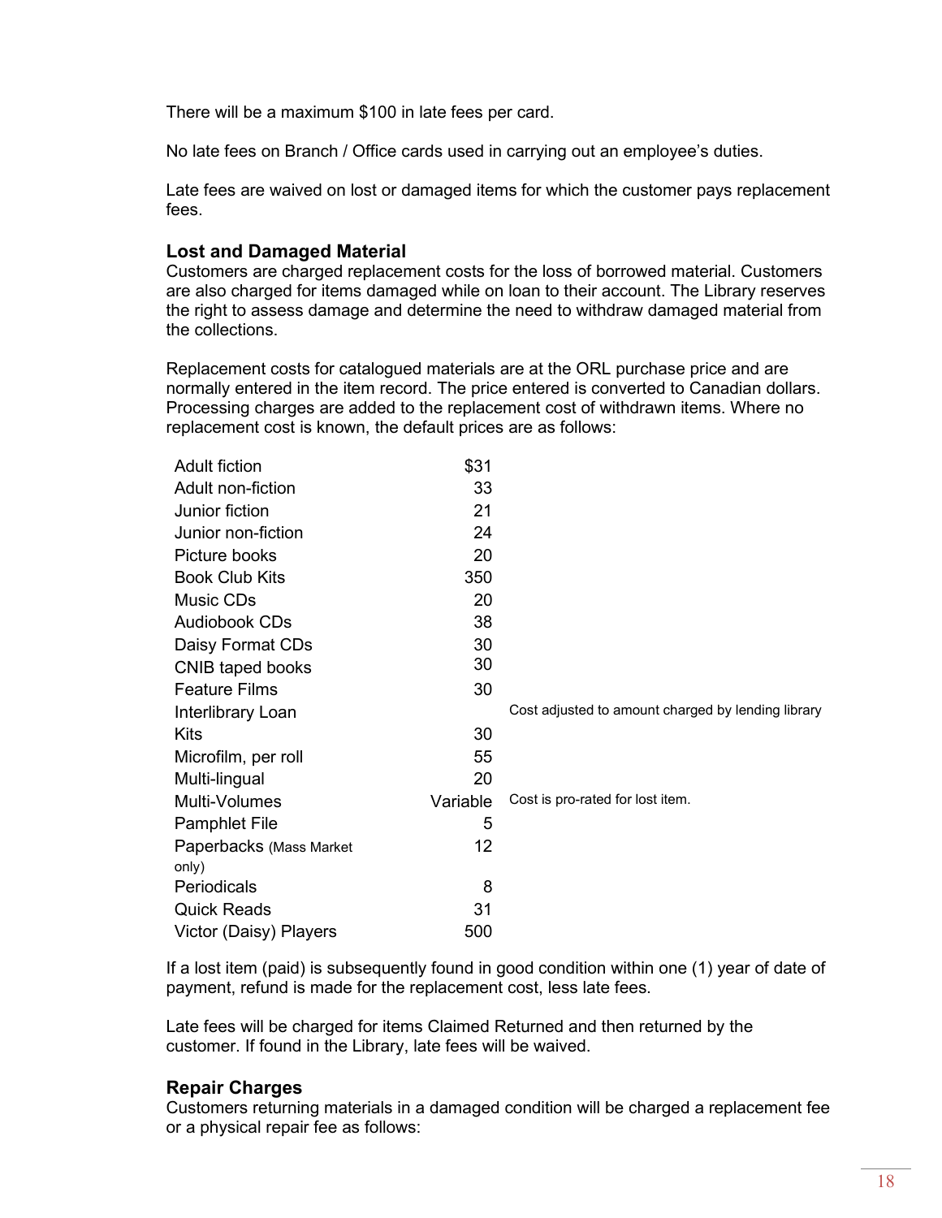There will be a maximum $100 in late fees per card.

No late fees on Branch / Office cards used in carrying out an employee's duties.

Late fees are waived on lost or damaged items for which the customer pays replacement fees.

### Lost and Damaged Material

Customers are charged replacement costs for the loss of borrowed material. Customers are also charged for items damaged while on loan to their account. The Library reserves the right to assess damage and determine the need to withdraw damaged material from the collections.

Replacement costs for catalogued materials are at the ORL purchase price and are normally entered in the item record. The price entered is converted to Canadian dollars. Processing charges are added to the replacement cost of withdrawn items. Where no replacement cost is known, the default prices are as follows:

| | | |
|---|---:|---|
| Adult fiction | $31 | |
| Adult non-fiction | 33 | |
| Junior fiction | 21 | |
| Junior non-fiction | 24 | |
| Picture books | 20 | |
| Book Club Kits | 350 | |
| Music CDs | 20 | |
| Audiobook CDs | 38 | |
| Daisy Format CDs | 30 | |
| CNIB taped books | 30 | |
| Feature Films | 30 | |
| Interlibrary Loan | | Cost adjusted to amount charged by lending library |
| Kits | 30 | |
| Microfilm, per roll | 55 | |
| Multi-lingual | 20 | |
| Multi-Volumes | Variable | Cost is pro-rated for lost item. |
| Pamphlet File | 5 | |
| Paperbacks (Mass Market only) | 12 | |
| Periodicals | 8 | |
| Quick Reads | 31 | |
| Victor (Daisy) Players | 500 | |

If a lost item (paid) is subsequently found in good condition within one (1) year of date of payment, refund is made for the replacement cost, less late fees.

Late fees will be charged for items Claimed Returned and then returned by the customer. If found in the Library, late fees will be waived.

### Repair Charges

Customers returning materials in a damaged condition will be charged a replacement fee or a physical repair fee as follows: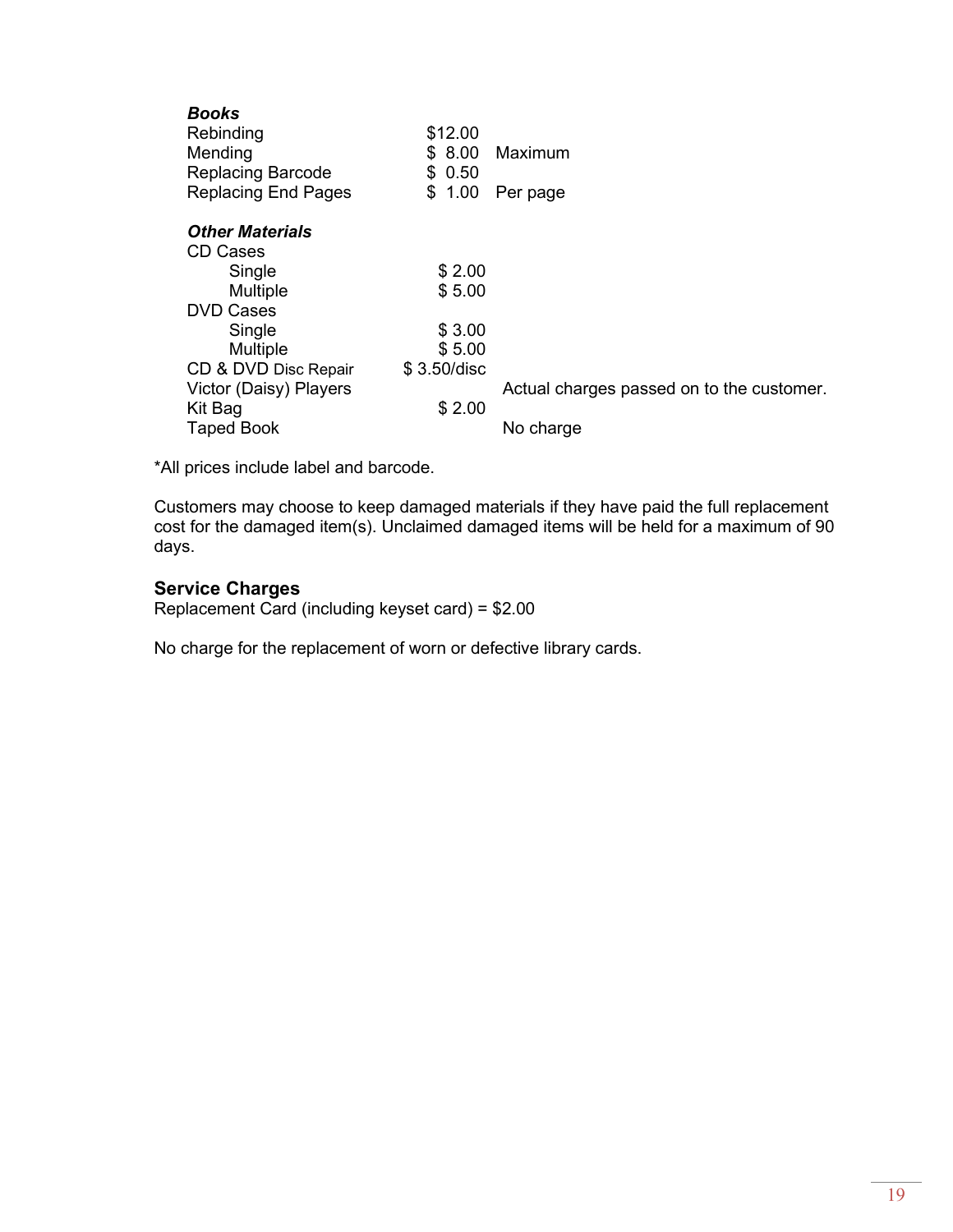***Books***

| | | |
|---|---|---|
| Rebinding | $12.00 | |
| Mending | $ 8.00 | Maximum |
| Replacing Barcode | $ 0.50 | |
| Replacing End Pages | $ 1.00 | Per page |

***Other Materials***

| | | |
|---|---|---|
| CD Cases | | |
| Single | $ 2.00 | |
| Multiple | $ 5.00 | |
| DVD Cases | | |
| Single | $ 3.00 | |
| Multiple | $ 5.00 | |
| CD & DVD Disc Repair | $ 3.50/disc | |
| Victor (Daisy) Players | | Actual charges passed on to the customer. |
| Kit Bag | $ 2.00 | |
| Taped Book | | No charge |

*All prices include label and barcode.

Customers may choose to keep damaged materials if they have paid the full replacement cost for the damaged item(s). Unclaimed damaged items will be held for a maximum of 90 days.

### Service Charges

Replacement Card (including keyset card) = $2.00

No charge for the replacement of worn or defective library cards.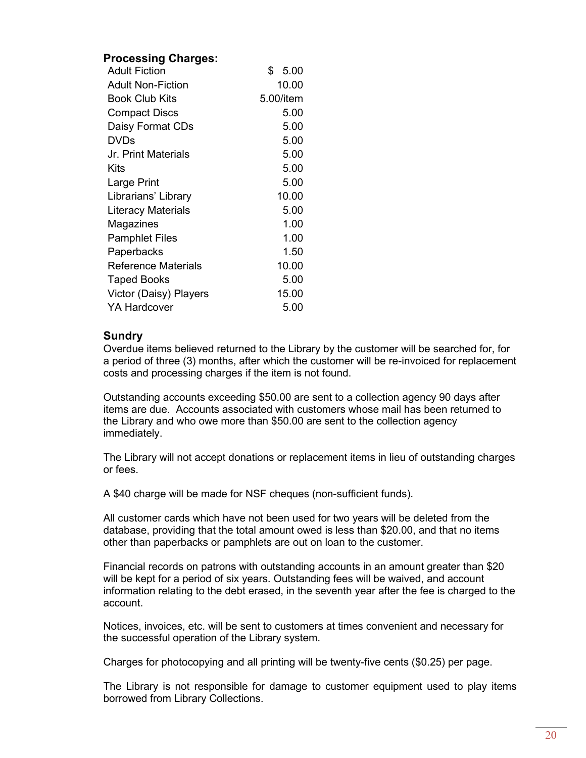**Processing Charges:**

| | |
|---|---|
| Adult Fiction | $ 5.00 |
| Adult Non-Fiction | 10.00 |
| Book Club Kits | 5.00/item |
| Compact Discs | 5.00 |
| Daisy Format CDs | 5.00 |
| DVDs | 5.00 |
| Jr. Print Materials | 5.00 |
| Kits | 5.00 |
| Large Print | 5.00 |
| Librarians' Library | 10.00 |
| Literacy Materials | 5.00 |
| Magazines | 1.00 |
| Pamphlet Files | 1.00 |
| Paperbacks | 1.50 |
| Reference Materials | 10.00 |
| Taped Books | 5.00 |
| Victor (Daisy) Players | 15.00 |
| YA Hardcover | 5.00 |

**Sundry**

Overdue items believed returned to the Library by the customer will be searched for, for a period of three (3) months, after which the customer will be re-invoiced for replacement costs and processing charges if the item is not found.

Outstanding accounts exceeding $50.00 are sent to a collection agency 90 days after items are due. Accounts associated with customers whose mail has been returned to the Library and who owe more than $50.00 are sent to the collection agency immediately.

The Library will not accept donations or replacement items in lieu of outstanding charges or fees.

A $40 charge will be made for NSF cheques (non-sufficient funds).

All customer cards which have not been used for two years will be deleted from the database, providing that the total amount owed is less than $20.00, and that no items other than paperbacks or pamphlets are out on loan to the customer.

Financial records on patrons with outstanding accounts in an amount greater than $20 will be kept for a period of six years. Outstanding fees will be waived, and account information relating to the debt erased, in the seventh year after the fee is charged to the account.

Notices, invoices, etc. will be sent to customers at times convenient and necessary for the successful operation of the Library system.

Charges for photocopying and all printing will be twenty-five cents ($0.25) per page.

The Library is not responsible for damage to customer equipment used to play items borrowed from Library Collections.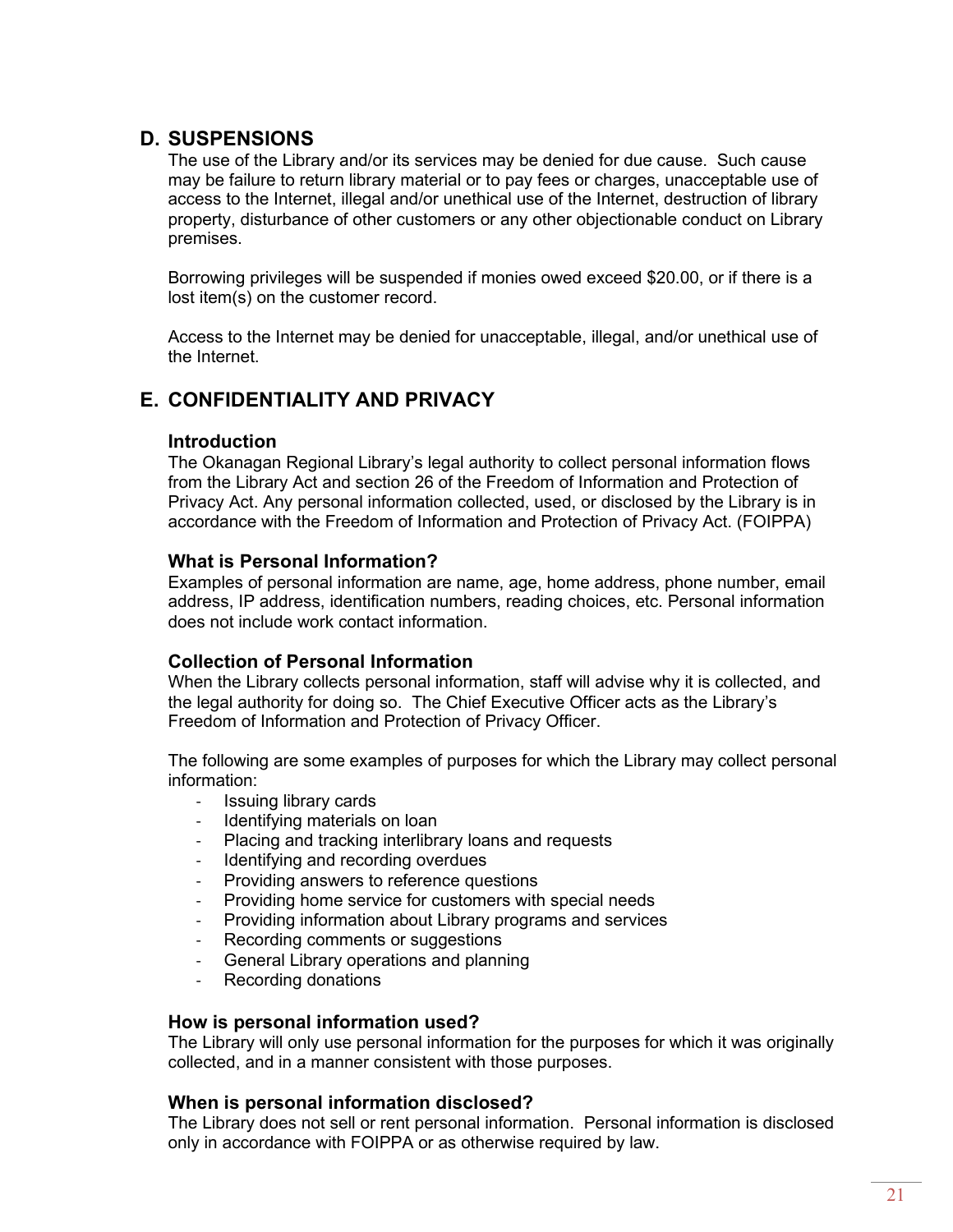## D. SUSPENSIONS

The use of the Library and/or its services may be denied for due cause. Such cause may be failure to return library material or to pay fees or charges, unacceptable use of access to the Internet, illegal and/or unethical use of the Internet, destruction of library property, disturbance of other customers or any other objectionable conduct on Library premises.

Borrowing privileges will be suspended if monies owed exceed $20.00, or if there is a lost item(s) on the customer record.

Access to the Internet may be denied for unacceptable, illegal, and/or unethical use of the Internet.

## E. CONFIDENTIALITY AND PRIVACY

### Introduction

The Okanagan Regional Library's legal authority to collect personal information flows from the Library Act and section 26 of the Freedom of Information and Protection of Privacy Act. Any personal information collected, used, or disclosed by the Library is in accordance with the Freedom of Information and Protection of Privacy Act. (FOIPPA)

### What is Personal Information?

Examples of personal information are name, age, home address, phone number, email address, IP address, identification numbers, reading choices, etc. Personal information does not include work contact information.

### Collection of Personal Information

When the Library collects personal information, staff will advise why it is collected, and the legal authority for doing so. The Chief Executive Officer acts as the Library's Freedom of Information and Protection of Privacy Officer.

The following are some examples of purposes for which the Library may collect personal information:

- Issuing library cards
- Identifying materials on loan
- Placing and tracking interlibrary loans and requests
- Identifying and recording overdues
- Providing answers to reference questions
- Providing home service for customers with special needs
- Providing information about Library programs and services
- Recording comments or suggestions
- General Library operations and planning
- Recording donations

### How is personal information used?

The Library will only use personal information for the purposes for which it was originally collected, and in a manner consistent with those purposes.

### When is personal information disclosed?

The Library does not sell or rent personal information. Personal information is disclosed only in accordance with FOIPPA or as otherwise required by law.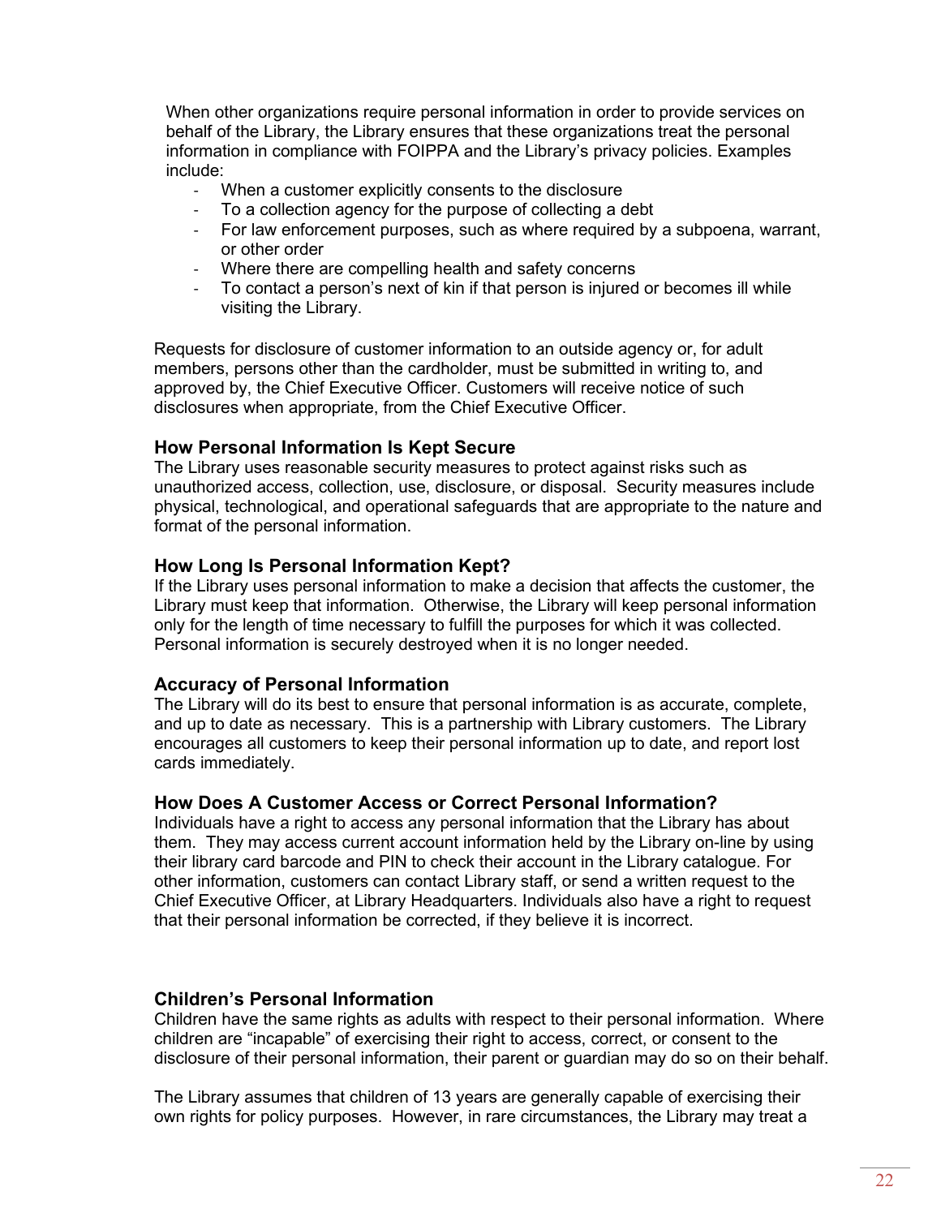When other organizations require personal information in order to provide services on behalf of the Library, the Library ensures that these organizations treat the personal information in compliance with FOIPPA and the Library's privacy policies. Examples include:

- When a customer explicitly consents to the disclosure
- To a collection agency for the purpose of collecting a debt
- For law enforcement purposes, such as where required by a subpoena, warrant, or other order
- Where there are compelling health and safety concerns
- To contact a person's next of kin if that person is injured or becomes ill while visiting the Library.

Requests for disclosure of customer information to an outside agency or, for adult members, persons other than the cardholder, must be submitted in writing to, and approved by, the Chief Executive Officer. Customers will receive notice of such disclosures when appropriate, from the Chief Executive Officer.

### How Personal Information Is Kept Secure

The Library uses reasonable security measures to protect against risks such as unauthorized access, collection, use, disclosure, or disposal. Security measures include physical, technological, and operational safeguards that are appropriate to the nature and format of the personal information.

### How Long Is Personal Information Kept?

If the Library uses personal information to make a decision that affects the customer, the Library must keep that information. Otherwise, the Library will keep personal information only for the length of time necessary to fulfill the purposes for which it was collected. Personal information is securely destroyed when it is no longer needed.

### Accuracy of Personal Information

The Library will do its best to ensure that personal information is as accurate, complete, and up to date as necessary. This is a partnership with Library customers. The Library encourages all customers to keep their personal information up to date, and report lost cards immediately.

### How Does A Customer Access or Correct Personal Information?

Individuals have a right to access any personal information that the Library has about them. They may access current account information held by the Library on-line by using their library card barcode and PIN to check their account in the Library catalogue. For other information, customers can contact Library staff, or send a written request to the Chief Executive Officer, at Library Headquarters. Individuals also have a right to request that their personal information be corrected, if they believe it is incorrect.

### Children's Personal Information

Children have the same rights as adults with respect to their personal information. Where children are "incapable" of exercising their right to access, correct, or consent to the disclosure of their personal information, their parent or guardian may do so on their behalf.

The Library assumes that children of 13 years are generally capable of exercising their own rights for policy purposes. However, in rare circumstances, the Library may treat a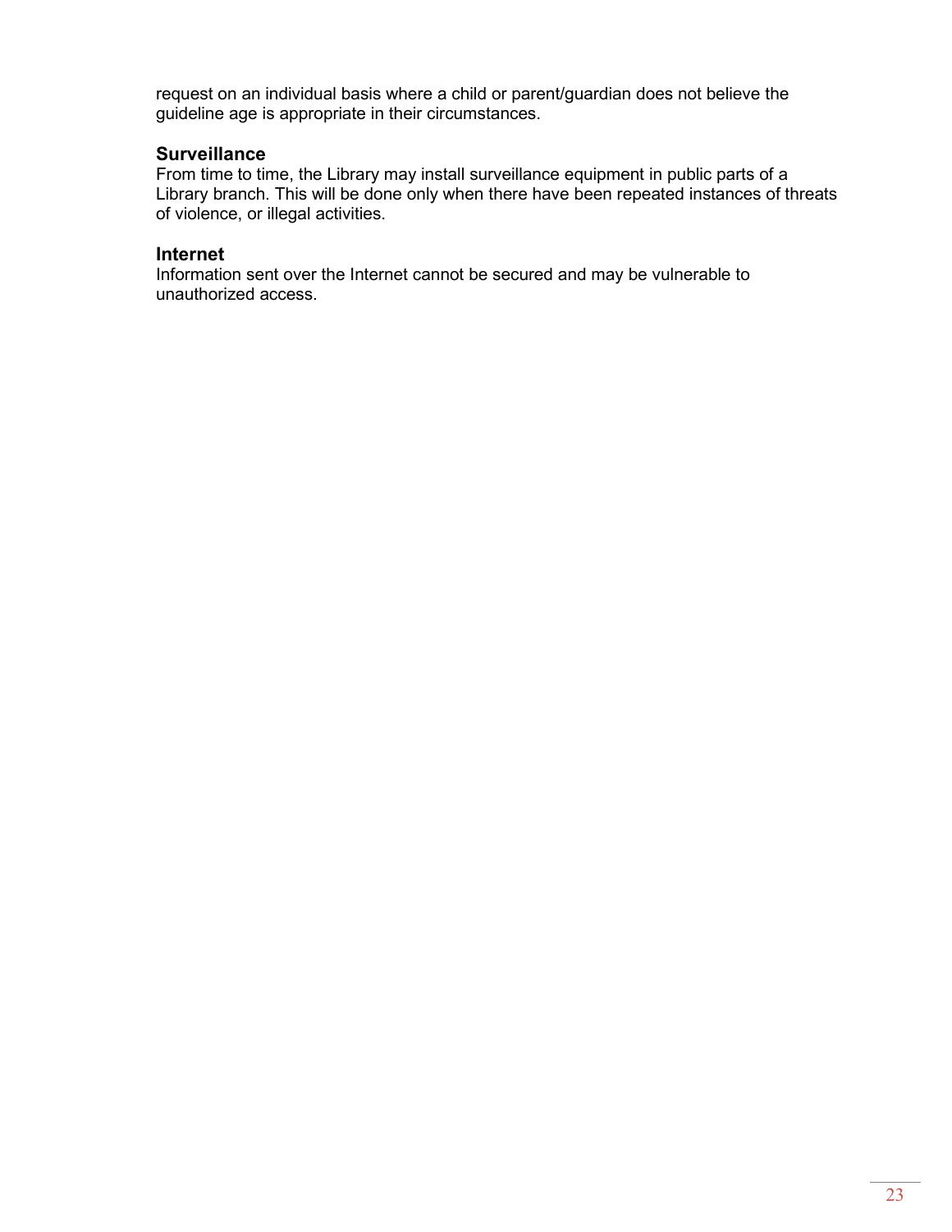request on an individual basis where a child or parent/guardian does not believe the guideline age is appropriate in their circumstances.

### Surveillance

From time to time, the Library may install surveillance equipment in public parts of a Library branch. This will be done only when there have been repeated instances of threats of violence, or illegal activities.

### Internet

Information sent over the Internet cannot be secured and may be vulnerable to unauthorized access.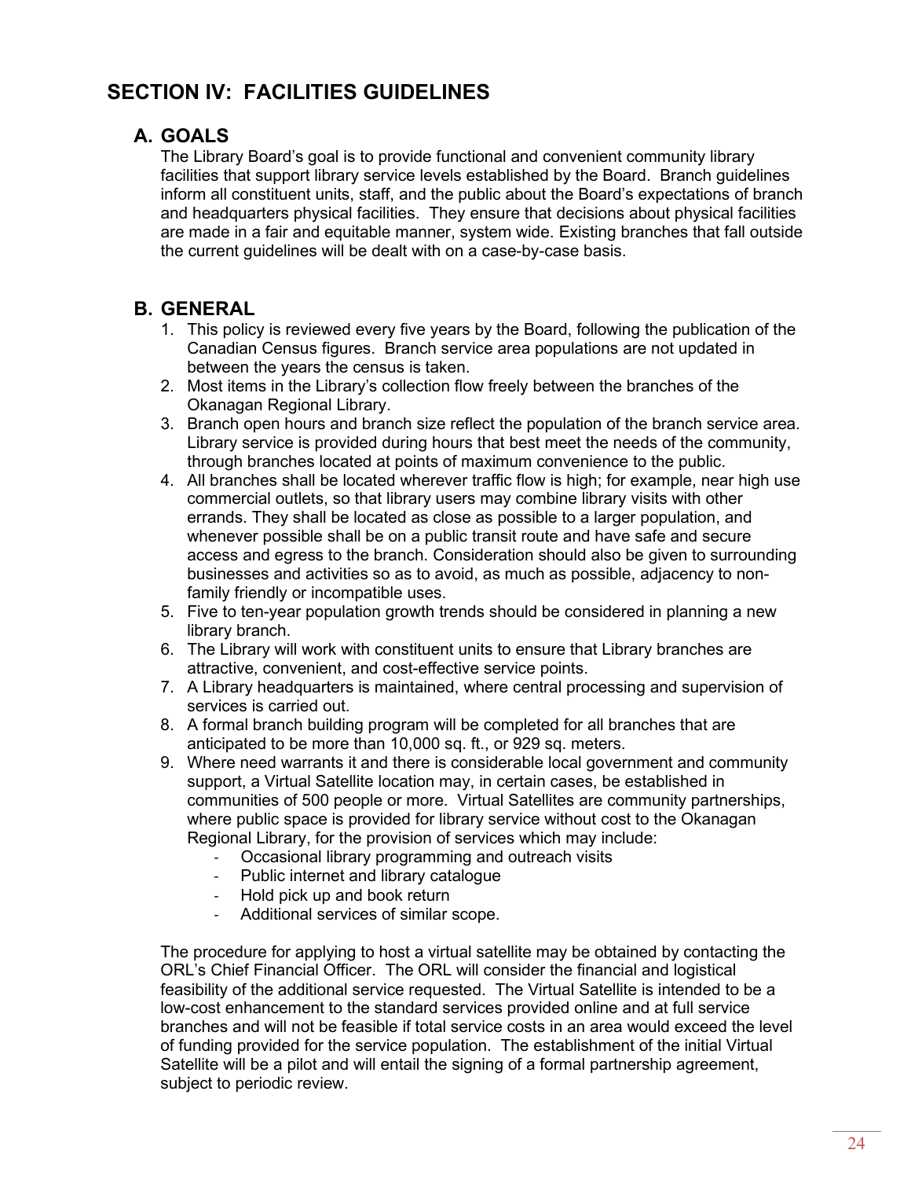# SECTION IV: FACILITIES GUIDELINES

## A. GOALS

The Library Board's goal is to provide functional and convenient community library facilities that support library service levels established by the Board. Branch guidelines inform all constituent units, staff, and the public about the Board's expectations of branch and headquarters physical facilities. They ensure that decisions about physical facilities are made in a fair and equitable manner, system wide. Existing branches that fall outside the current guidelines will be dealt with on a case-by-case basis.

## B. GENERAL

1. This policy is reviewed every five years by the Board, following the publication of the Canadian Census figures. Branch service area populations are not updated in between the years the census is taken.
2. Most items in the Library's collection flow freely between the branches of the Okanagan Regional Library.
3. Branch open hours and branch size reflect the population of the branch service area. Library service is provided during hours that best meet the needs of the community, through branches located at points of maximum convenience to the public.
4. All branches shall be located wherever traffic flow is high; for example, near high use commercial outlets, so that library users may combine library visits with other errands. They shall be located as close as possible to a larger population, and whenever possible shall be on a public transit route and have safe and secure access and egress to the branch. Consideration should also be given to surrounding businesses and activities so as to avoid, as much as possible, adjacency to non-family friendly or incompatible uses.
5. Five to ten-year population growth trends should be considered in planning a new library branch.
6. The Library will work with constituent units to ensure that Library branches are attractive, convenient, and cost-effective service points.
7. A Library headquarters is maintained, where central processing and supervision of services is carried out.
8. A formal branch building program will be completed for all branches that are anticipated to be more than 10,000 sq. ft., or 929 sq. meters.
9. Where need warrants it and there is considerable local government and community support, a Virtual Satellite location may, in certain cases, be established in communities of 500 people or more. Virtual Satellites are community partnerships, where public space is provided for library service without cost to the Okanagan Regional Library, for the provision of services which may include:
   - Occasional library programming and outreach visits
   - Public internet and library catalogue
   - Hold pick up and book return
   - Additional services of similar scope.

   The procedure for applying to host a virtual satellite may be obtained by contacting the ORL's Chief Financial Officer. The ORL will consider the financial and logistical feasibility of the additional service requested. The Virtual Satellite is intended to be a low-cost enhancement to the standard services provided online and at full service branches and will not be feasible if total service costs in an area would exceed the level of funding provided for the service population. The establishment of the initial Virtual Satellite will be a pilot and will entail the signing of a formal partnership agreement, subject to periodic review.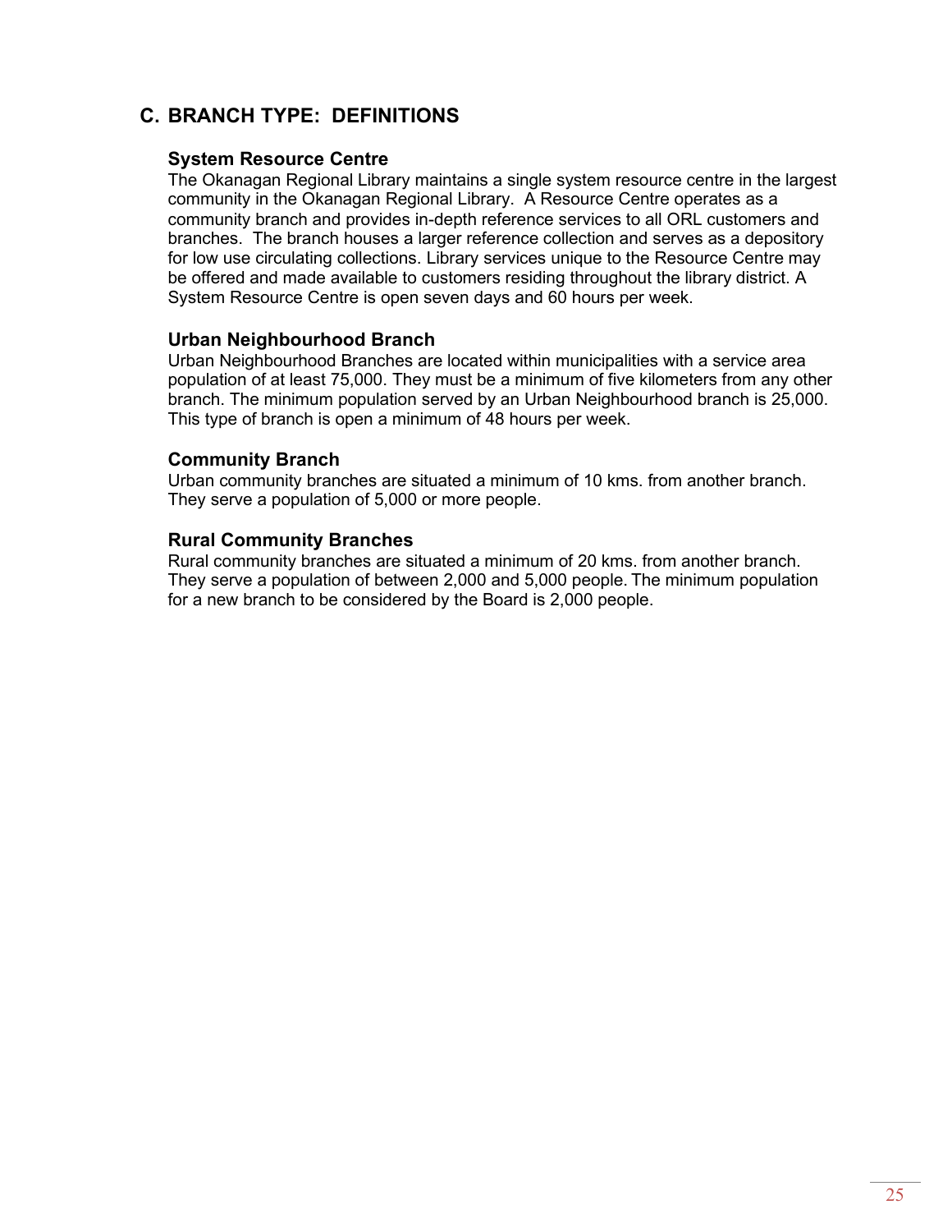## C. BRANCH TYPE: DEFINITIONS

### System Resource Centre

The Okanagan Regional Library maintains a single system resource centre in the largest community in the Okanagan Regional Library. A Resource Centre operates as a community branch and provides in-depth reference services to all ORL customers and branches. The branch houses a larger reference collection and serves as a depository for low use circulating collections. Library services unique to the Resource Centre may be offered and made available to customers residing throughout the library district. A System Resource Centre is open seven days and 60 hours per week.

### Urban Neighbourhood Branch

Urban Neighbourhood Branches are located within municipalities with a service area population of at least 75,000. They must be a minimum of five kilometers from any other branch. The minimum population served by an Urban Neighbourhood branch is 25,000. This type of branch is open a minimum of 48 hours per week.

### Community Branch

Urban community branches are situated a minimum of 10 kms. from another branch. They serve a population of 5,000 or more people.

### Rural Community Branches

Rural community branches are situated a minimum of 20 kms. from another branch. They serve a population of between 2,000 and 5,000 people. The minimum population for a new branch to be considered by the Board is 2,000 people.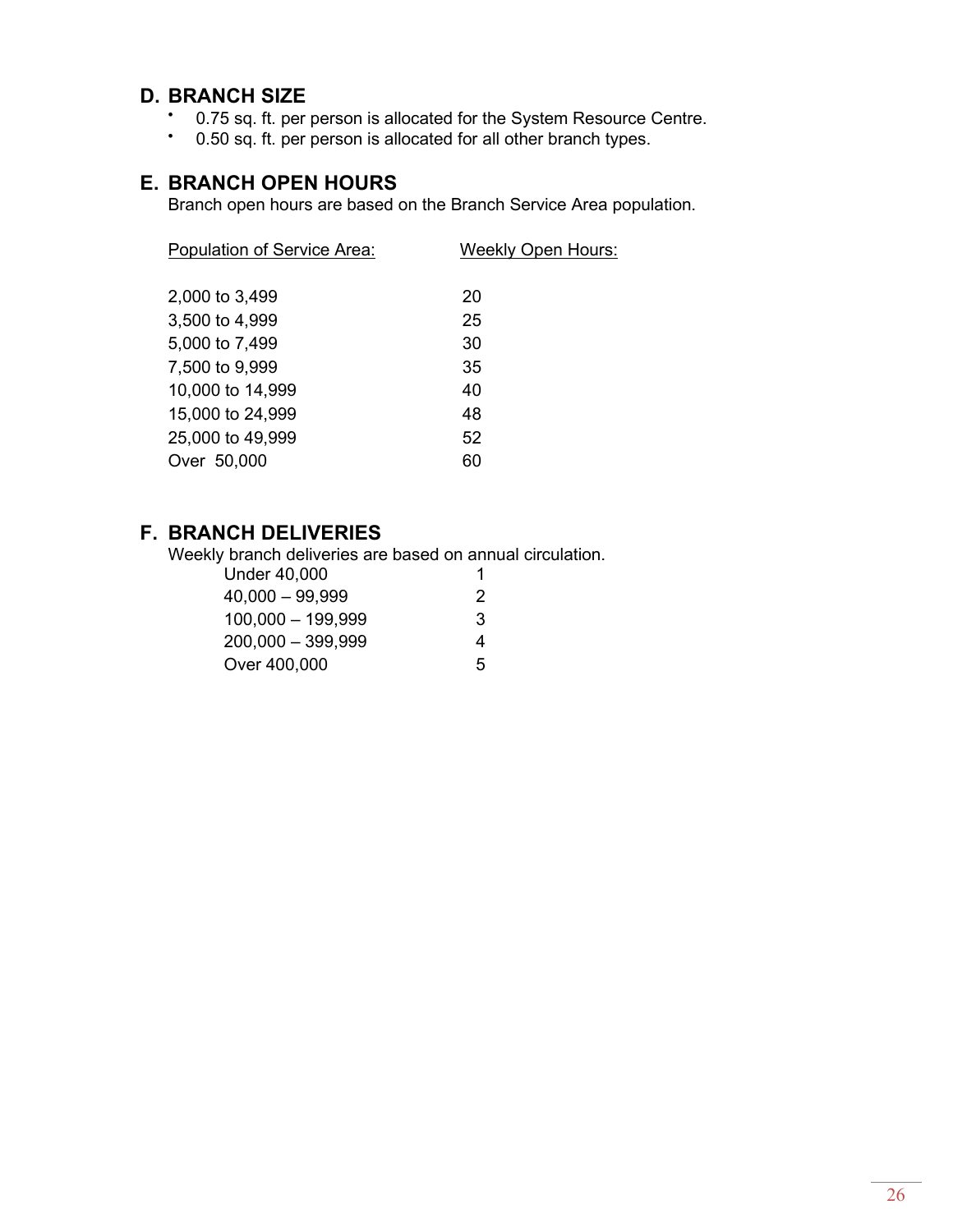## D. BRANCH SIZE

- 0.75 sq. ft. per person is allocated for the System Resource Centre.
- 0.50 sq. ft. per person is allocated for all other branch types.

## E. BRANCH OPEN HOURS

Branch open hours are based on the Branch Service Area population.

| Population of Service Area: | Weekly Open Hours: |
|---|---|
| 2,000 to 3,499 | 20 |
| 3,500 to 4,999 | 25 |
| 5,000 to 7,499 | 30 |
| 7,500 to 9,999 | 35 |
| 10,000 to 14,999 | 40 |
| 15,000 to 24,999 | 48 |
| 25,000 to 49,999 | 52 |
| Over 50,000 | 60 |

## F. BRANCH DELIVERIES

Weekly branch deliveries are based on annual circulation.

| | |
|---|---|
| Under 40,000 | 1 |
| 40,000 – 99,999 | 2 |
| 100,000 – 199,999 | 3 |
| 200,000 – 399,999 | 4 |
| Over 400,000 | 5 |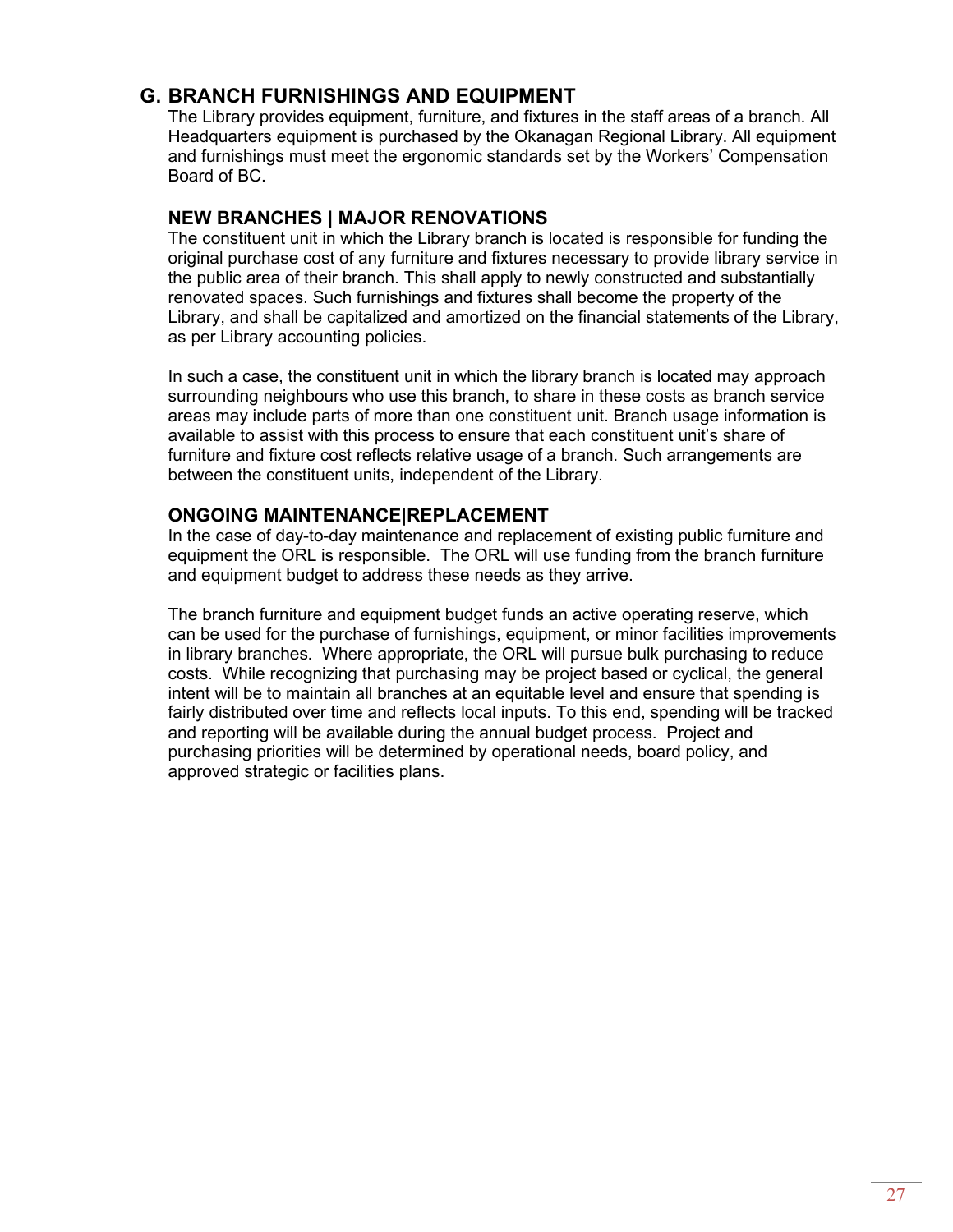## G. BRANCH FURNISHINGS AND EQUIPMENT

The Library provides equipment, furniture, and fixtures in the staff areas of a branch. All Headquarters equipment is purchased by the Okanagan Regional Library. All equipment and furnishings must meet the ergonomic standards set by the Workers' Compensation Board of BC.

### NEW BRANCHES | MAJOR RENOVATIONS

The constituent unit in which the Library branch is located is responsible for funding the original purchase cost of any furniture and fixtures necessary to provide library service in the public area of their branch. This shall apply to newly constructed and substantially renovated spaces. Such furnishings and fixtures shall become the property of the Library, and shall be capitalized and amortized on the financial statements of the Library, as per Library accounting policies.

In such a case, the constituent unit in which the library branch is located may approach surrounding neighbours who use this branch, to share in these costs as branch service areas may include parts of more than one constituent unit. Branch usage information is available to assist with this process to ensure that each constituent unit's share of furniture and fixture cost reflects relative usage of a branch. Such arrangements are between the constituent units, independent of the Library.

### ONGOING MAINTENANCE|REPLACEMENT

In the case of day-to-day maintenance and replacement of existing public furniture and equipment the ORL is responsible. The ORL will use funding from the branch furniture and equipment budget to address these needs as they arrive.

The branch furniture and equipment budget funds an active operating reserve, which can be used for the purchase of furnishings, equipment, or minor facilities improvements in library branches. Where appropriate, the ORL will pursue bulk purchasing to reduce costs. While recognizing that purchasing may be project based or cyclical, the general intent will be to maintain all branches at an equitable level and ensure that spending is fairly distributed over time and reflects local inputs. To this end, spending will be tracked and reporting will be available during the annual budget process. Project and purchasing priorities will be determined by operational needs, board policy, and approved strategic or facilities plans.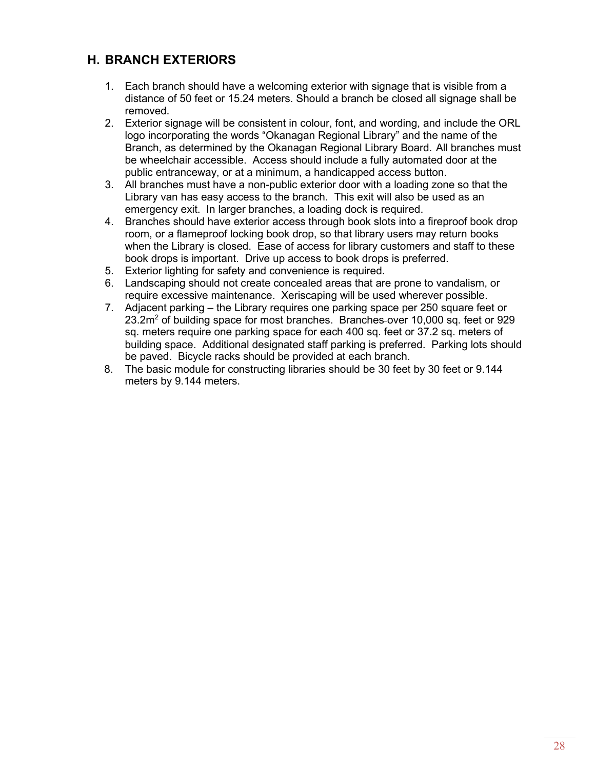## H. BRANCH EXTERIORS

1. Each branch should have a welcoming exterior with signage that is visible from a distance of 50 feet or 15.24 meters. Should a branch be closed all signage shall be removed.
2. Exterior signage will be consistent in colour, font, and wording, and include the ORL logo incorporating the words “Okanagan Regional Library” and the name of the Branch, as determined by the Okanagan Regional Library Board. All branches must be wheelchair accessible. Access should include a fully automated door at the public entranceway, or at a minimum, a handicapped access button.
3. All branches must have a non-public exterior door with a loading zone so that the Library van has easy access to the branch. This exit will also be used as an emergency exit. In larger branches, a loading dock is required.
4. Branches should have exterior access through book slots into a fireproof book drop room, or a flameproof locking book drop, so that library users may return books when the Library is closed. Ease of access for library customers and staff to these book drops is important. Drive up access to book drops is preferred.
5. Exterior lighting for safety and convenience is required.
6. Landscaping should not create concealed areas that are prone to vandalism, or require excessive maintenance. Xeriscaping will be used wherever possible.
7. Adjacent parking – the Library requires one parking space per 250 square feet or $23.2m^2$ of building space for most branches. Branches over 10,000 sq. feet or 929 sq. meters require one parking space for each 400 sq. feet or 37.2 sq. meters of building space. Additional designated staff parking is preferred. Parking lots should be paved. Bicycle racks should be provided at each branch.
8. The basic module for constructing libraries should be 30 feet by 30 feet or 9.144 meters by 9.144 meters.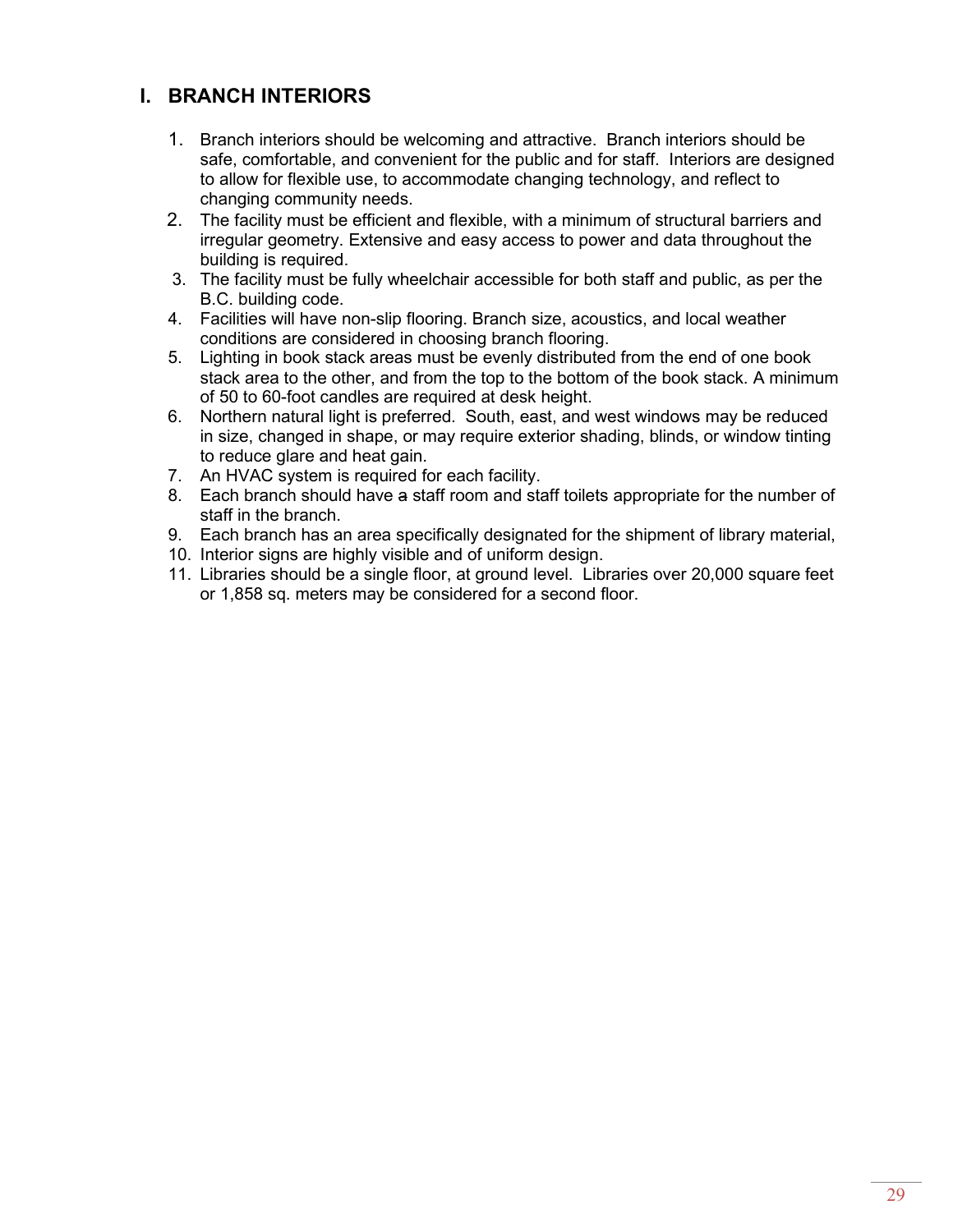## I. BRANCH INTERIORS

1. Branch interiors should be welcoming and attractive. Branch interiors should be safe, comfortable, and convenient for the public and for staff. Interiors are designed to allow for flexible use, to accommodate changing technology, and reflect to changing community needs.
2. The facility must be efficient and flexible, with a minimum of structural barriers and irregular geometry. Extensive and easy access to power and data throughout the building is required.
3. The facility must be fully wheelchair accessible for both staff and public, as per the B.C. building code.
4. Facilities will have non-slip flooring. Branch size, acoustics, and local weather conditions are considered in choosing branch flooring.
5. Lighting in book stack areas must be evenly distributed from the end of one book stack area to the other, and from the top to the bottom of the book stack. A minimum of 50 to 60-foot candles are required at desk height.
6. Northern natural light is preferred. South, east, and west windows may be reduced in size, changed in shape, or may require exterior shading, blinds, or window tinting to reduce glare and heat gain.
7. An HVAC system is required for each facility.
8. Each branch should have a staff room and staff toilets appropriate for the number of staff in the branch.
9. Each branch has an area specifically designated for the shipment of library material,
10. Interior signs are highly visible and of uniform design.
11. Libraries should be a single floor, at ground level. Libraries over 20,000 square feet or 1,858 sq. meters may be considered for a second floor.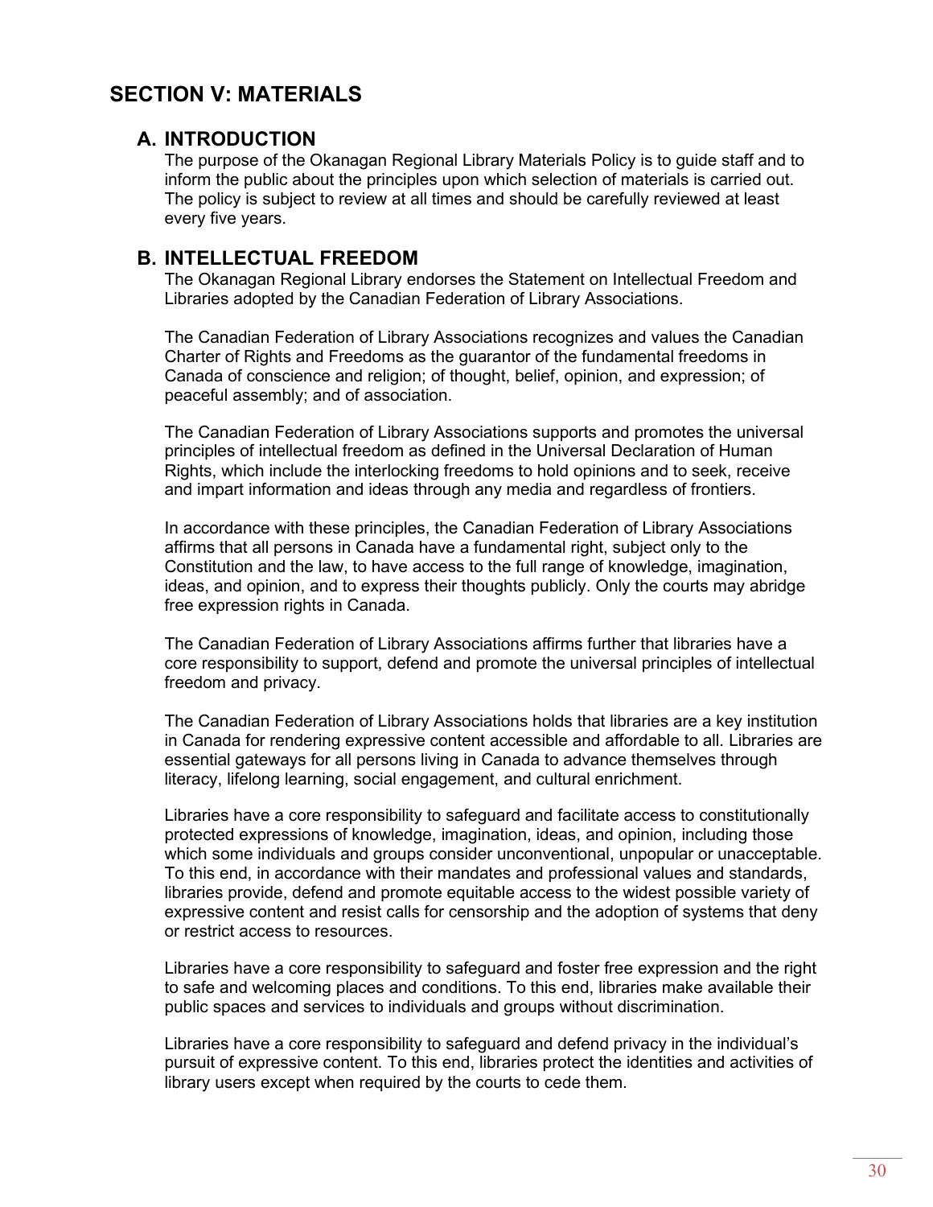## SECTION V: MATERIALS

### A. INTRODUCTION

The purpose of the Okanagan Regional Library Materials Policy is to guide staff and to inform the public about the principles upon which selection of materials is carried out. The policy is subject to review at all times and should be carefully reviewed at least every five years.

### B. INTELLECTUAL FREEDOM

The Okanagan Regional Library endorses the Statement on Intellectual Freedom and Libraries adopted by the Canadian Federation of Library Associations.

The Canadian Federation of Library Associations recognizes and values the Canadian Charter of Rights and Freedoms as the guarantor of the fundamental freedoms in Canada of conscience and religion; of thought, belief, opinion, and expression; of peaceful assembly; and of association.

The Canadian Federation of Library Associations supports and promotes the universal principles of intellectual freedom as defined in the Universal Declaration of Human Rights, which include the interlocking freedoms to hold opinions and to seek, receive and impart information and ideas through any media and regardless of frontiers.

In accordance with these principles, the Canadian Federation of Library Associations affirms that all persons in Canada have a fundamental right, subject only to the Constitution and the law, to have access to the full range of knowledge, imagination, ideas, and opinion, and to express their thoughts publicly. Only the courts may abridge free expression rights in Canada.

The Canadian Federation of Library Associations affirms further that libraries have a core responsibility to support, defend and promote the universal principles of intellectual freedom and privacy.

The Canadian Federation of Library Associations holds that libraries are a key institution in Canada for rendering expressive content accessible and affordable to all. Libraries are essential gateways for all persons living in Canada to advance themselves through literacy, lifelong learning, social engagement, and cultural enrichment.

Libraries have a core responsibility to safeguard and facilitate access to constitutionally protected expressions of knowledge, imagination, ideas, and opinion, including those which some individuals and groups consider unconventional, unpopular or unacceptable. To this end, in accordance with their mandates and professional values and standards, libraries provide, defend and promote equitable access to the widest possible variety of expressive content and resist calls for censorship and the adoption of systems that deny or restrict access to resources.

Libraries have a core responsibility to safeguard and foster free expression and the right to safe and welcoming places and conditions. To this end, libraries make available their public spaces and services to individuals and groups without discrimination.

Libraries have a core responsibility to safeguard and defend privacy in the individual's pursuit of expressive content. To this end, libraries protect the identities and activities of library users except when required by the courts to cede them.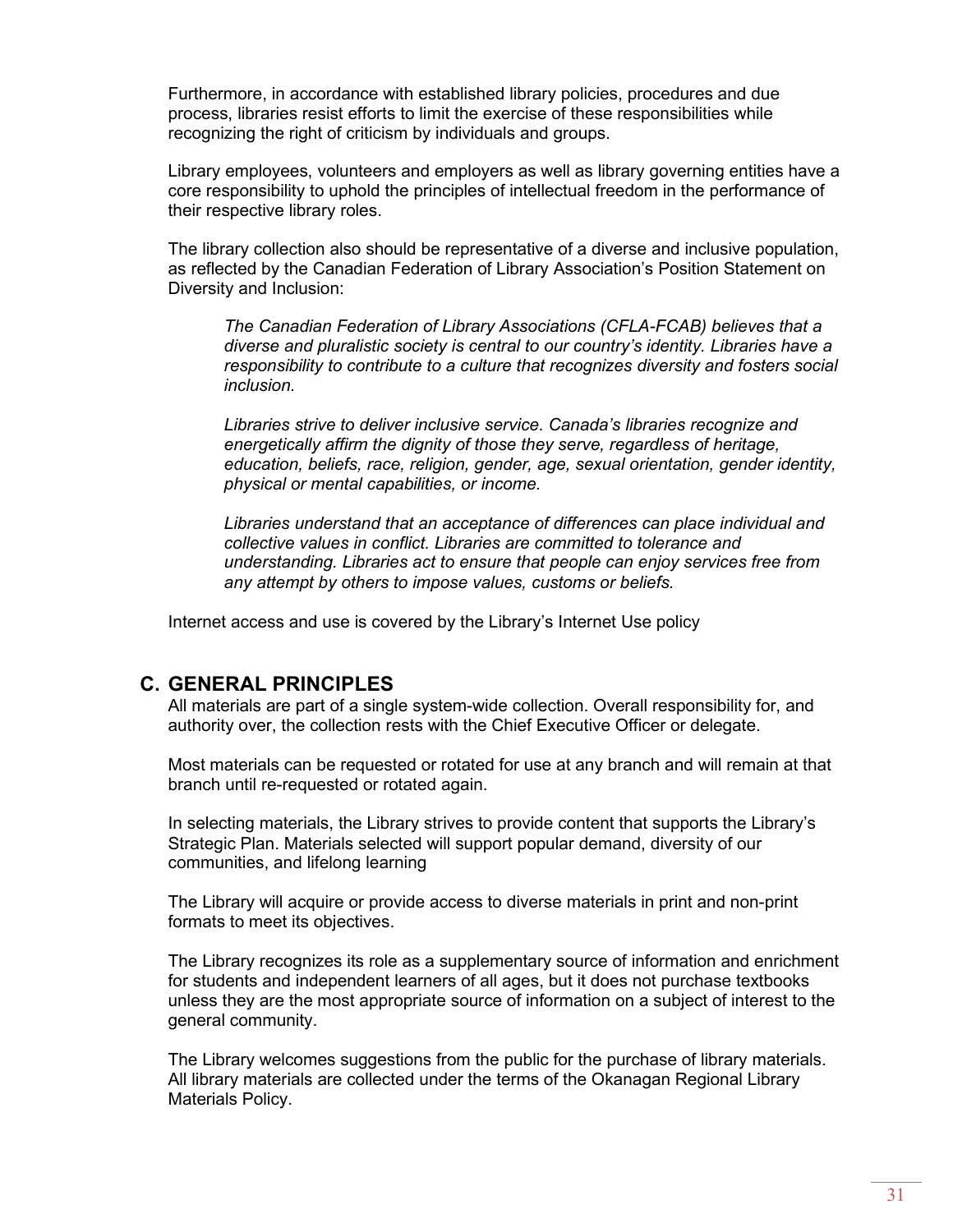Furthermore, in accordance with established library policies, procedures and due process, libraries resist efforts to limit the exercise of these responsibilities while recognizing the right of criticism by individuals and groups.

Library employees, volunteers and employers as well as library governing entities have a core responsibility to uphold the principles of intellectual freedom in the performance of their respective library roles.

The library collection also should be representative of a diverse and inclusive population, as reflected by the Canadian Federation of Library Association's Position Statement on Diversity and Inclusion:

> *The Canadian Federation of Library Associations (CFLA-FCAB) believes that a diverse and pluralistic society is central to our country's identity. Libraries have a responsibility to contribute to a culture that recognizes diversity and fosters social inclusion.*
>
> *Libraries strive to deliver inclusive service. Canada's libraries recognize and energetically affirm the dignity of those they serve, regardless of heritage, education, beliefs, race, religion, gender, age, sexual orientation, gender identity, physical or mental capabilities, or income.*
>
> *Libraries understand that an acceptance of differences can place individual and collective values in conflict. Libraries are committed to tolerance and understanding. Libraries act to ensure that people can enjoy services free from any attempt by others to impose values, customs or beliefs.*

Internet access and use is covered by the Library's Internet Use policy

## C. GENERAL PRINCIPLES

All materials are part of a single system-wide collection. Overall responsibility for, and authority over, the collection rests with the Chief Executive Officer or delegate.

Most materials can be requested or rotated for use at any branch and will remain at that branch until re-requested or rotated again.

In selecting materials, the Library strives to provide content that supports the Library's Strategic Plan. Materials selected will support popular demand, diversity of our communities, and lifelong learning

The Library will acquire or provide access to diverse materials in print and non-print formats to meet its objectives.

The Library recognizes its role as a supplementary source of information and enrichment for students and independent learners of all ages, but it does not purchase textbooks unless they are the most appropriate source of information on a subject of interest to the general community.

The Library welcomes suggestions from the public for the purchase of library materials. All library materials are collected under the terms of the Okanagan Regional Library Materials Policy.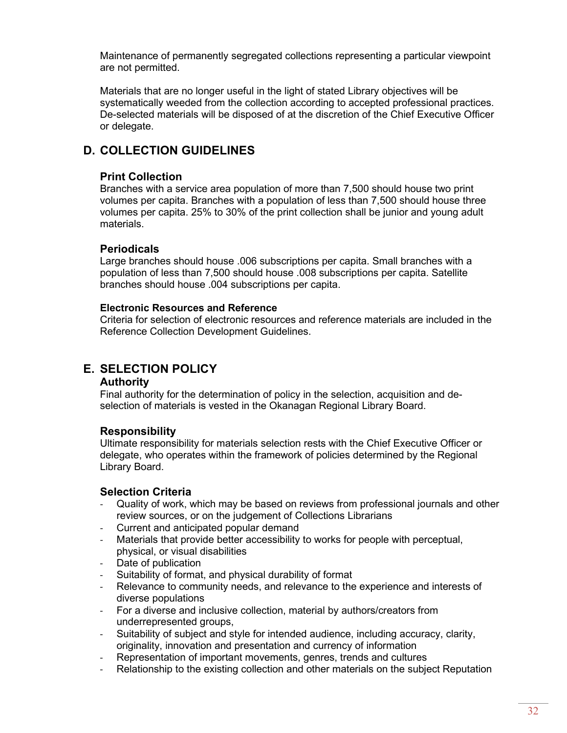Maintenance of permanently segregated collections representing a particular viewpoint are not permitted.

Materials that are no longer useful in the light of stated Library objectives will be systematically weeded from the collection according to accepted professional practices. De-selected materials will be disposed of at the discretion of the Chief Executive Officer or delegate.

## D. COLLECTION GUIDELINES

### Print Collection

Branches with a service area population of more than 7,500 should house two print volumes per capita. Branches with a population of less than 7,500 should house three volumes per capita. 25% to 30% of the print collection shall be junior and young adult materials.

### Periodicals

Large branches should house .006 subscriptions per capita. Small branches with a population of less than 7,500 should house .008 subscriptions per capita. Satellite branches should house .004 subscriptions per capita.

#### Electronic Resources and Reference

Criteria for selection of electronic resources and reference materials are included in the Reference Collection Development Guidelines.

## E. SELECTION POLICY

### Authority

Final authority for the determination of policy in the selection, acquisition and de-selection of materials is vested in the Okanagan Regional Library Board.

### Responsibility

Ultimate responsibility for materials selection rests with the Chief Executive Officer or delegate, who operates within the framework of policies determined by the Regional Library Board.

### Selection Criteria

- Quality of work, which may be based on reviews from professional journals and other review sources, or on the judgement of Collections Librarians
- Current and anticipated popular demand
- Materials that provide better accessibility to works for people with perceptual, physical, or visual disabilities
- Date of publication
- Suitability of format, and physical durability of format
- Relevance to community needs, and relevance to the experience and interests of diverse populations
- For a diverse and inclusive collection, material by authors/creators from underrepresented groups,
- Suitability of subject and style for intended audience, including accuracy, clarity, originality, innovation and presentation and currency of information
- Representation of important movements, genres, trends and cultures
- Relationship to the existing collection and other materials on the subject Reputation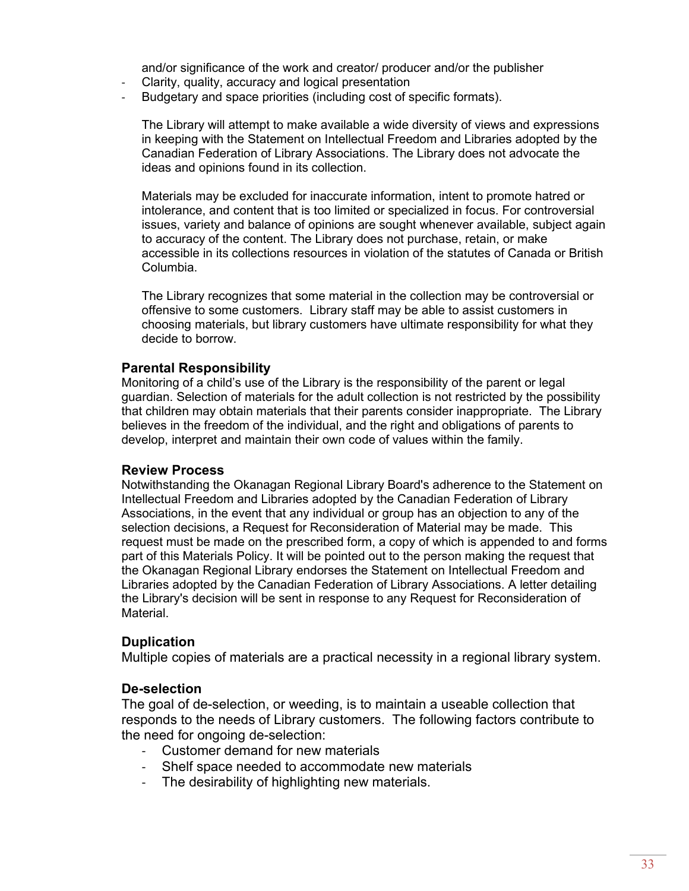and/or significance of the work and creator/ producer and/or the publisher

- Clarity, quality, accuracy and logical presentation
- Budgetary and space priorities (including cost of specific formats).

The Library will attempt to make available a wide diversity of views and expressions in keeping with the Statement on Intellectual Freedom and Libraries adopted by the Canadian Federation of Library Associations. The Library does not advocate the ideas and opinions found in its collection.

Materials may be excluded for inaccurate information, intent to promote hatred or intolerance, and content that is too limited or specialized in focus. For controversial issues, variety and balance of opinions are sought whenever available, subject again to accuracy of the content. The Library does not purchase, retain, or make accessible in its collections resources in violation of the statutes of Canada or British Columbia.

The Library recognizes that some material in the collection may be controversial or offensive to some customers. Library staff may be able to assist customers in choosing materials, but library customers have ultimate responsibility for what they decide to borrow.

### Parental Responsibility

Monitoring of a child's use of the Library is the responsibility of the parent or legal guardian. Selection of materials for the adult collection is not restricted by the possibility that children may obtain materials that their parents consider inappropriate. The Library believes in the freedom of the individual, and the right and obligations of parents to develop, interpret and maintain their own code of values within the family.

### Review Process

Notwithstanding the Okanagan Regional Library Board's adherence to the Statement on Intellectual Freedom and Libraries adopted by the Canadian Federation of Library Associations, in the event that any individual or group has an objection to any of the selection decisions, a Request for Reconsideration of Material may be made. This request must be made on the prescribed form, a copy of which is appended to and forms part of this Materials Policy. It will be pointed out to the person making the request that the Okanagan Regional Library endorses the Statement on Intellectual Freedom and Libraries adopted by the Canadian Federation of Library Associations. A letter detailing the Library's decision will be sent in response to any Request for Reconsideration of Material.

### Duplication

Multiple copies of materials are a practical necessity in a regional library system.

### De-selection

The goal of de-selection, or weeding, is to maintain a useable collection that responds to the needs of Library customers. The following factors contribute to the need for ongoing de-selection:

- Customer demand for new materials
- Shelf space needed to accommodate new materials
- The desirability of highlighting new materials.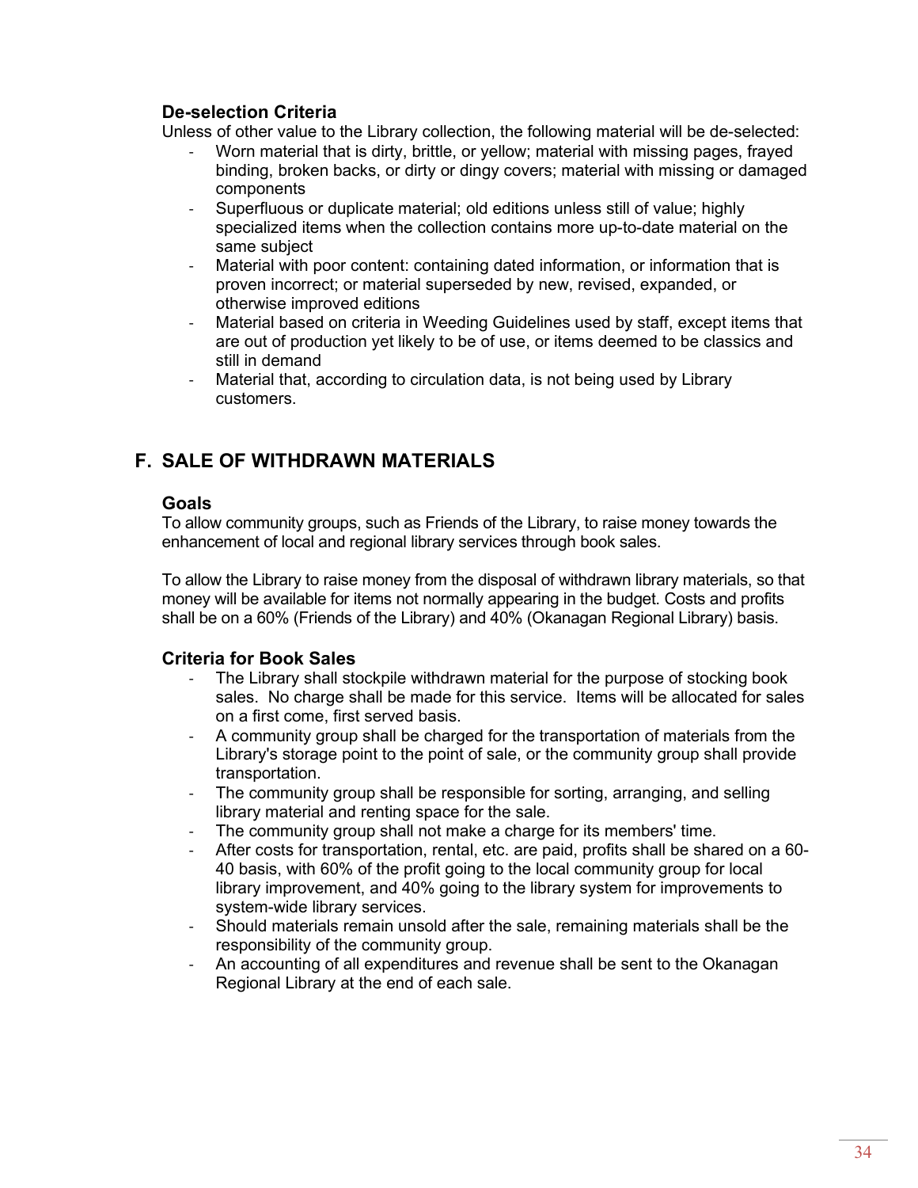### De-selection Criteria

Unless of other value to the Library collection, the following material will be de-selected:

- Worn material that is dirty, brittle, or yellow; material with missing pages, frayed binding, broken backs, or dirty or dingy covers; material with missing or damaged components
- Superfluous or duplicate material; old editions unless still of value; highly specialized items when the collection contains more up-to-date material on the same subject
- Material with poor content: containing dated information, or information that is proven incorrect; or material superseded by new, revised, expanded, or otherwise improved editions
- Material based on criteria in Weeding Guidelines used by staff, except items that are out of production yet likely to be of use, or items deemed to be classics and still in demand
- Material that, according to circulation data, is not being used by Library customers.

## F. SALE OF WITHDRAWN MATERIALS

### Goals

To allow community groups, such as Friends of the Library, to raise money towards the enhancement of local and regional library services through book sales.

To allow the Library to raise money from the disposal of withdrawn library materials, so that money will be available for items not normally appearing in the budget. Costs and profits shall be on a 60% (Friends of the Library) and 40% (Okanagan Regional Library) basis.

### Criteria for Book Sales

- The Library shall stockpile withdrawn material for the purpose of stocking book sales. No charge shall be made for this service. Items will be allocated for sales on a first come, first served basis.
- A community group shall be charged for the transportation of materials from the Library's storage point to the point of sale, or the community group shall provide transportation.
- The community group shall be responsible for sorting, arranging, and selling library material and renting space for the sale.
- The community group shall not make a charge for its members' time.
- After costs for transportation, rental, etc. are paid, profits shall be shared on a 60-40 basis, with 60% of the profit going to the local community group for local library improvement, and 40% going to the library system for improvements to system-wide library services.
- Should materials remain unsold after the sale, remaining materials shall be the responsibility of the community group.
- An accounting of all expenditures and revenue shall be sent to the Okanagan Regional Library at the end of each sale.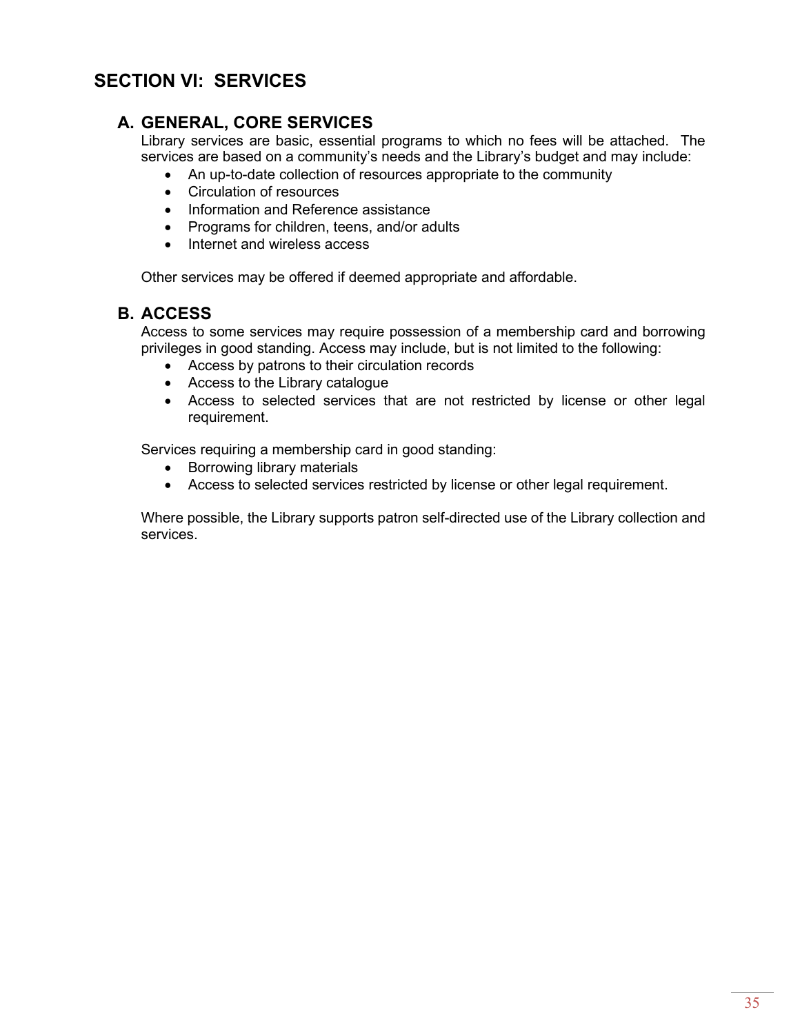# SECTION VI: SERVICES

## A. GENERAL, CORE SERVICES

Library services are basic, essential programs to which no fees will be attached. The services are based on a community's needs and the Library's budget and may include:

- An up-to-date collection of resources appropriate to the community
- Circulation of resources
- Information and Reference assistance
- Programs for children, teens, and/or adults
- Internet and wireless access

Other services may be offered if deemed appropriate and affordable.

## B. ACCESS

Access to some services may require possession of a membership card and borrowing privileges in good standing. Access may include, but is not limited to the following:

- Access by patrons to their circulation records
- Access to the Library catalogue
- Access to selected services that are not restricted by license or other legal requirement.

Services requiring a membership card in good standing:

- Borrowing library materials
- Access to selected services restricted by license or other legal requirement.

Where possible, the Library supports patron self-directed use of the Library collection and services.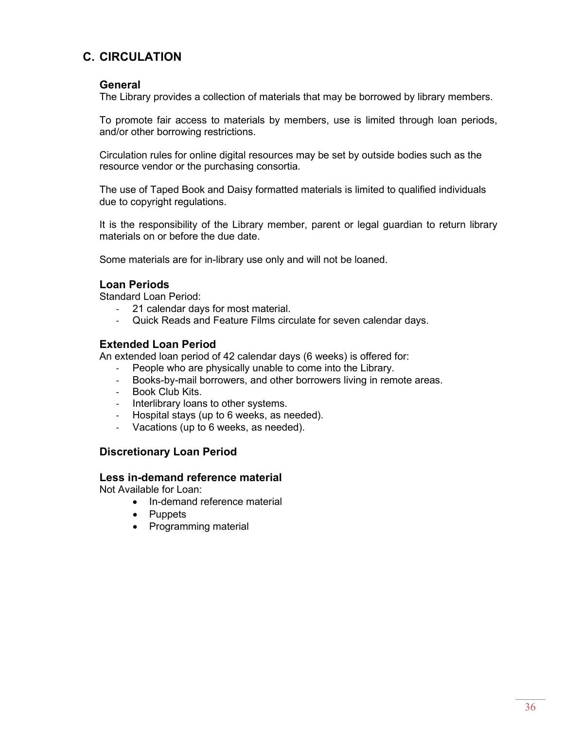## C. CIRCULATION

### General

The Library provides a collection of materials that may be borrowed by library members.

To promote fair access to materials by members, use is limited through loan periods, and/or other borrowing restrictions.

Circulation rules for online digital resources may be set by outside bodies such as the resource vendor or the purchasing consortia.

The use of Taped Book and Daisy formatted materials is limited to qualified individuals due to copyright regulations.

It is the responsibility of the Library member, parent or legal guardian to return library materials on or before the due date.

Some materials are for in-library use only and will not be loaned.

### Loan Periods

Standard Loan Period:

- 21 calendar days for most material.
- Quick Reads and Feature Films circulate for seven calendar days.

### Extended Loan Period

An extended loan period of 42 calendar days (6 weeks) is offered for:

- People who are physically unable to come into the Library.
- Books-by-mail borrowers, and other borrowers living in remote areas.
- Book Club Kits.
- Interlibrary loans to other systems.
- Hospital stays (up to 6 weeks, as needed).
- Vacations (up to 6 weeks, as needed).

### Discretionary Loan Period

### Less in-demand reference material

Not Available for Loan:

- In-demand reference material
- Puppets
- Programming material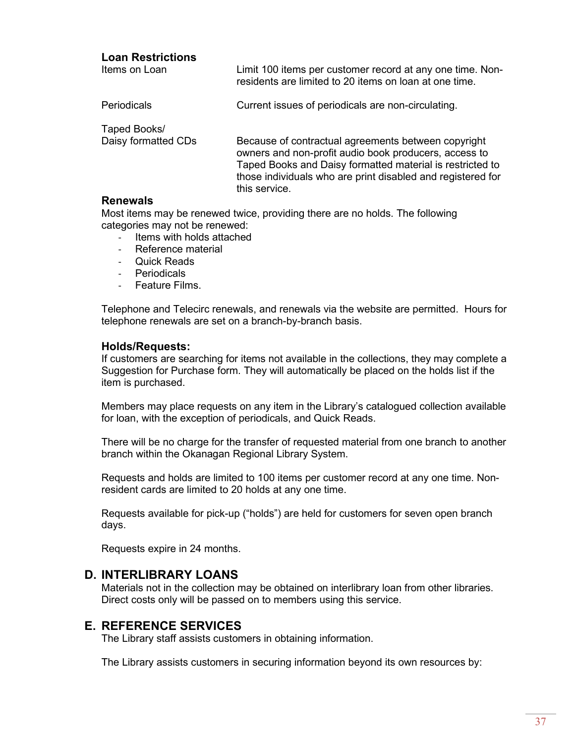### Loan Restrictions

| | |
|---|---|
| Items on Loan | Limit 100 items per customer record at any one time. Non-residents are limited to 20 items on loan at one time. |
| Periodicals | Current issues of periodicals are non-circulating. |
| Taped Books/ Daisy formatted CDs | Because of contractual agreements between copyright owners and non-profit audio book producers, access to Taped Books and Daisy formatted material is restricted to those individuals who are print disabled and registered for this service. |

### Renewals

Most items may be renewed twice, providing there are no holds. The following categories may not be renewed:

- Items with holds attached
- Reference material
- Quick Reads
- Periodicals
- Feature Films.

Telephone and Telecirc renewals, and renewals via the website are permitted. Hours for telephone renewals are set on a branch-by-branch basis.

### Holds/Requests:

If customers are searching for items not available in the collections, they may complete a Suggestion for Purchase form. They will automatically be placed on the holds list if the item is purchased.

Members may place requests on any item in the Library's catalogued collection available for loan, with the exception of periodicals, and Quick Reads.

There will be no charge for the transfer of requested material from one branch to another branch within the Okanagan Regional Library System.

Requests and holds are limited to 100 items per customer record at any one time. Non-resident cards are limited to 20 holds at any one time.

Requests available for pick-up ("holds") are held for customers for seven open branch days.

Requests expire in 24 months.

## D. INTERLIBRARY LOANS

Materials not in the collection may be obtained on interlibrary loan from other libraries. Direct costs only will be passed on to members using this service.

## E. REFERENCE SERVICES

The Library staff assists customers in obtaining information.

The Library assists customers in securing information beyond its own resources by: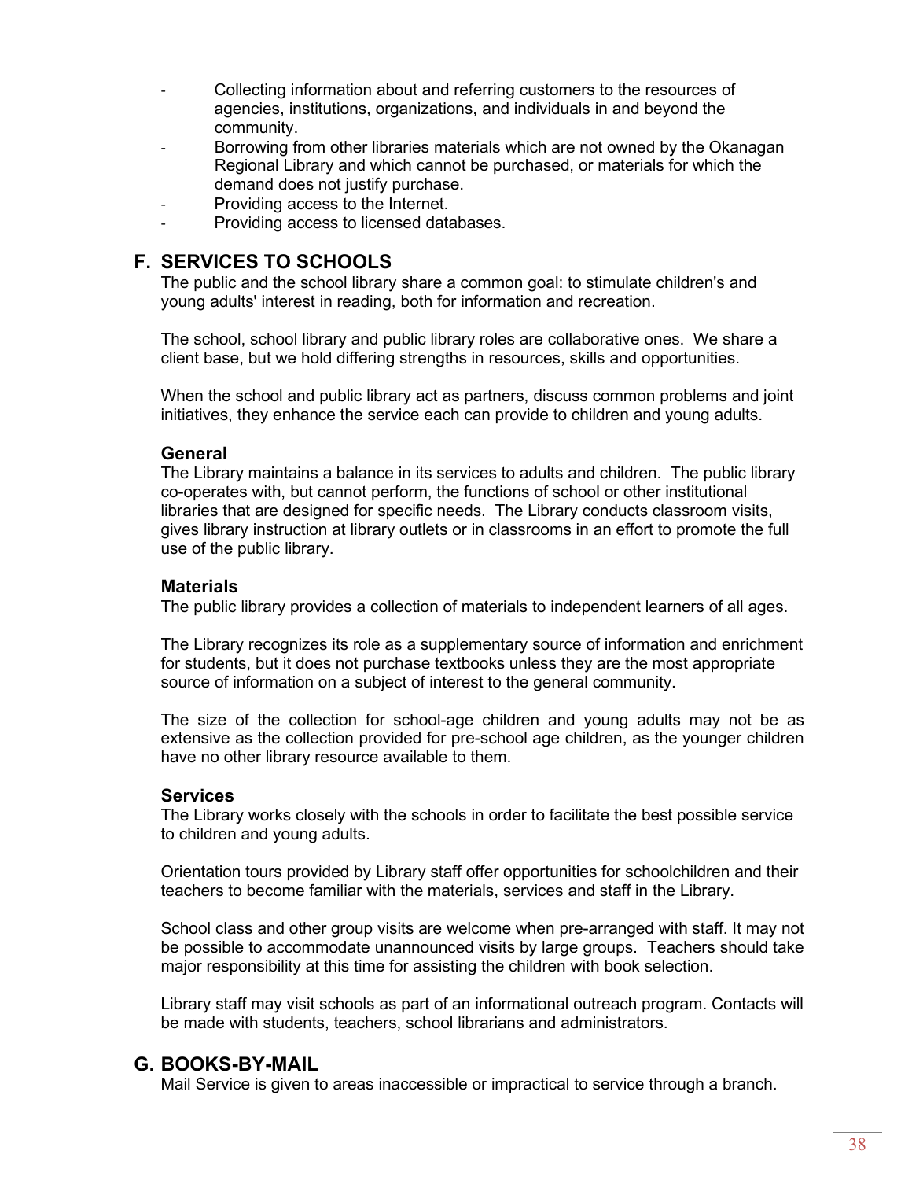- Collecting information about and referring customers to the resources of agencies, institutions, organizations, and individuals in and beyond the community.
- Borrowing from other libraries materials which are not owned by the Okanagan Regional Library and which cannot be purchased, or materials for which the demand does not justify purchase.
- Providing access to the Internet.
- Providing access to licensed databases.

## F. SERVICES TO SCHOOLS

The public and the school library share a common goal: to stimulate children's and young adults' interest in reading, both for information and recreation.

The school, school library and public library roles are collaborative ones. We share a client base, but we hold differing strengths in resources, skills and opportunities.

When the school and public library act as partners, discuss common problems and joint initiatives, they enhance the service each can provide to children and young adults.

### General

The Library maintains a balance in its services to adults and children. The public library co-operates with, but cannot perform, the functions of school or other institutional libraries that are designed for specific needs. The Library conducts classroom visits, gives library instruction at library outlets or in classrooms in an effort to promote the full use of the public library.

### Materials

The public library provides a collection of materials to independent learners of all ages.

The Library recognizes its role as a supplementary source of information and enrichment for students, but it does not purchase textbooks unless they are the most appropriate source of information on a subject of interest to the general community.

The size of the collection for school-age children and young adults may not be as extensive as the collection provided for pre-school age children, as the younger children have no other library resource available to them.

### Services

The Library works closely with the schools in order to facilitate the best possible service to children and young adults.

Orientation tours provided by Library staff offer opportunities for schoolchildren and their teachers to become familiar with the materials, services and staff in the Library.

School class and other group visits are welcome when pre-arranged with staff. It may not be possible to accommodate unannounced visits by large groups. Teachers should take major responsibility at this time for assisting the children with book selection.

Library staff may visit schools as part of an informational outreach program. Contacts will be made with students, teachers, school librarians and administrators.

## G. BOOKS-BY-MAIL

Mail Service is given to areas inaccessible or impractical to service through a branch.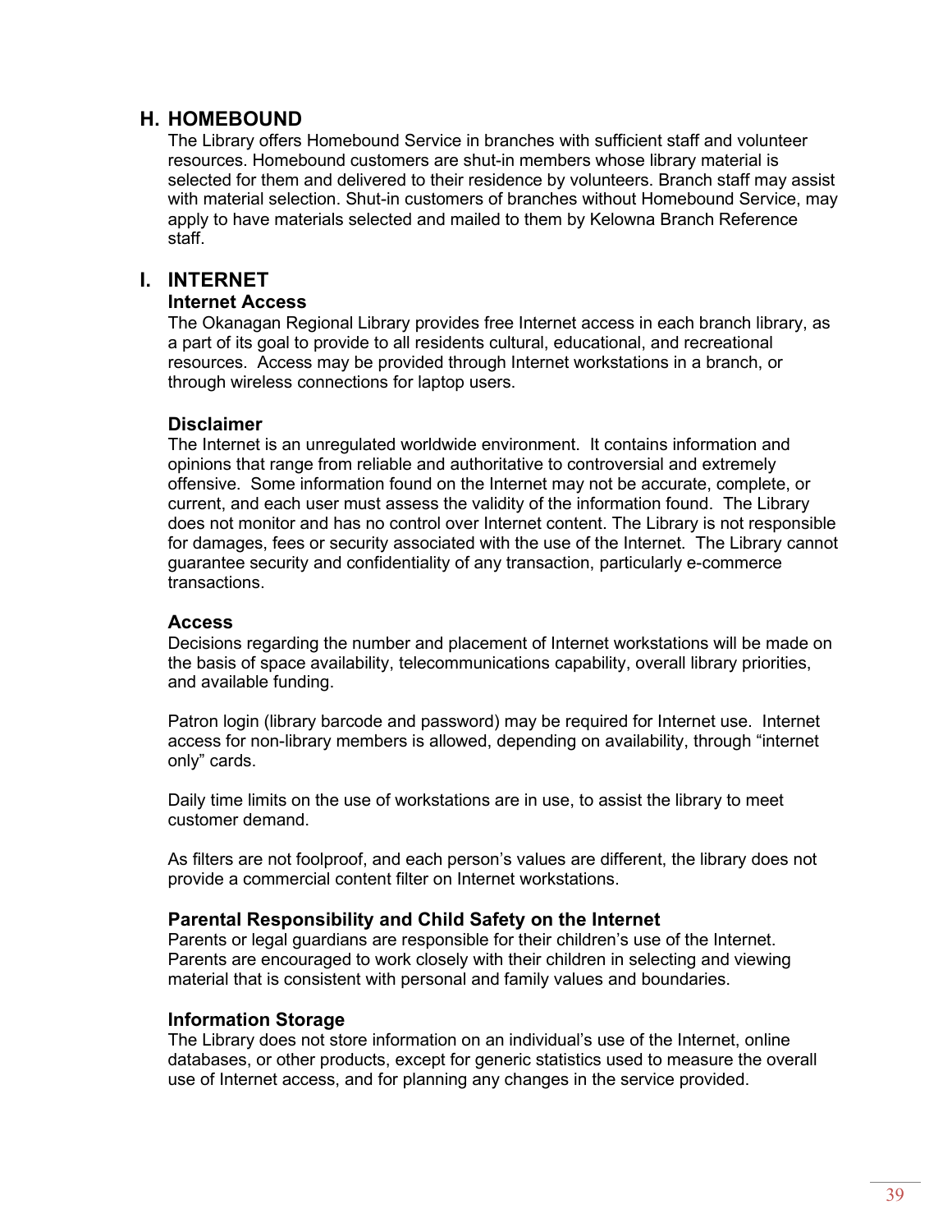## H. HOMEBOUND

The Library offers Homebound Service in branches with sufficient staff and volunteer resources. Homebound customers are shut-in members whose library material is selected for them and delivered to their residence by volunteers. Branch staff may assist with material selection. Shut-in customers of branches without Homebound Service, may apply to have materials selected and mailed to them by Kelowna Branch Reference staff.

## I. INTERNET

### Internet Access

The Okanagan Regional Library provides free Internet access in each branch library, as a part of its goal to provide to all residents cultural, educational, and recreational resources. Access may be provided through Internet workstations in a branch, or through wireless connections for laptop users.

### Disclaimer

The Internet is an unregulated worldwide environment. It contains information and opinions that range from reliable and authoritative to controversial and extremely offensive. Some information found on the Internet may not be accurate, complete, or current, and each user must assess the validity of the information found. The Library does not monitor and has no control over Internet content. The Library is not responsible for damages, fees or security associated with the use of the Internet. The Library cannot guarantee security and confidentiality of any transaction, particularly e-commerce transactions.

### Access

Decisions regarding the number and placement of Internet workstations will be made on the basis of space availability, telecommunications capability, overall library priorities, and available funding.

Patron login (library barcode and password) may be required for Internet use. Internet access for non-library members is allowed, depending on availability, through "internet only" cards.

Daily time limits on the use of workstations are in use, to assist the library to meet customer demand.

As filters are not foolproof, and each person's values are different, the library does not provide a commercial content filter on Internet workstations.

### Parental Responsibility and Child Safety on the Internet

Parents or legal guardians are responsible for their children's use of the Internet. Parents are encouraged to work closely with their children in selecting and viewing material that is consistent with personal and family values and boundaries.

### Information Storage

The Library does not store information on an individual's use of the Internet, online databases, or other products, except for generic statistics used to measure the overall use of Internet access, and for planning any changes in the service provided.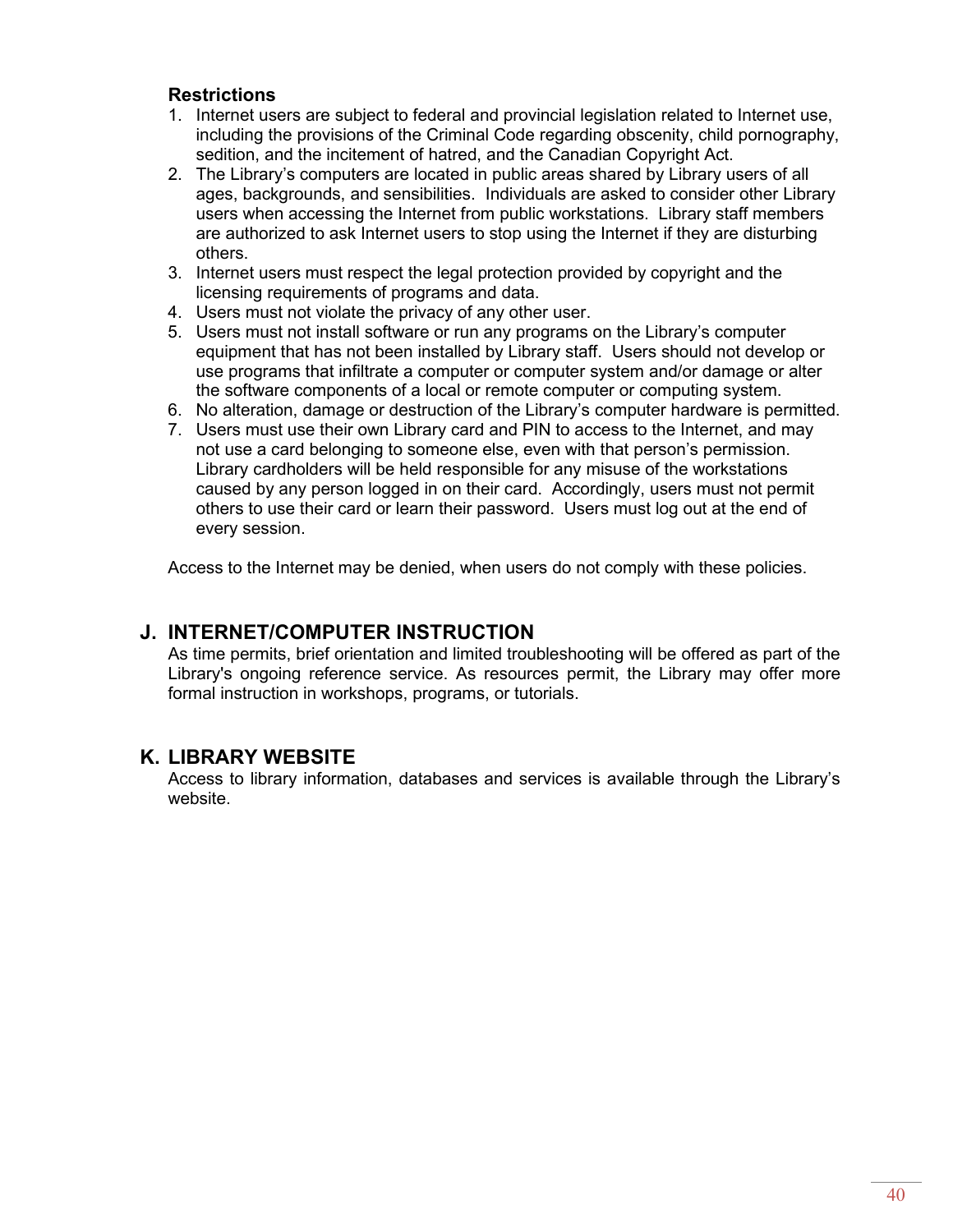**Restrictions**

1. Internet users are subject to federal and provincial legislation related to Internet use, including the provisions of the Criminal Code regarding obscenity, child pornography, sedition, and the incitement of hatred, and the Canadian Copyright Act.
2. The Library's computers are located in public areas shared by Library users of all ages, backgrounds, and sensibilities. Individuals are asked to consider other Library users when accessing the Internet from public workstations. Library staff members are authorized to ask Internet users to stop using the Internet if they are disturbing others.
3. Internet users must respect the legal protection provided by copyright and the licensing requirements of programs and data.
4. Users must not violate the privacy of any other user.
5. Users must not install software or run any programs on the Library's computer equipment that has not been installed by Library staff. Users should not develop or use programs that infiltrate a computer or computer system and/or damage or alter the software components of a local or remote computer or computing system.
6. No alteration, damage or destruction of the Library's computer hardware is permitted.
7. Users must use their own Library card and PIN to access to the Internet, and may not use a card belonging to someone else, even with that person's permission. Library cardholders will be held responsible for any misuse of the workstations caused by any person logged in on their card. Accordingly, users must not permit others to use their card or learn their password. Users must log out at the end of every session.

Access to the Internet may be denied, when users do not comply with these policies.

## J. INTERNET/COMPUTER INSTRUCTION

As time permits, brief orientation and limited troubleshooting will be offered as part of the Library's ongoing reference service. As resources permit, the Library may offer more formal instruction in workshops, programs, or tutorials.

## K. LIBRARY WEBSITE

Access to library information, databases and services is available through the Library's website.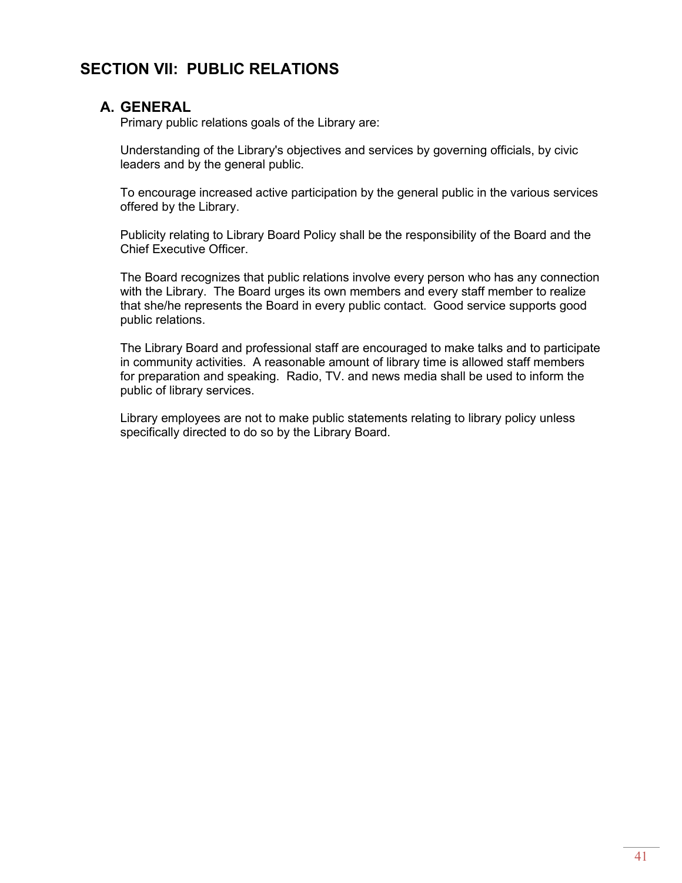# SECTION VII: PUBLIC RELATIONS

## A. GENERAL

Primary public relations goals of the Library are:

Understanding of the Library's objectives and services by governing officials, by civic leaders and by the general public.

To encourage increased active participation by the general public in the various services offered by the Library.

Publicity relating to Library Board Policy shall be the responsibility of the Board and the Chief Executive Officer.

The Board recognizes that public relations involve every person who has any connection with the Library. The Board urges its own members and every staff member to realize that she/he represents the Board in every public contact. Good service supports good public relations.

The Library Board and professional staff are encouraged to make talks and to participate in community activities. A reasonable amount of library time is allowed staff members for preparation and speaking. Radio, TV. and news media shall be used to inform the public of library services.

Library employees are not to make public statements relating to library policy unless specifically directed to do so by the Library Board.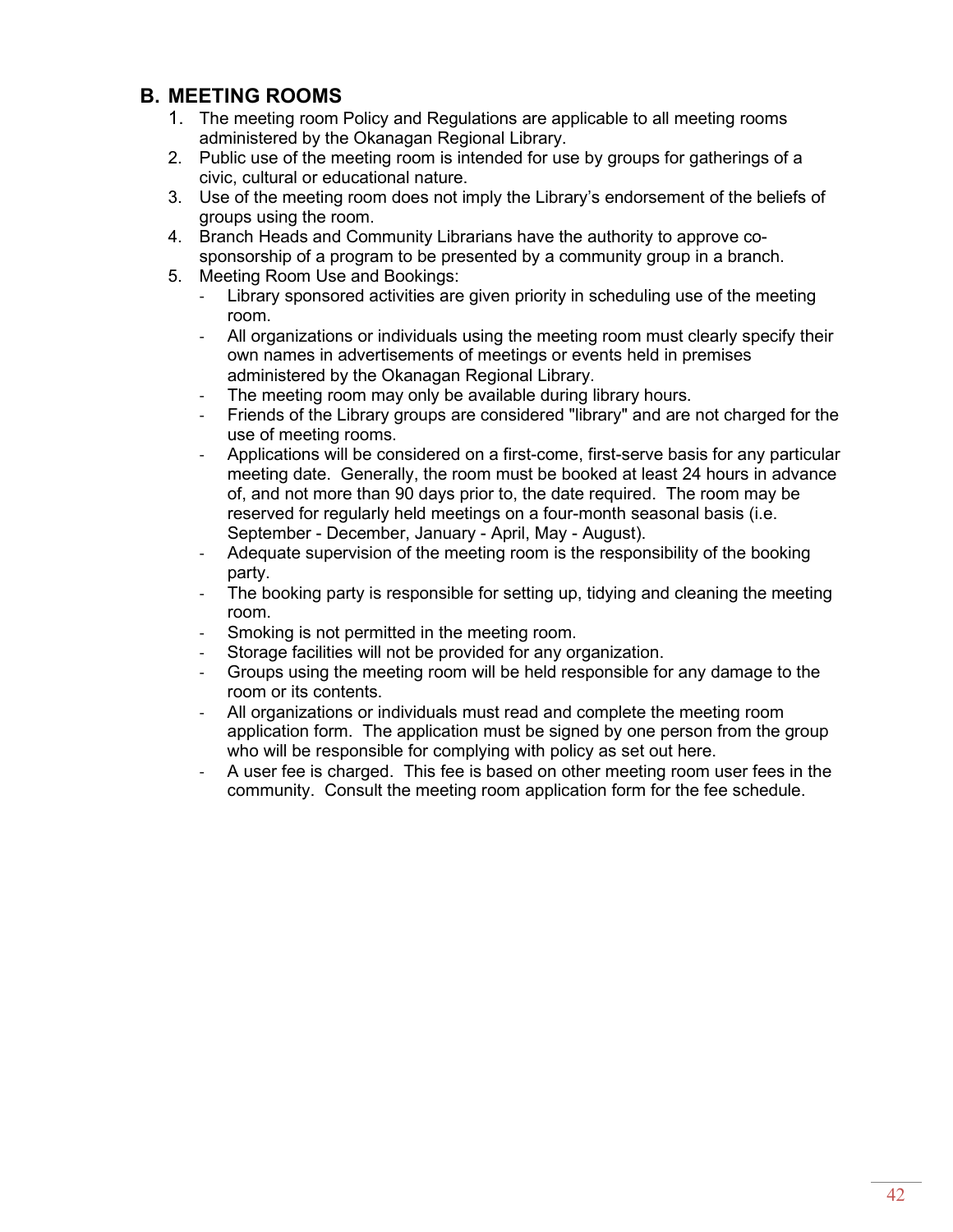## B. MEETING ROOMS

1. The meeting room Policy and Regulations are applicable to all meeting rooms administered by the Okanagan Regional Library.
2. Public use of the meeting room is intended for use by groups for gatherings of a civic, cultural or educational nature.
3. Use of the meeting room does not imply the Library's endorsement of the beliefs of groups using the room.
4. Branch Heads and Community Librarians have the authority to approve co-sponsorship of a program to be presented by a community group in a branch.
5. Meeting Room Use and Bookings:
   - Library sponsored activities are given priority in scheduling use of the meeting room.
   - All organizations or individuals using the meeting room must clearly specify their own names in advertisements of meetings or events held in premises administered by the Okanagan Regional Library.
   - The meeting room may only be available during library hours.
   - Friends of the Library groups are considered "library" and are not charged for the use of meeting rooms.
   - Applications will be considered on a first-come, first-serve basis for any particular meeting date. Generally, the room must be booked at least 24 hours in advance of, and not more than 90 days prior to, the date required. The room may be reserved for regularly held meetings on a four-month seasonal basis (i.e. September - December, January - April, May - August).
   - Adequate supervision of the meeting room is the responsibility of the booking party.
   - The booking party is responsible for setting up, tidying and cleaning the meeting room.
   - Smoking is not permitted in the meeting room.
   - Storage facilities will not be provided for any organization.
   - Groups using the meeting room will be held responsible for any damage to the room or its contents.
   - All organizations or individuals must read and complete the meeting room application form. The application must be signed by one person from the group who will be responsible for complying with policy as set out here.
   - A user fee is charged. This fee is based on other meeting room user fees in the community. Consult the meeting room application form for the fee schedule.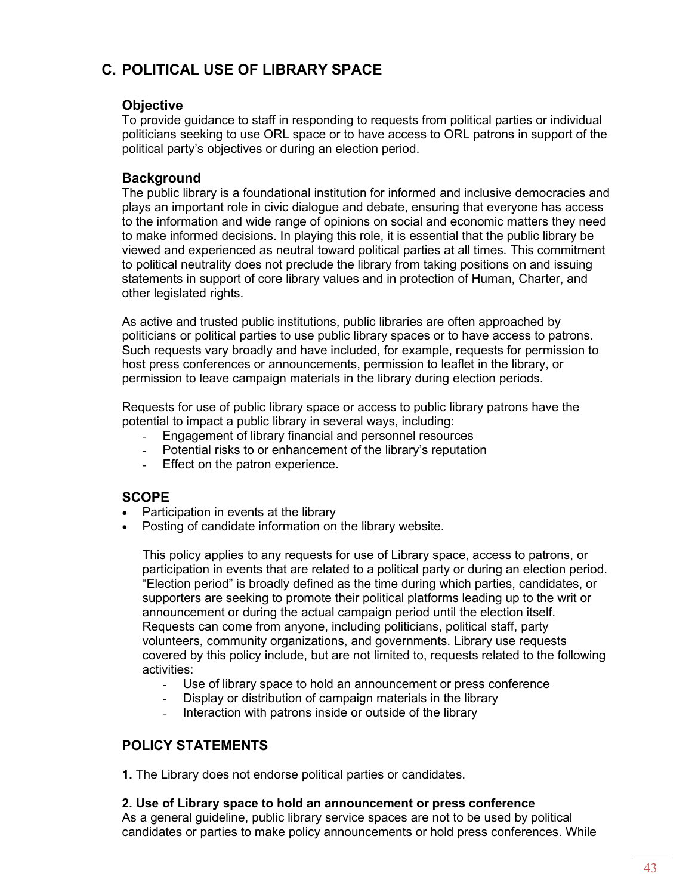## C. POLITICAL USE OF LIBRARY SPACE

### Objective

To provide guidance to staff in responding to requests from political parties or individual politicians seeking to use ORL space or to have access to ORL patrons in support of the political party's objectives or during an election period.

### Background

The public library is a foundational institution for informed and inclusive democracies and plays an important role in civic dialogue and debate, ensuring that everyone has access to the information and wide range of opinions on social and economic matters they need to make informed decisions. In playing this role, it is essential that the public library be viewed and experienced as neutral toward political parties at all times. This commitment to political neutrality does not preclude the library from taking positions on and issuing statements in support of core library values and in protection of Human, Charter, and other legislated rights.

As active and trusted public institutions, public libraries are often approached by politicians or political parties to use public library spaces or to have access to patrons. Such requests vary broadly and have included, for example, requests for permission to host press conferences or announcements, permission to leaflet in the library, or permission to leave campaign materials in the library during election periods.

Requests for use of public library space or access to public library patrons have the potential to impact a public library in several ways, including:

- Engagement of library financial and personnel resources
- Potential risks to or enhancement of the library's reputation
- Effect on the patron experience.

### SCOPE

- Participation in events at the library
- Posting of candidate information on the library website.

This policy applies to any requests for use of Library space, access to patrons, or participation in events that are related to a political party or during an election period. "Election period" is broadly defined as the time during which parties, candidates, or supporters are seeking to promote their political platforms leading up to the writ or announcement or during the actual campaign period until the election itself. Requests can come from anyone, including politicians, political staff, party volunteers, community organizations, and governments. Library use requests covered by this policy include, but are not limited to, requests related to the following activities:

- Use of library space to hold an announcement or press conference
- Display or distribution of campaign materials in the library
- Interaction with patrons inside or outside of the library

### POLICY STATEMENTS

**1.** The Library does not endorse political parties or candidates.

**2. Use of Library space to hold an announcement or press conference**
As a general guideline, public library service spaces are not to be used by political candidates or parties to make policy announcements or hold press conferences. While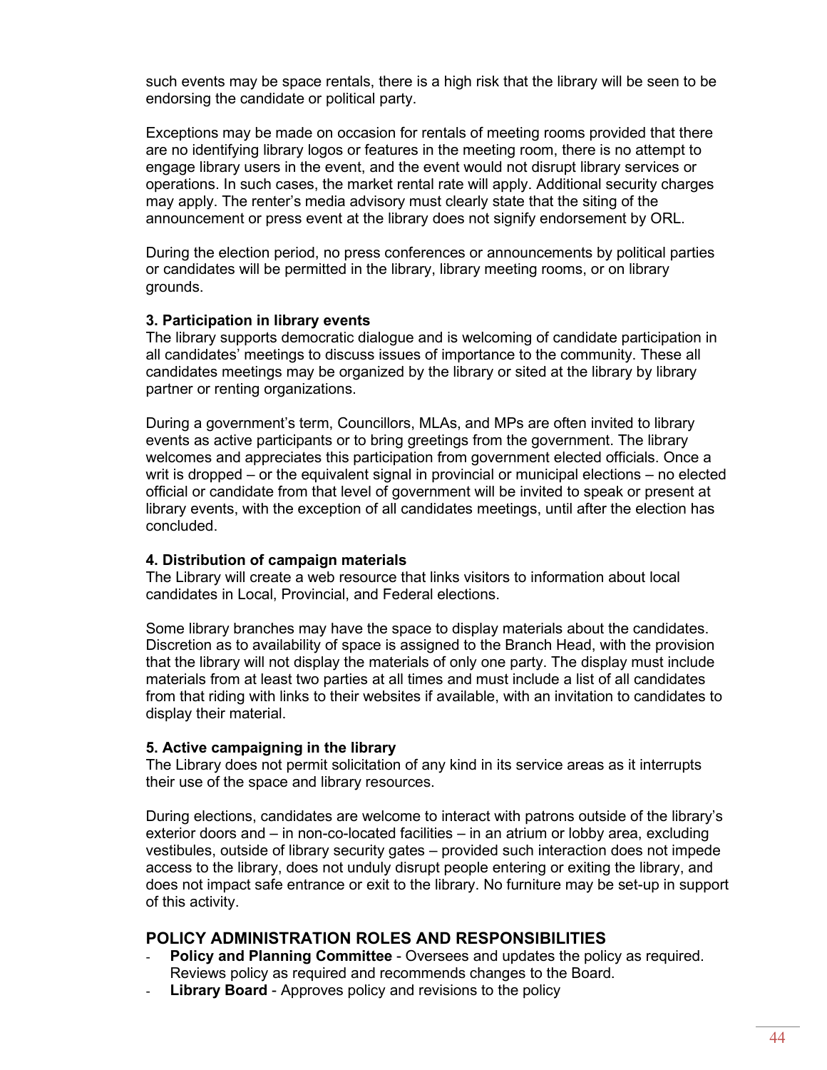such events may be space rentals, there is a high risk that the library will be seen to be endorsing the candidate or political party.

Exceptions may be made on occasion for rentals of meeting rooms provided that there are no identifying library logos or features in the meeting room, there is no attempt to engage library users in the event, and the event would not disrupt library services or operations. In such cases, the market rental rate will apply. Additional security charges may apply. The renter's media advisory must clearly state that the siting of the announcement or press event at the library does not signify endorsement by ORL.

During the election period, no press conferences or announcements by political parties or candidates will be permitted in the library, library meeting rooms, or on library grounds.

**3. Participation in library events**
The library supports democratic dialogue and is welcoming of candidate participation in all candidates' meetings to discuss issues of importance to the community. These all candidates meetings may be organized by the library or sited at the library by library partner or renting organizations.

During a government's term, Councillors, MLAs, and MPs are often invited to library events as active participants or to bring greetings from the government. The library welcomes and appreciates this participation from government elected officials. Once a writ is dropped – or the equivalent signal in provincial or municipal elections – no elected official or candidate from that level of government will be invited to speak or present at library events, with the exception of all candidates meetings, until after the election has concluded.

**4. Distribution of campaign materials**
The Library will create a web resource that links visitors to information about local candidates in Local, Provincial, and Federal elections.

Some library branches may have the space to display materials about the candidates. Discretion as to availability of space is assigned to the Branch Head, with the provision that the library will not display the materials of only one party. The display must include materials from at least two parties at all times and must include a list of all candidates from that riding with links to their websites if available, with an invitation to candidates to display their material.

**5. Active campaigning in the library**
The Library does not permit solicitation of any kind in its service areas as it interrupts their use of the space and library resources.

During elections, candidates are welcome to interact with patrons outside of the library's exterior doors and – in non-co-located facilities – in an atrium or lobby area, excluding vestibules, outside of library security gates – provided such interaction does not impede access to the library, does not unduly disrupt people entering or exiting the library, and does not impact safe entrance or exit to the library. No furniture may be set-up in support of this activity.

## POLICY ADMINISTRATION ROLES AND RESPONSIBILITIES

- **Policy and Planning Committee** - Oversees and updates the policy as required. Reviews policy as required and recommends changes to the Board.
- **Library Board** - Approves policy and revisions to the policy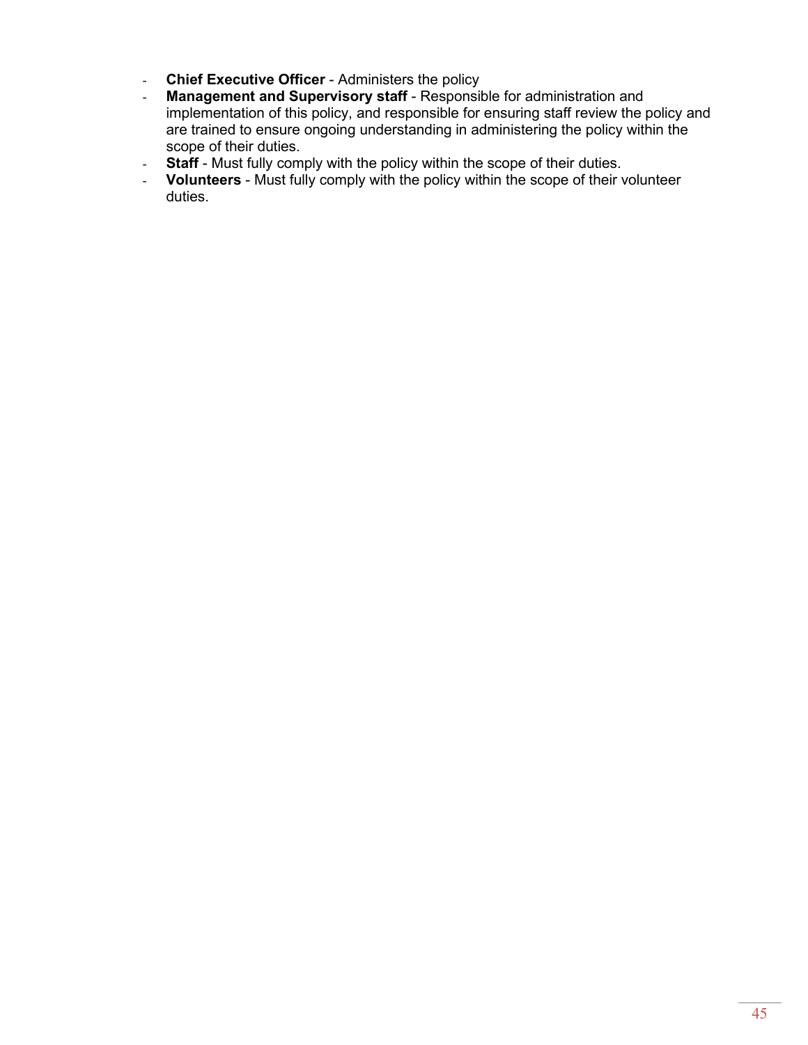- **Chief Executive Officer** - Administers the policy
- **Management and Supervisory staff** - Responsible for administration and implementation of this policy, and responsible for ensuring staff review the policy and are trained to ensure ongoing understanding in administering the policy within the scope of their duties.
- **Staff** - Must fully comply with the policy within the scope of their duties.
- **Volunteers** - Must fully comply with the policy within the scope of their volunteer duties.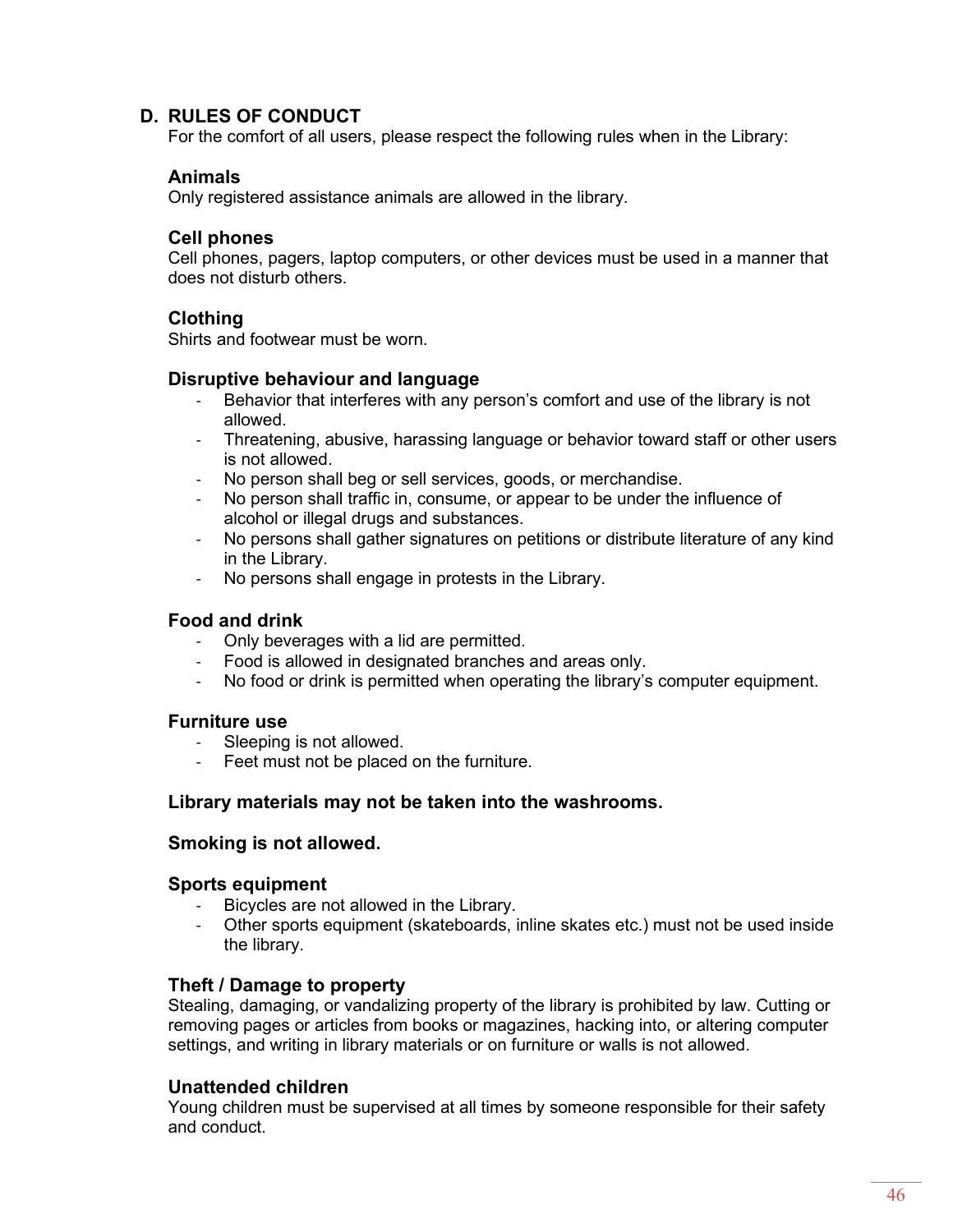## D. RULES OF CONDUCT

For the comfort of all users, please respect the following rules when in the Library:

### Animals

Only registered assistance animals are allowed in the library.

### Cell phones

Cell phones, pagers, laptop computers, or other devices must be used in a manner that does not disturb others.

### Clothing

Shirts and footwear must be worn.

### Disruptive behaviour and language

- Behavior that interferes with any person's comfort and use of the library is not allowed.
- Threatening, abusive, harassing language or behavior toward staff or other users is not allowed.
- No person shall beg or sell services, goods, or merchandise.
- No person shall traffic in, consume, or appear to be under the influence of alcohol or illegal drugs and substances.
- No persons shall gather signatures on petitions or distribute literature of any kind in the Library.
- No persons shall engage in protests in the Library.

### Food and drink

- Only beverages with a lid are permitted.
- Food is allowed in designated branches and areas only.
- No food or drink is permitted when operating the library's computer equipment.

### Furniture use

- Sleeping is not allowed.
- Feet must not be placed on the furniture.

### Library materials may not be taken into the washrooms.

### Smoking is not allowed.

### Sports equipment

- Bicycles are not allowed in the Library.
- Other sports equipment (skateboards, inline skates etc.) must not be used inside the library.

### Theft / Damage to property

Stealing, damaging, or vandalizing property of the library is prohibited by law. Cutting or removing pages or articles from books or magazines, hacking into, or altering computer settings, and writing in library materials or on furniture or walls is not allowed.

### Unattended children

Young children must be supervised at all times by someone responsible for their safety and conduct.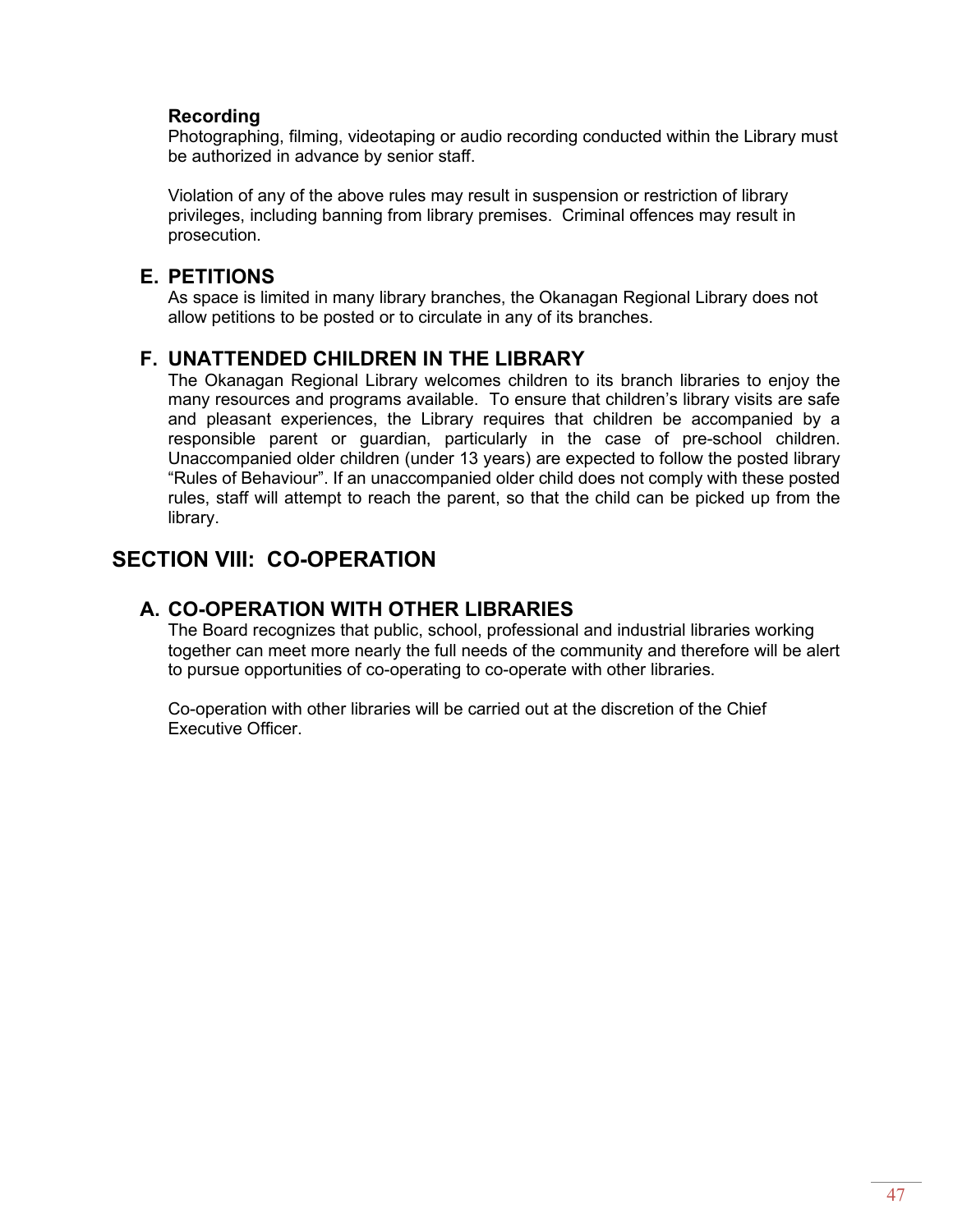**Recording**

Photographing, filming, videotaping or audio recording conducted within the Library must be authorized in advance by senior staff.

Violation of any of the above rules may result in suspension or restriction of library privileges, including banning from library premises. Criminal offences may result in prosecution.

### E. PETITIONS

As space is limited in many library branches, the Okanagan Regional Library does not allow petitions to be posted or to circulate in any of its branches.

### F. UNATTENDED CHILDREN IN THE LIBRARY

The Okanagan Regional Library welcomes children to its branch libraries to enjoy the many resources and programs available. To ensure that children's library visits are safe and pleasant experiences, the Library requires that children be accompanied by a responsible parent or guardian, particularly in the case of pre-school children. Unaccompanied older children (under 13 years) are expected to follow the posted library "Rules of Behaviour". If an unaccompanied older child does not comply with these posted rules, staff will attempt to reach the parent, so that the child can be picked up from the library.

## SECTION VIII: CO-OPERATION

### A. CO-OPERATION WITH OTHER LIBRARIES

The Board recognizes that public, school, professional and industrial libraries working together can meet more nearly the full needs of the community and therefore will be alert to pursue opportunities of co-operating to co-operate with other libraries.

Co-operation with other libraries will be carried out at the discretion of the Chief Executive Officer.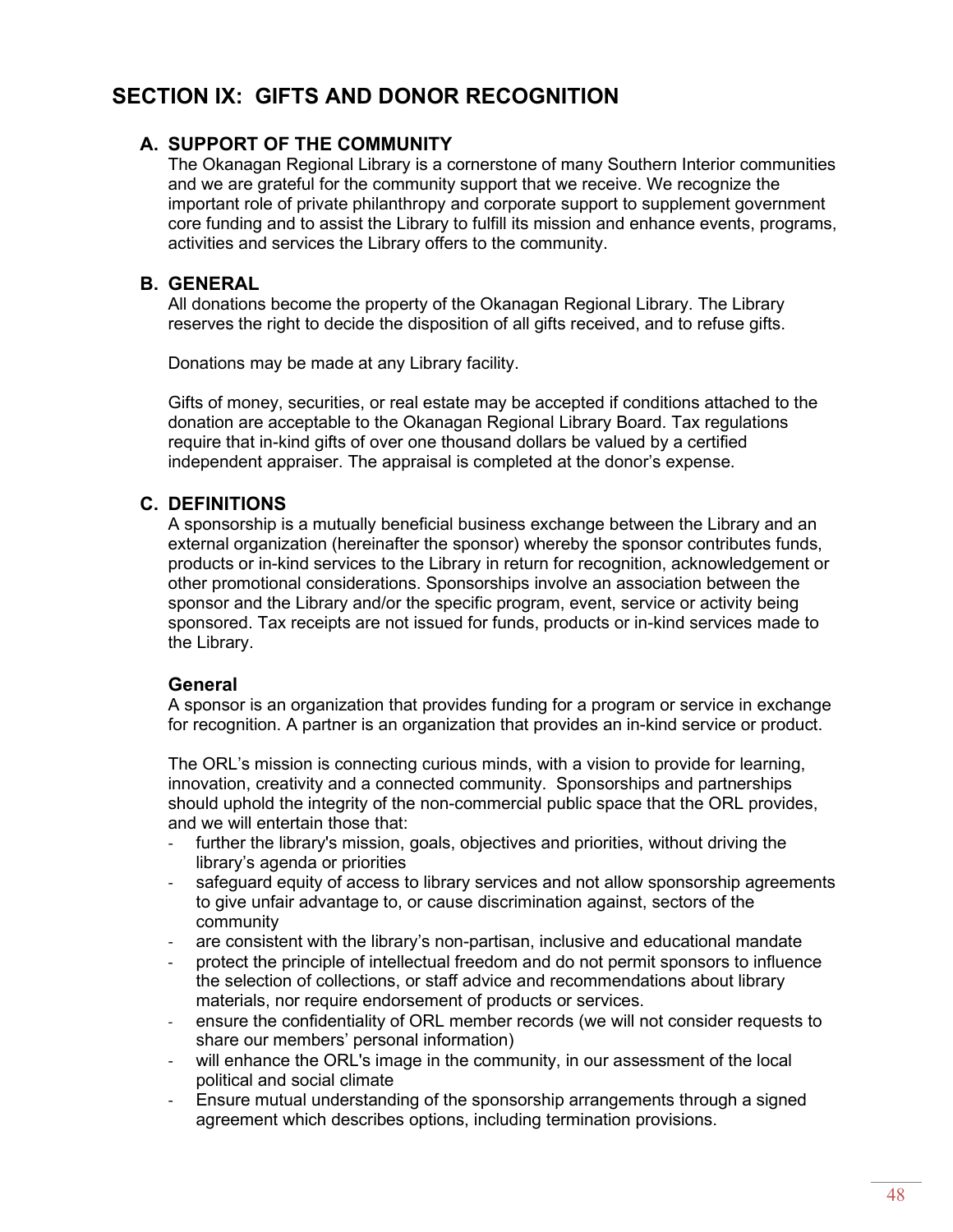# SECTION IX: GIFTS AND DONOR RECOGNITION

## A. SUPPORT OF THE COMMUNITY

The Okanagan Regional Library is a cornerstone of many Southern Interior communities and we are grateful for the community support that we receive. We recognize the important role of private philanthropy and corporate support to supplement government core funding and to assist the Library to fulfill its mission and enhance events, programs, activities and services the Library offers to the community.

## B. GENERAL

All donations become the property of the Okanagan Regional Library. The Library reserves the right to decide the disposition of all gifts received, and to refuse gifts.

Donations may be made at any Library facility.

Gifts of money, securities, or real estate may be accepted if conditions attached to the donation are acceptable to the Okanagan Regional Library Board. Tax regulations require that in-kind gifts of over one thousand dollars be valued by a certified independent appraiser. The appraisal is completed at the donor's expense.

## C. DEFINITIONS

A sponsorship is a mutually beneficial business exchange between the Library and an external organization (hereinafter the sponsor) whereby the sponsor contributes funds, products or in-kind services to the Library in return for recognition, acknowledgement or other promotional considerations. Sponsorships involve an association between the sponsor and the Library and/or the specific program, event, service or activity being sponsored. Tax receipts are not issued for funds, products or in-kind services made to the Library.

### General

A sponsor is an organization that provides funding for a program or service in exchange for recognition. A partner is an organization that provides an in-kind service or product.

The ORL's mission is connecting curious minds, with a vision to provide for learning, innovation, creativity and a connected community. Sponsorships and partnerships should uphold the integrity of the non-commercial public space that the ORL provides, and we will entertain those that:

- further the library's mission, goals, objectives and priorities, without driving the library's agenda or priorities
- safeguard equity of access to library services and not allow sponsorship agreements to give unfair advantage to, or cause discrimination against, sectors of the community
- are consistent with the library's non-partisan, inclusive and educational mandate
- protect the principle of intellectual freedom and do not permit sponsors to influence the selection of collections, or staff advice and recommendations about library materials, nor require endorsement of products or services.
- ensure the confidentiality of ORL member records (we will not consider requests to share our members' personal information)
- will enhance the ORL's image in the community, in our assessment of the local political and social climate
- Ensure mutual understanding of the sponsorship arrangements through a signed agreement which describes options, including termination provisions.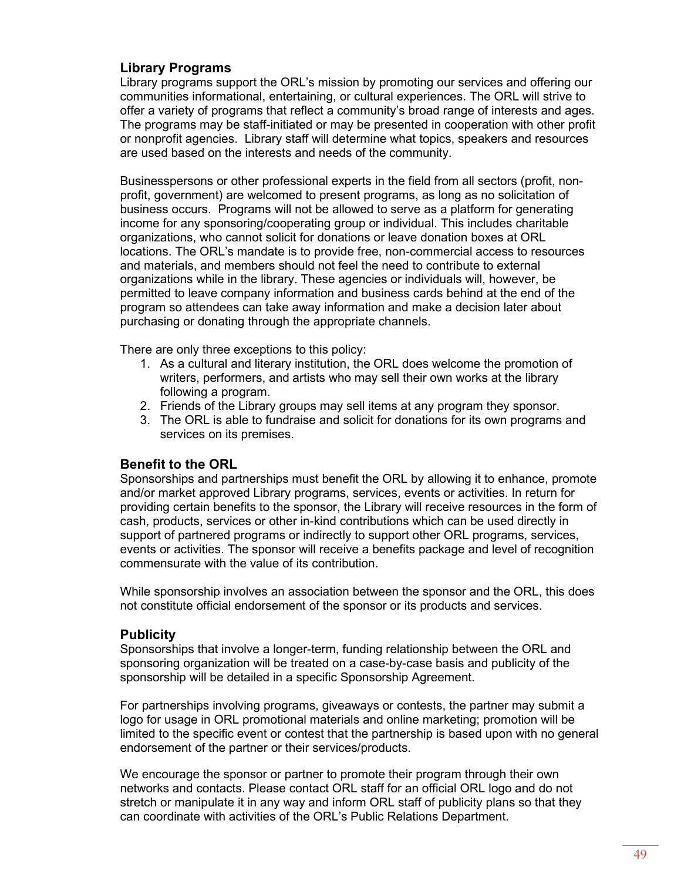### Library Programs

Library programs support the ORL's mission by promoting our services and offering our communities informational, entertaining, or cultural experiences. The ORL will strive to offer a variety of programs that reflect a community's broad range of interests and ages. The programs may be staff-initiated or may be presented in cooperation with other profit or nonprofit agencies. Library staff will determine what topics, speakers and resources are used based on the interests and needs of the community.

Businesspersons or other professional experts in the field from all sectors (profit, non-profit, government) are welcomed to present programs, as long as no solicitation of business occurs. Programs will not be allowed to serve as a platform for generating income for any sponsoring/cooperating group or individual. This includes charitable organizations, who cannot solicit for donations or leave donation boxes at ORL locations. The ORL's mandate is to provide free, non-commercial access to resources and materials, and members should not feel the need to contribute to external organizations while in the library. These agencies or individuals will, however, be permitted to leave company information and business cards behind at the end of the program so attendees can take away information and make a decision later about purchasing or donating through the appropriate channels.

There are only three exceptions to this policy:

1. As a cultural and literary institution, the ORL does welcome the promotion of writers, performers, and artists who may sell their own works at the library following a program.
2. Friends of the Library groups may sell items at any program they sponsor.
3. The ORL is able to fundraise and solicit for donations for its own programs and services on its premises.

### Benefit to the ORL

Sponsorships and partnerships must benefit the ORL by allowing it to enhance, promote and/or market approved Library programs, services, events or activities. In return for providing certain benefits to the sponsor, the Library will receive resources in the form of cash, products, services or other in-kind contributions which can be used directly in support of partnered programs or indirectly to support other ORL programs, services, events or activities. The sponsor will receive a benefits package and level of recognition commensurate with the value of its contribution.

While sponsorship involves an association between the sponsor and the ORL, this does not constitute official endorsement of the sponsor or its products and services.

### Publicity

Sponsorships that involve a longer-term, funding relationship between the ORL and sponsoring organization will be treated on a case-by-case basis and publicity of the sponsorship will be detailed in a specific Sponsorship Agreement.

For partnerships involving programs, giveaways or contests, the partner may submit a logo for usage in ORL promotional materials and online marketing; promotion will be limited to the specific event or contest that the partnership is based upon with no general endorsement of the partner or their services/products.

We encourage the sponsor or partner to promote their program through their own networks and contacts. Please contact ORL staff for an official ORL logo and do not stretch or manipulate it in any way and inform ORL staff of publicity plans so that they can coordinate with activities of the ORL's Public Relations Department.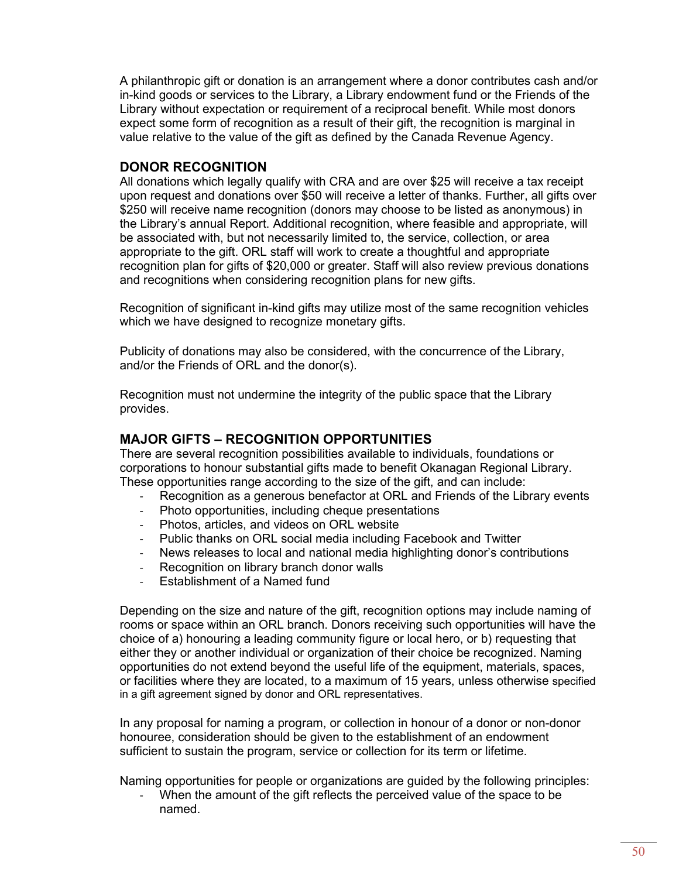A philanthropic gift or donation is an arrangement where a donor contributes cash and/or in-kind goods or services to the Library, a Library endowment fund or the Friends of the Library without expectation or requirement of a reciprocal benefit. While most donors expect some form of recognition as a result of their gift, the recognition is marginal in value relative to the value of the gift as defined by the Canada Revenue Agency.

## DONOR RECOGNITION

All donations which legally qualify with CRA and are over $25 will receive a tax receipt upon request and donations over $50 will receive a letter of thanks. Further, all gifts over $250 will receive name recognition (donors may choose to be listed as anonymous) in the Library's annual Report. Additional recognition, where feasible and appropriate, will be associated with, but not necessarily limited to, the service, collection, or area appropriate to the gift. ORL staff will work to create a thoughtful and appropriate recognition plan for gifts of $20,000 or greater. Staff will also review previous donations and recognitions when considering recognition plans for new gifts.

Recognition of significant in-kind gifts may utilize most of the same recognition vehicles which we have designed to recognize monetary gifts.

Publicity of donations may also be considered, with the concurrence of the Library, and/or the Friends of ORL and the donor(s).

Recognition must not undermine the integrity of the public space that the Library provides.

## MAJOR GIFTS – RECOGNITION OPPORTUNITIES

There are several recognition possibilities available to individuals, foundations or corporations to honour substantial gifts made to benefit Okanagan Regional Library. These opportunities range according to the size of the gift, and can include:

- Recognition as a generous benefactor at ORL and Friends of the Library events
- Photo opportunities, including cheque presentations
- Photos, articles, and videos on ORL website
- Public thanks on ORL social media including Facebook and Twitter
- News releases to local and national media highlighting donor's contributions
- Recognition on library branch donor walls
- Establishment of a Named fund

Depending on the size and nature of the gift, recognition options may include naming of rooms or space within an ORL branch. Donors receiving such opportunities will have the choice of a) honouring a leading community figure or local hero, or b) requesting that either they or another individual or organization of their choice be recognized. Naming opportunities do not extend beyond the useful life of the equipment, materials, spaces, or facilities where they are located, to a maximum of 15 years, unless otherwise specified in a gift agreement signed by donor and ORL representatives.

In any proposal for naming a program, or collection in honour of a donor or non-donor honouree, consideration should be given to the establishment of an endowment sufficient to sustain the program, service or collection for its term or lifetime.

Naming opportunities for people or organizations are guided by the following principles:

- When the amount of the gift reflects the perceived value of the space to be named.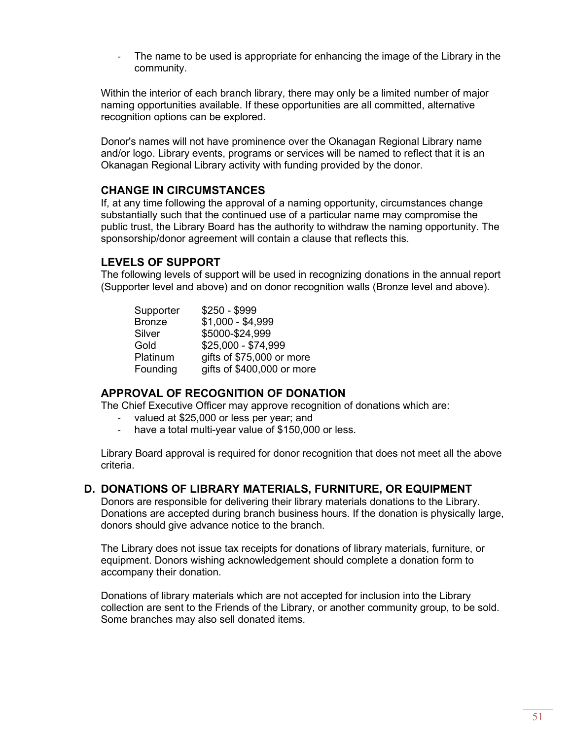- The name to be used is appropriate for enhancing the image of the Library in the community.

Within the interior of each branch library, there may only be a limited number of major naming opportunities available. If these opportunities are all committed, alternative recognition options can be explored.

Donor's names will not have prominence over the Okanagan Regional Library name and/or logo. Library events, programs or services will be named to reflect that it is an Okanagan Regional Library activity with funding provided by the donor.

### CHANGE IN CIRCUMSTANCES

If, at any time following the approval of a naming opportunity, circumstances change substantially such that the continued use of a particular name may compromise the public trust, the Library Board has the authority to withdraw the naming opportunity. The sponsorship/donor agreement will contain a clause that reflects this.

### LEVELS OF SUPPORT

The following levels of support will be used in recognizing donations in the annual report (Supporter level and above) and on donor recognition walls (Bronze level and above).

| | |
|---|---|
| Supporter | $250 - $999 |
| Bronze | $1,000 - $4,999 |
| Silver | $5000-$24,999 |
| Gold | $25,000 - $74,999 |
| Platinum | gifts of $75,000 or more |
| Founding | gifts of $400,000 or more |

### APPROVAL OF RECOGNITION OF DONATION

The Chief Executive Officer may approve recognition of donations which are:

- valued at $25,000 or less per year; and
- have a total multi-year value of $150,000 or less.

Library Board approval is required for donor recognition that does not meet all the above criteria.

## D. DONATIONS OF LIBRARY MATERIALS, FURNITURE, OR EQUIPMENT

Donors are responsible for delivering their library materials donations to the Library. Donations are accepted during branch business hours. If the donation is physically large, donors should give advance notice to the branch.

The Library does not issue tax receipts for donations of library materials, furniture, or equipment. Donors wishing acknowledgement should complete a donation form to accompany their donation.

Donations of library materials which are not accepted for inclusion into the Library collection are sent to the Friends of the Library, or another community group, to be sold. Some branches may also sell donated items.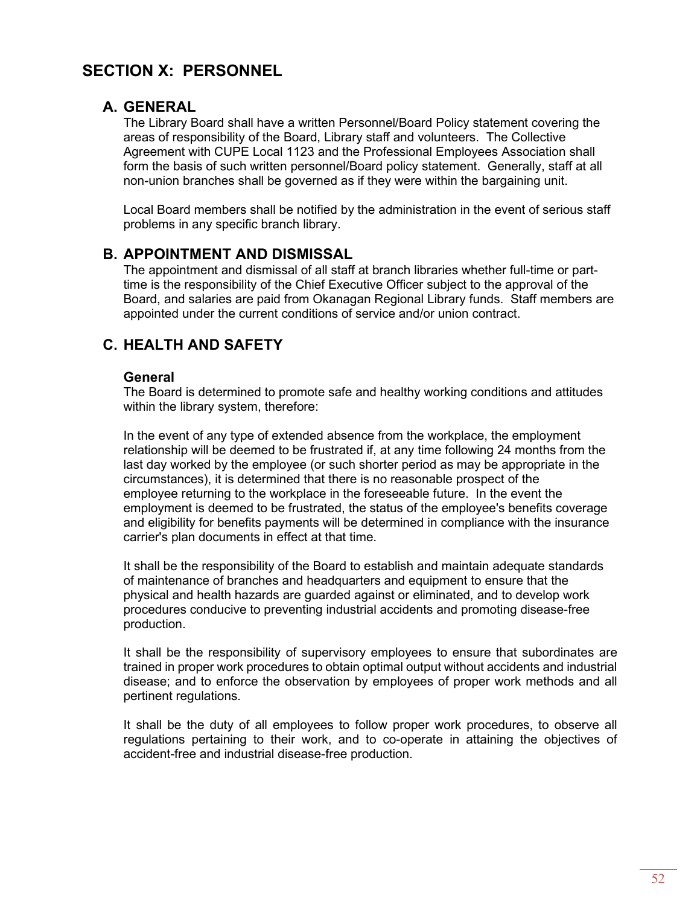# SECTION X: PERSONNEL

## A. GENERAL

The Library Board shall have a written Personnel/Board Policy statement covering the areas of responsibility of the Board, Library staff and volunteers. The Collective Agreement with CUPE Local 1123 and the Professional Employees Association shall form the basis of such written personnel/Board policy statement. Generally, staff at all non-union branches shall be governed as if they were within the bargaining unit.

Local Board members shall be notified by the administration in the event of serious staff problems in any specific branch library.

## B. APPOINTMENT AND DISMISSAL

The appointment and dismissal of all staff at branch libraries whether full-time or part-time is the responsibility of the Chief Executive Officer subject to the approval of the Board, and salaries are paid from Okanagan Regional Library funds. Staff members are appointed under the current conditions of service and/or union contract.

## C. HEALTH AND SAFETY

### General

The Board is determined to promote safe and healthy working conditions and attitudes within the library system, therefore:

In the event of any type of extended absence from the workplace, the employment relationship will be deemed to be frustrated if, at any time following 24 months from the last day worked by the employee (or such shorter period as may be appropriate in the circumstances), it is determined that there is no reasonable prospect of the employee returning to the workplace in the foreseeable future. In the event the employment is deemed to be frustrated, the status of the employee's benefits coverage and eligibility for benefits payments will be determined in compliance with the insurance carrier's plan documents in effect at that time.

It shall be the responsibility of the Board to establish and maintain adequate standards of maintenance of branches and headquarters and equipment to ensure that the physical and health hazards are guarded against or eliminated, and to develop work procedures conducive to preventing industrial accidents and promoting disease-free production.

It shall be the responsibility of supervisory employees to ensure that subordinates are trained in proper work procedures to obtain optimal output without accidents and industrial disease; and to enforce the observation by employees of proper work methods and all pertinent regulations.

It shall be the duty of all employees to follow proper work procedures, to observe all regulations pertaining to their work, and to co-operate in attaining the objectives of accident-free and industrial disease-free production.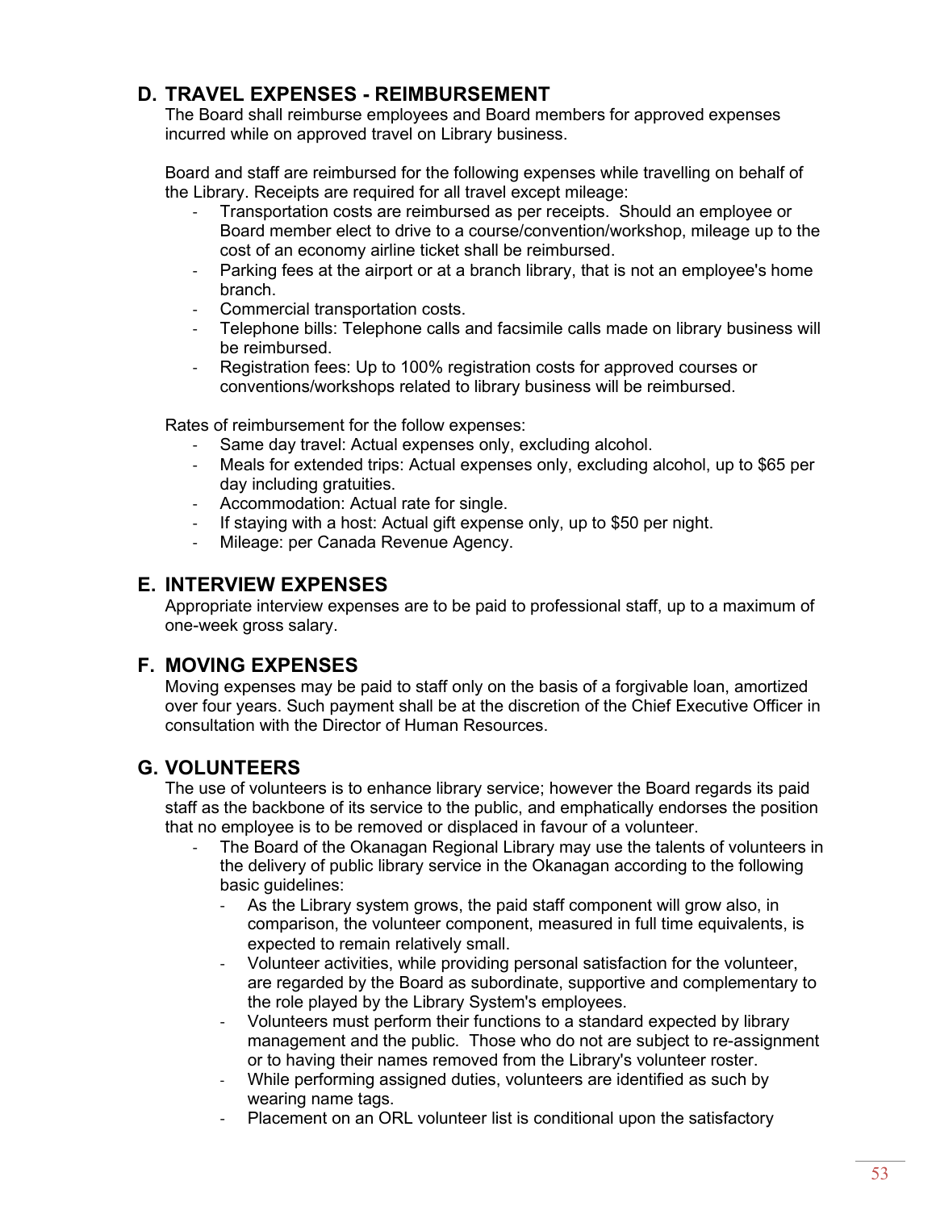## D. TRAVEL EXPENSES - REIMBURSEMENT

The Board shall reimburse employees and Board members for approved expenses incurred while on approved travel on Library business.

Board and staff are reimbursed for the following expenses while travelling on behalf of the Library. Receipts are required for all travel except mileage:

- Transportation costs are reimbursed as per receipts. Should an employee or Board member elect to drive to a course/convention/workshop, mileage up to the cost of an economy airline ticket shall be reimbursed.
- Parking fees at the airport or at a branch library, that is not an employee's home branch.
- Commercial transportation costs.
- Telephone bills: Telephone calls and facsimile calls made on library business will be reimbursed.
- Registration fees: Up to 100% registration costs for approved courses or conventions/workshops related to library business will be reimbursed.

Rates of reimbursement for the follow expenses:

- Same day travel: Actual expenses only, excluding alcohol.
- Meals for extended trips: Actual expenses only, excluding alcohol, up to $65 per day including gratuities.
- Accommodation: Actual rate for single.
- If staying with a host: Actual gift expense only, up to $50 per night.
- Mileage: per Canada Revenue Agency.

## E. INTERVIEW EXPENSES

Appropriate interview expenses are to be paid to professional staff, up to a maximum of one-week gross salary.

## F. MOVING EXPENSES

Moving expenses may be paid to staff only on the basis of a forgivable loan, amortized over four years. Such payment shall be at the discretion of the Chief Executive Officer in consultation with the Director of Human Resources.

## G. VOLUNTEERS

The use of volunteers is to enhance library service; however the Board regards its paid staff as the backbone of its service to the public, and emphatically endorses the position that no employee is to be removed or displaced in favour of a volunteer.

- The Board of the Okanagan Regional Library may use the talents of volunteers in the delivery of public library service in the Okanagan according to the following basic guidelines:
  - As the Library system grows, the paid staff component will grow also, in comparison, the volunteer component, measured in full time equivalents, is expected to remain relatively small.
  - Volunteer activities, while providing personal satisfaction for the volunteer, are regarded by the Board as subordinate, supportive and complementary to the role played by the Library System's employees.
  - Volunteers must perform their functions to a standard expected by library management and the public. Those who do not are subject to re-assignment or to having their names removed from the Library's volunteer roster.
  - While performing assigned duties, volunteers are identified as such by wearing name tags.
  - Placement on an ORL volunteer list is conditional upon the satisfactory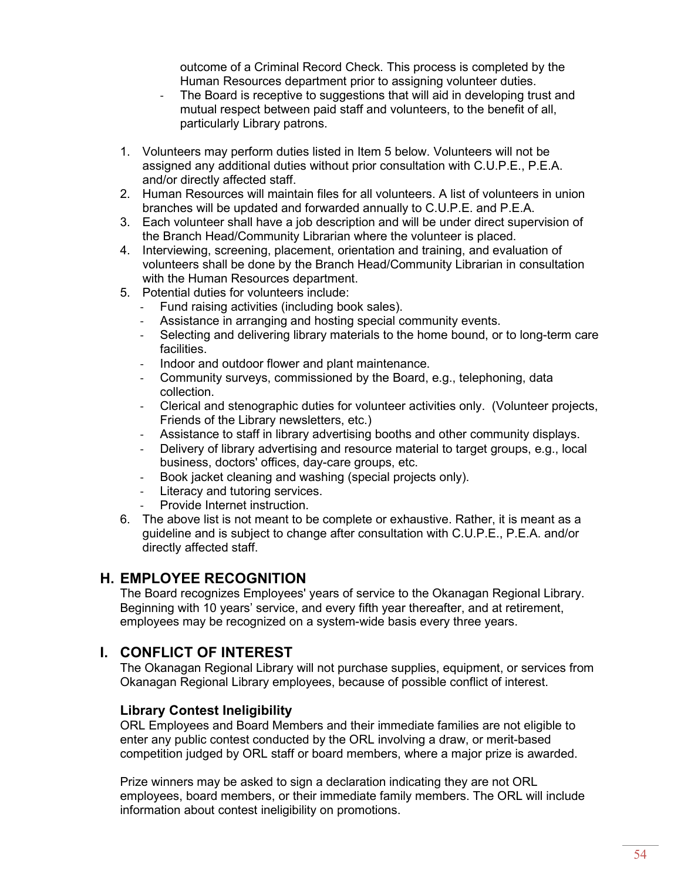outcome of a Criminal Record Check. This process is completed by the Human Resources department prior to assigning volunteer duties.

- The Board is receptive to suggestions that will aid in developing trust and mutual respect between paid staff and volunteers, to the benefit of all, particularly Library patrons.

1. Volunteers may perform duties listed in Item 5 below. Volunteers will not be assigned any additional duties without prior consultation with C.U.P.E., P.E.A. and/or directly affected staff.
2. Human Resources will maintain files for all volunteers. A list of volunteers in union branches will be updated and forwarded annually to C.U.P.E. and P.E.A.
3. Each volunteer shall have a job description and will be under direct supervision of the Branch Head/Community Librarian where the volunteer is placed.
4. Interviewing, screening, placement, orientation and training, and evaluation of volunteers shall be done by the Branch Head/Community Librarian in consultation with the Human Resources department.
5. Potential duties for volunteers include:
   - Fund raising activities (including book sales).
   - Assistance in arranging and hosting special community events.
   - Selecting and delivering library materials to the home bound, or to long-term care facilities.
   - Indoor and outdoor flower and plant maintenance.
   - Community surveys, commissioned by the Board, e.g., telephoning, data collection.
   - Clerical and stenographic duties for volunteer activities only. (Volunteer projects, Friends of the Library newsletters, etc.)
   - Assistance to staff in library advertising booths and other community displays.
   - Delivery of library advertising and resource material to target groups, e.g., local business, doctors' offices, day-care groups, etc.
   - Book jacket cleaning and washing (special projects only).
   - Literacy and tutoring services.
   - Provide Internet instruction.
6. The above list is not meant to be complete or exhaustive. Rather, it is meant as a guideline and is subject to change after consultation with C.U.P.E., P.E.A. and/or directly affected staff.

## H. EMPLOYEE RECOGNITION

The Board recognizes Employees' years of service to the Okanagan Regional Library. Beginning with 10 years' service, and every fifth year thereafter, and at retirement, employees may be recognized on a system-wide basis every three years.

## I. CONFLICT OF INTEREST

The Okanagan Regional Library will not purchase supplies, equipment, or services from Okanagan Regional Library employees, because of possible conflict of interest.

### Library Contest Ineligibility

ORL Employees and Board Members and their immediate families are not eligible to enter any public contest conducted by the ORL involving a draw, or merit-based competition judged by ORL staff or board members, where a major prize is awarded.

Prize winners may be asked to sign a declaration indicating they are not ORL employees, board members, or their immediate family members. The ORL will include information about contest ineligibility on promotions.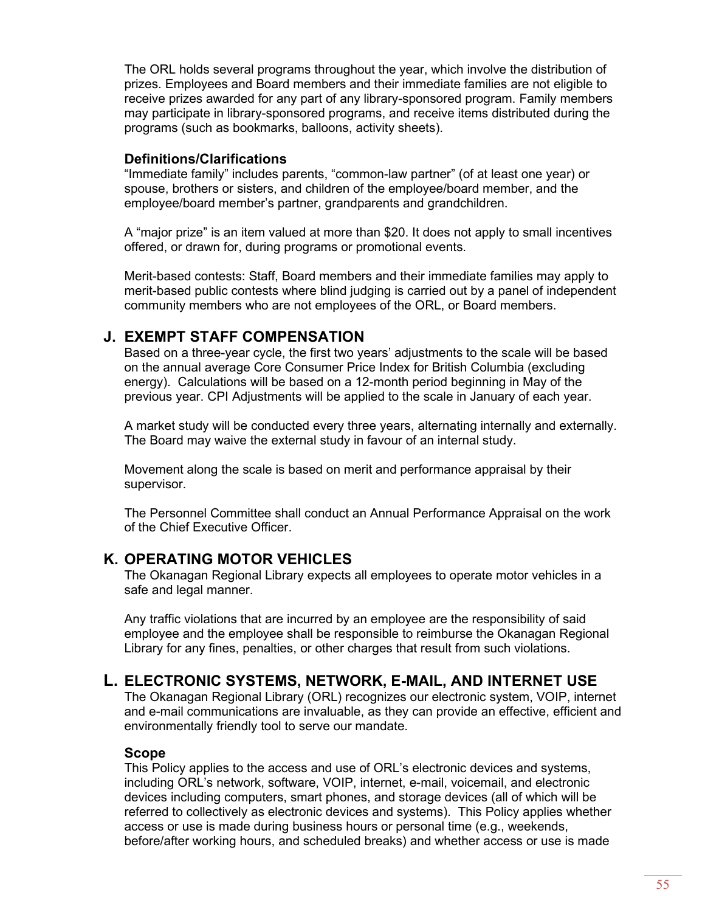The ORL holds several programs throughout the year, which involve the distribution of prizes. Employees and Board members and their immediate families are not eligible to receive prizes awarded for any part of any library-sponsored program. Family members may participate in library-sponsored programs, and receive items distributed during the programs (such as bookmarks, balloons, activity sheets).

**Definitions/Clarifications**

"Immediate family" includes parents, "common-law partner" (of at least one year) or spouse, brothers or sisters, and children of the employee/board member, and the employee/board member's partner, grandparents and grandchildren.

A "major prize" is an item valued at more than $20. It does not apply to small incentives offered, or drawn for, during programs or promotional events.

Merit-based contests: Staff, Board members and their immediate families may apply to merit-based public contests where blind judging is carried out by a panel of independent community members who are not employees of the ORL, or Board members.

## J. EXEMPT STAFF COMPENSATION

Based on a three-year cycle, the first two years' adjustments to the scale will be based on the annual average Core Consumer Price Index for British Columbia (excluding energy). Calculations will be based on a 12-month period beginning in May of the previous year. CPI Adjustments will be applied to the scale in January of each year.

A market study will be conducted every three years, alternating internally and externally. The Board may waive the external study in favour of an internal study.

Movement along the scale is based on merit and performance appraisal by their supervisor.

The Personnel Committee shall conduct an Annual Performance Appraisal on the work of the Chief Executive Officer.

## K. OPERATING MOTOR VEHICLES

The Okanagan Regional Library expects all employees to operate motor vehicles in a safe and legal manner.

Any traffic violations that are incurred by an employee are the responsibility of said employee and the employee shall be responsible to reimburse the Okanagan Regional Library for any fines, penalties, or other charges that result from such violations.

## L. ELECTRONIC SYSTEMS, NETWORK, E-MAIL, AND INTERNET USE

The Okanagan Regional Library (ORL) recognizes our electronic system, VOIP, internet and e-mail communications are invaluable, as they can provide an effective, efficient and environmentally friendly tool to serve our mandate.

**Scope**

This Policy applies to the access and use of ORL's electronic devices and systems, including ORL's network, software, VOIP, internet, e-mail, voicemail, and electronic devices including computers, smart phones, and storage devices (all of which will be referred to collectively as electronic devices and systems). This Policy applies whether access or use is made during business hours or personal time (e.g., weekends, before/after working hours, and scheduled breaks) and whether access or use is made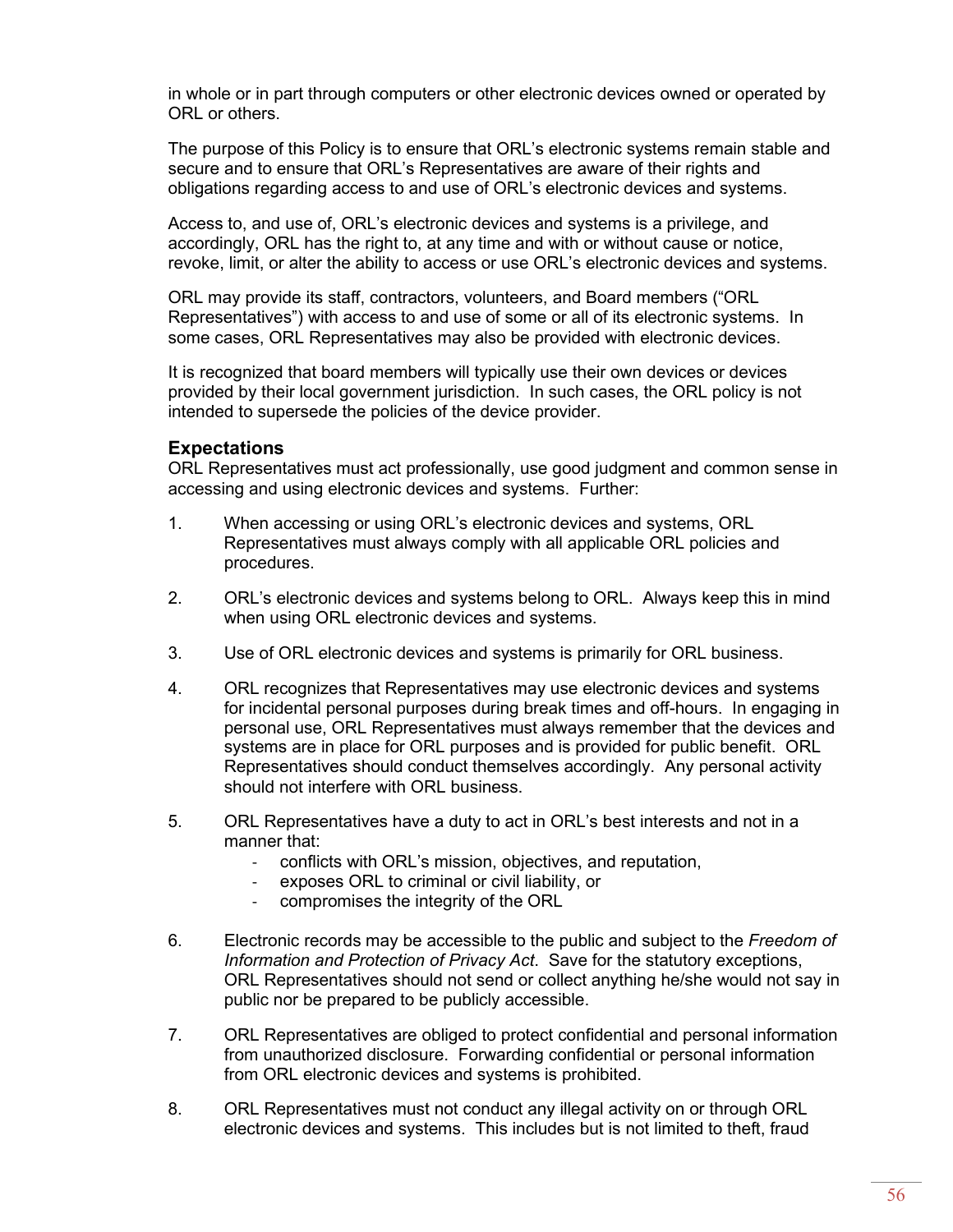in whole or in part through computers or other electronic devices owned or operated by ORL or others.

The purpose of this Policy is to ensure that ORL's electronic systems remain stable and secure and to ensure that ORL's Representatives are aware of their rights and obligations regarding access to and use of ORL's electronic devices and systems.

Access to, and use of, ORL's electronic devices and systems is a privilege, and accordingly, ORL has the right to, at any time and with or without cause or notice, revoke, limit, or alter the ability to access or use ORL's electronic devices and systems.

ORL may provide its staff, contractors, volunteers, and Board members ("ORL Representatives") with access to and use of some or all of its electronic systems. In some cases, ORL Representatives may also be provided with electronic devices.

It is recognized that board members will typically use their own devices or devices provided by their local government jurisdiction. In such cases, the ORL policy is not intended to supersede the policies of the device provider.

### Expectations

ORL Representatives must act professionally, use good judgment and common sense in accessing and using electronic devices and systems. Further:

1. When accessing or using ORL's electronic devices and systems, ORL Representatives must always comply with all applicable ORL policies and procedures.

2. ORL's electronic devices and systems belong to ORL. Always keep this in mind when using ORL electronic devices and systems.

3. Use of ORL electronic devices and systems is primarily for ORL business.

4. ORL recognizes that Representatives may use electronic devices and systems for incidental personal purposes during break times and off-hours. In engaging in personal use, ORL Representatives must always remember that the devices and systems are in place for ORL purposes and is provided for public benefit. ORL Representatives should conduct themselves accordingly. Any personal activity should not interfere with ORL business.

5. ORL Representatives have a duty to act in ORL's best interests and not in a manner that:
   - conflicts with ORL's mission, objectives, and reputation,
   - exposes ORL to criminal or civil liability, or
   - compromises the integrity of the ORL

6. Electronic records may be accessible to the public and subject to the *Freedom of Information and Protection of Privacy Act*. Save for the statutory exceptions, ORL Representatives should not send or collect anything he/she would not say in public nor be prepared to be publicly accessible.

7. ORL Representatives are obliged to protect confidential and personal information from unauthorized disclosure. Forwarding confidential or personal information from ORL electronic devices and systems is prohibited.

8. ORL Representatives must not conduct any illegal activity on or through ORL electronic devices and systems. This includes but is not limited to theft, fraud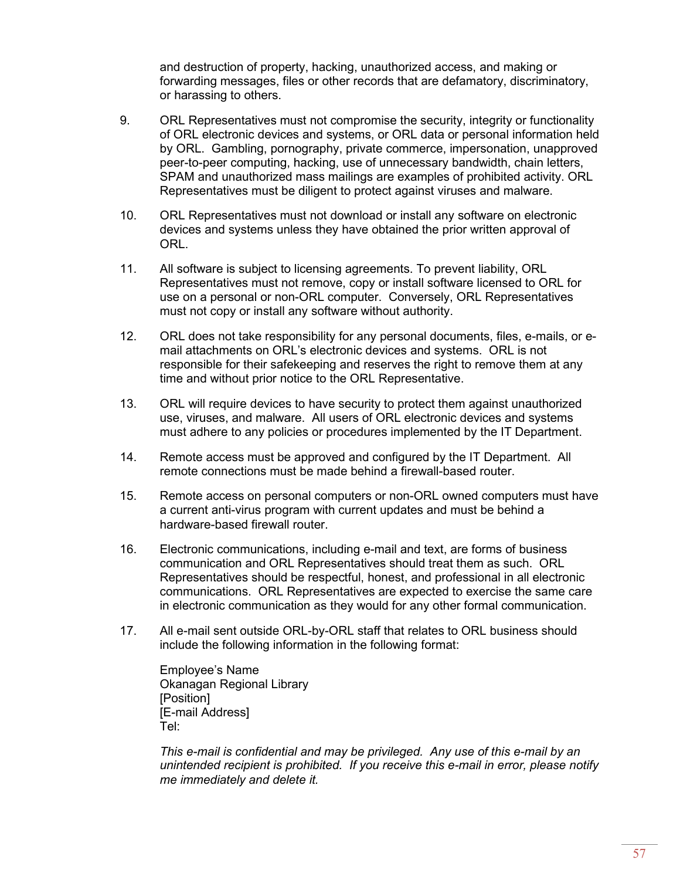and destruction of property, hacking, unauthorized access, and making or forwarding messages, files or other records that are defamatory, discriminatory, or harassing to others.

9. ORL Representatives must not compromise the security, integrity or functionality of ORL electronic devices and systems, or ORL data or personal information held by ORL. Gambling, pornography, private commerce, impersonation, unapproved peer-to-peer computing, hacking, use of unnecessary bandwidth, chain letters, SPAM and unauthorized mass mailings are examples of prohibited activity. ORL Representatives must be diligent to protect against viruses and malware.

10. ORL Representatives must not download or install any software on electronic devices and systems unless they have obtained the prior written approval of ORL.

11. All software is subject to licensing agreements. To prevent liability, ORL Representatives must not remove, copy or install software licensed to ORL for use on a personal or non-ORL computer. Conversely, ORL Representatives must not copy or install any software without authority.

12. ORL does not take responsibility for any personal documents, files, e-mails, or e-mail attachments on ORL's electronic devices and systems. ORL is not responsible for their safekeeping and reserves the right to remove them at any time and without prior notice to the ORL Representative.

13. ORL will require devices to have security to protect them against unauthorized use, viruses, and malware. All users of ORL electronic devices and systems must adhere to any policies or procedures implemented by the IT Department.

14. Remote access must be approved and configured by the IT Department. All remote connections must be made behind a firewall-based router.

15. Remote access on personal computers or non-ORL owned computers must have a current anti-virus program with current updates and must be behind a hardware-based firewall router.

16. Electronic communications, including e-mail and text, are forms of business communication and ORL Representatives should treat them as such. ORL Representatives should be respectful, honest, and professional in all electronic communications. ORL Representatives are expected to exercise the same care in electronic communication as they would for any other formal communication.

17. All e-mail sent outside ORL-by-ORL staff that relates to ORL business should include the following information in the following format:

    Employee's Name
    Okanagan Regional Library
    [Position]
    [E-mail Address]
    Tel:

    *This e-mail is confidential and may be privileged. Any use of this e-mail by an unintended recipient is prohibited. If you receive this e-mail in error, please notify me immediately and delete it.*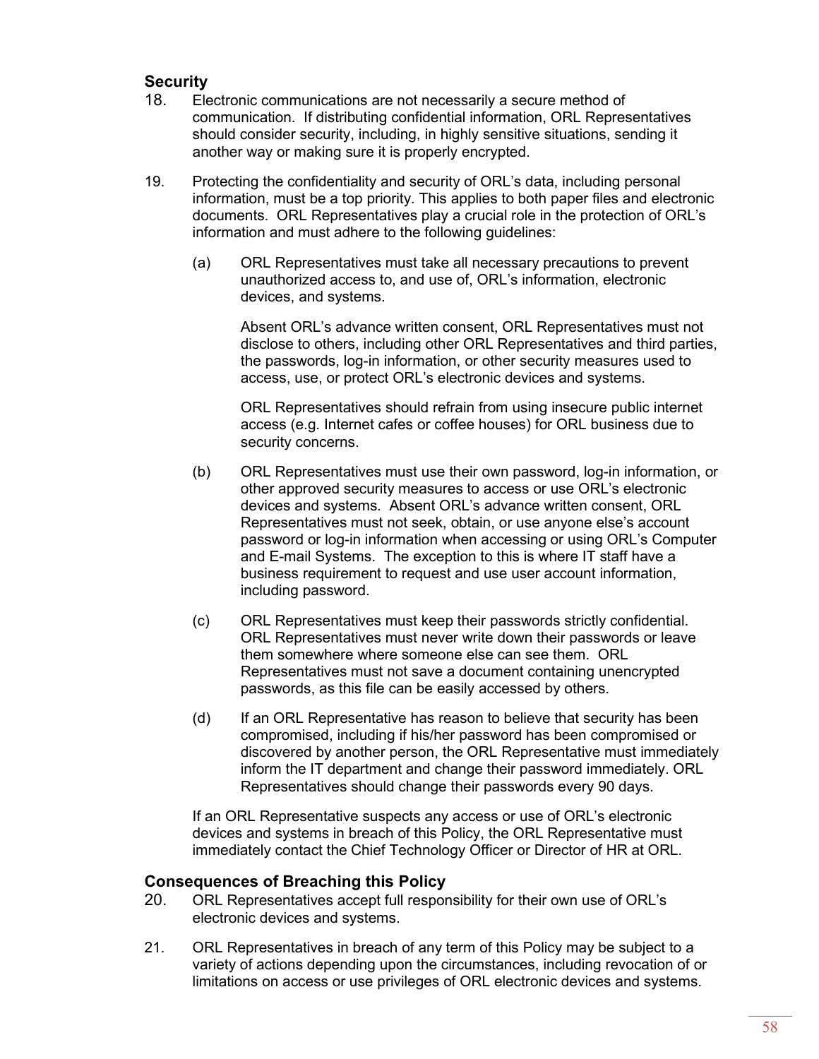## Security

18. Electronic communications are not necessarily a secure method of communication. If distributing confidential information, ORL Representatives should consider security, including, in highly sensitive situations, sending it another way or making sure it is properly encrypted.

19. Protecting the confidentiality and security of ORL's data, including personal information, must be a top priority. This applies to both paper files and electronic documents. ORL Representatives play a crucial role in the protection of ORL's information and must adhere to the following guidelines:

    (a) ORL Representatives must take all necessary precautions to prevent unauthorized access to, and use of, ORL's information, electronic devices, and systems.

    Absent ORL's advance written consent, ORL Representatives must not disclose to others, including other ORL Representatives and third parties, the passwords, log-in information, or other security measures used to access, use, or protect ORL's electronic devices and systems.

    ORL Representatives should refrain from using insecure public internet access (e.g. Internet cafes or coffee houses) for ORL business due to security concerns.

    (b) ORL Representatives must use their own password, log-in information, or other approved security measures to access or use ORL's electronic devices and systems. Absent ORL's advance written consent, ORL Representatives must not seek, obtain, or use anyone else's account password or log-in information when accessing or using ORL's Computer and E-mail Systems. The exception to this is where IT staff have a business requirement to request and use user account information, including password.

    (c) ORL Representatives must keep their passwords strictly confidential. ORL Representatives must never write down their passwords or leave them somewhere where someone else can see them. ORL Representatives must not save a document containing unencrypted passwords, as this file can be easily accessed by others.

    (d) If an ORL Representative has reason to believe that security has been compromised, including if his/her password has been compromised or discovered by another person, the ORL Representative must immediately inform the IT department and change their password immediately. ORL Representatives should change their passwords every 90 days.

    If an ORL Representative suspects any access or use of ORL's electronic devices and systems in breach of this Policy, the ORL Representative must immediately contact the Chief Technology Officer or Director of HR at ORL.

## Consequences of Breaching this Policy

20. ORL Representatives accept full responsibility for their own use of ORL's electronic devices and systems.

21. ORL Representatives in breach of any term of this Policy may be subject to a variety of actions depending upon the circumstances, including revocation of or limitations on access or use privileges of ORL electronic devices and systems.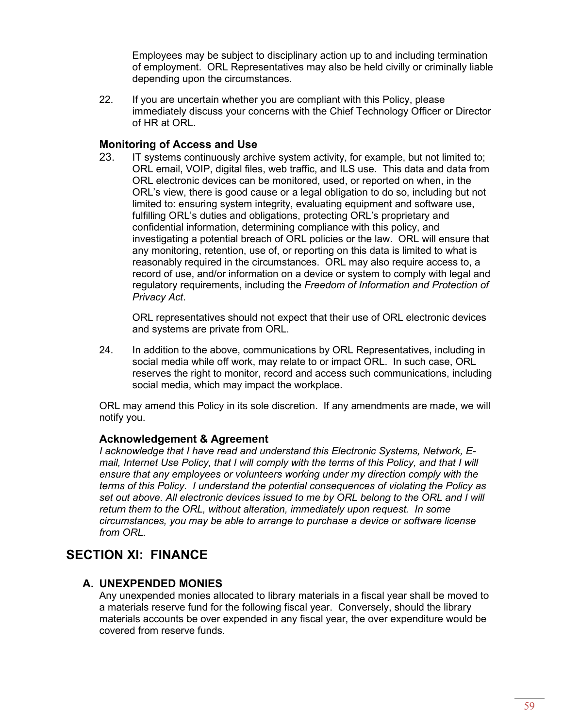Employees may be subject to disciplinary action up to and including termination of employment. ORL Representatives may also be held civilly or criminally liable depending upon the circumstances.

22. If you are uncertain whether you are compliant with this Policy, please immediately discuss your concerns with the Chief Technology Officer or Director of HR at ORL.

### Monitoring of Access and Use

23. IT systems continuously archive system activity, for example, but not limited to; ORL email, VOIP, digital files, web traffic, and ILS use. This data and data from ORL electronic devices can be monitored, used, or reported on when, in the ORL's view, there is good cause or a legal obligation to do so, including but not limited to: ensuring system integrity, evaluating equipment and software use, fulfilling ORL's duties and obligations, protecting ORL's proprietary and confidential information, determining compliance with this policy, and investigating a potential breach of ORL policies or the law. ORL will ensure that any monitoring, retention, use of, or reporting on this data is limited to what is reasonably required in the circumstances. ORL may also require access to, a record of use, and/or information on a device or system to comply with legal and regulatory requirements, including the *Freedom of Information and Protection of Privacy Act*.

    ORL representatives should not expect that their use of ORL electronic devices and systems are private from ORL.

24. In addition to the above, communications by ORL Representatives, including in social media while off work, may relate to or impact ORL. In such case, ORL reserves the right to monitor, record and access such communications, including social media, which may impact the workplace.

ORL may amend this Policy in its sole discretion. If any amendments are made, we will notify you.

### Acknowledgement & Agreement

*I acknowledge that I have read and understand this Electronic Systems, Network, E-mail, Internet Use Policy, that I will comply with the terms of this Policy, and that I will ensure that any employees or volunteers working under my direction comply with the terms of this Policy. I understand the potential consequences of violating the Policy as set out above. All electronic devices issued to me by ORL belong to the ORL and I will return them to the ORL, without alteration, immediately upon request. In some circumstances, you may be able to arrange to purchase a device or software license from ORL.*

## SECTION XI: FINANCE

### A. UNEXPENDED MONIES

Any unexpended monies allocated to library materials in a fiscal year shall be moved to a materials reserve fund for the following fiscal year. Conversely, should the library materials accounts be over expended in any fiscal year, the over expenditure would be covered from reserve funds.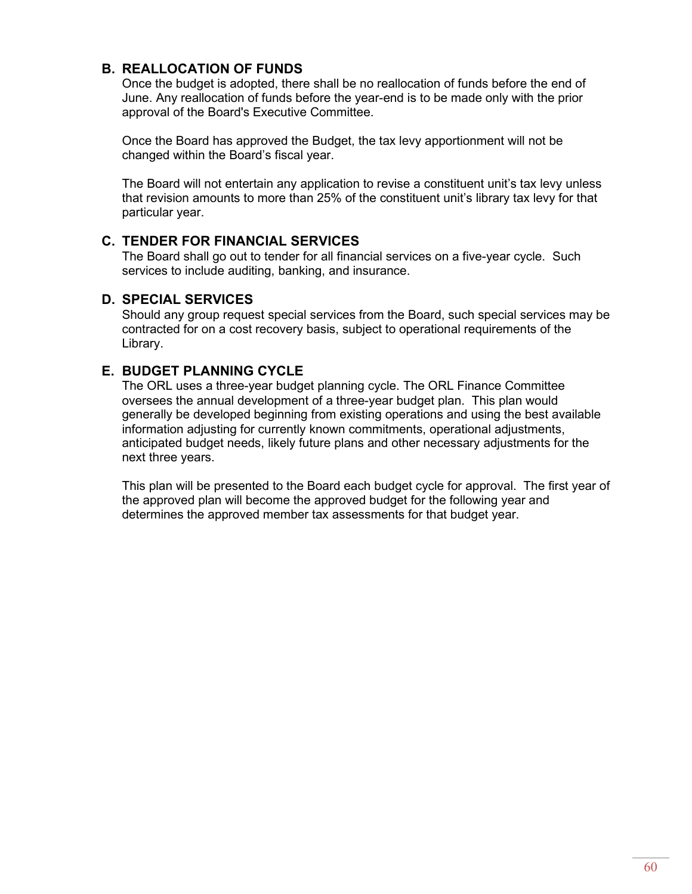## B. REALLOCATION OF FUNDS

Once the budget is adopted, there shall be no reallocation of funds before the end of June. Any reallocation of funds before the year-end is to be made only with the prior approval of the Board's Executive Committee.

Once the Board has approved the Budget, the tax levy apportionment will not be changed within the Board's fiscal year.

The Board will not entertain any application to revise a constituent unit's tax levy unless that revision amounts to more than 25% of the constituent unit's library tax levy for that particular year.

## C. TENDER FOR FINANCIAL SERVICES

The Board shall go out to tender for all financial services on a five-year cycle. Such services to include auditing, banking, and insurance.

## D. SPECIAL SERVICES

Should any group request special services from the Board, such special services may be contracted for on a cost recovery basis, subject to operational requirements of the Library.

## E. BUDGET PLANNING CYCLE

The ORL uses a three-year budget planning cycle. The ORL Finance Committee oversees the annual development of a three-year budget plan. This plan would generally be developed beginning from existing operations and using the best available information adjusting for currently known commitments, operational adjustments, anticipated budget needs, likely future plans and other necessary adjustments for the next three years.

This plan will be presented to the Board each budget cycle for approval. The first year of the approved plan will become the approved budget for the following year and determines the approved member tax assessments for that budget year.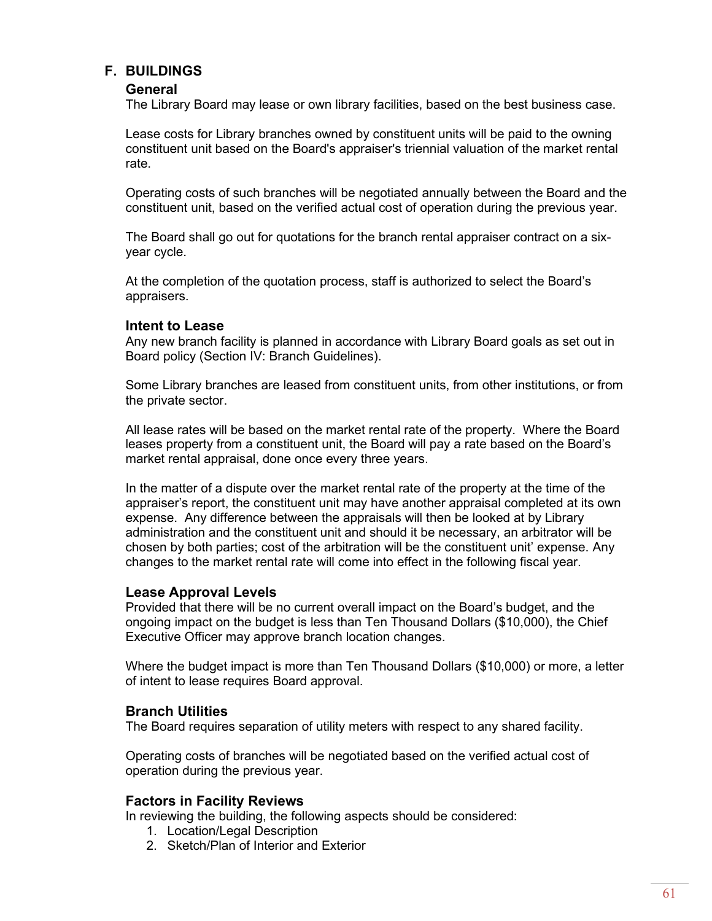## F. BUILDINGS

### General

The Library Board may lease or own library facilities, based on the best business case.

Lease costs for Library branches owned by constituent units will be paid to the owning constituent unit based on the Board's appraiser's triennial valuation of the market rental rate.

Operating costs of such branches will be negotiated annually between the Board and the constituent unit, based on the verified actual cost of operation during the previous year.

The Board shall go out for quotations for the branch rental appraiser contract on a six-year cycle.

At the completion of the quotation process, staff is authorized to select the Board's appraisers.

### Intent to Lease

Any new branch facility is planned in accordance with Library Board goals as set out in Board policy (Section IV: Branch Guidelines).

Some Library branches are leased from constituent units, from other institutions, or from the private sector.

All lease rates will be based on the market rental rate of the property. Where the Board leases property from a constituent unit, the Board will pay a rate based on the Board's market rental appraisal, done once every three years.

In the matter of a dispute over the market rental rate of the property at the time of the appraiser's report, the constituent unit may have another appraisal completed at its own expense. Any difference between the appraisals will then be looked at by Library administration and the constituent unit and should it be necessary, an arbitrator will be chosen by both parties; cost of the arbitration will be the constituent unit' expense. Any changes to the market rental rate will come into effect in the following fiscal year.

### Lease Approval Levels

Provided that there will be no current overall impact on the Board's budget, and the ongoing impact on the budget is less than Ten Thousand Dollars ($10,000), the Chief Executive Officer may approve branch location changes.

Where the budget impact is more than Ten Thousand Dollars ($10,000) or more, a letter of intent to lease requires Board approval.

### Branch Utilities

The Board requires separation of utility meters with respect to any shared facility.

Operating costs of branches will be negotiated based on the verified actual cost of operation during the previous year.

### Factors in Facility Reviews

In reviewing the building, the following aspects should be considered:

1. Location/Legal Description
2. Sketch/Plan of Interior and Exterior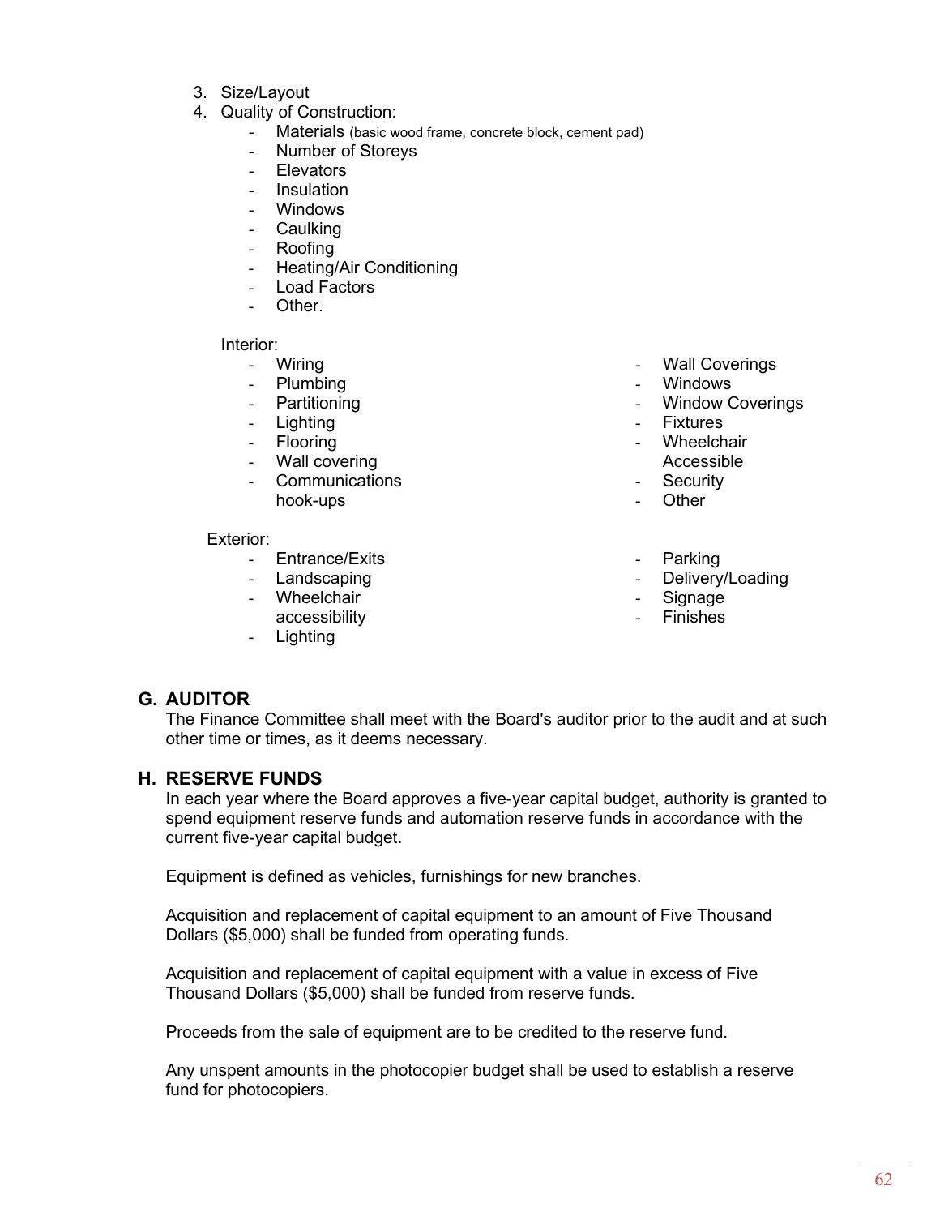3. Size/Layout
4. Quality of Construction:
   - Materials (basic wood frame, concrete block, cement pad)
   - Number of Storeys
   - Elevators
   - Insulation
   - Windows
   - Caulking
   - Roofing
   - Heating/Air Conditioning
   - Load Factors
   - Other.

Interior:

- Wiring
- Plumbing
- Partitioning
- Lighting
- Flooring
- Wall covering
- Communications hook-ups
- Wall Coverings
- Windows
- Window Coverings
- Fixtures
- Wheelchair Accessible
- Security
- Other

Exterior:

- Entrance/Exits
- Landscaping
- Wheelchair accessibility
- Lighting
- Parking
- Delivery/Loading
- Signage
- Finishes

## G. AUDITOR

The Finance Committee shall meet with the Board's auditor prior to the audit and at such other time or times, as it deems necessary.

## H. RESERVE FUNDS

In each year where the Board approves a five-year capital budget, authority is granted to spend equipment reserve funds and automation reserve funds in accordance with the current five-year capital budget.

Equipment is defined as vehicles, furnishings for new branches.

Acquisition and replacement of capital equipment to an amount of Five Thousand Dollars ($5,000) shall be funded from operating funds.

Acquisition and replacement of capital equipment with a value in excess of Five Thousand Dollars ($5,000) shall be funded from reserve funds.

Proceeds from the sale of equipment are to be credited to the reserve fund.

Any unspent amounts in the photocopier budget shall be used to establish a reserve fund for photocopiers.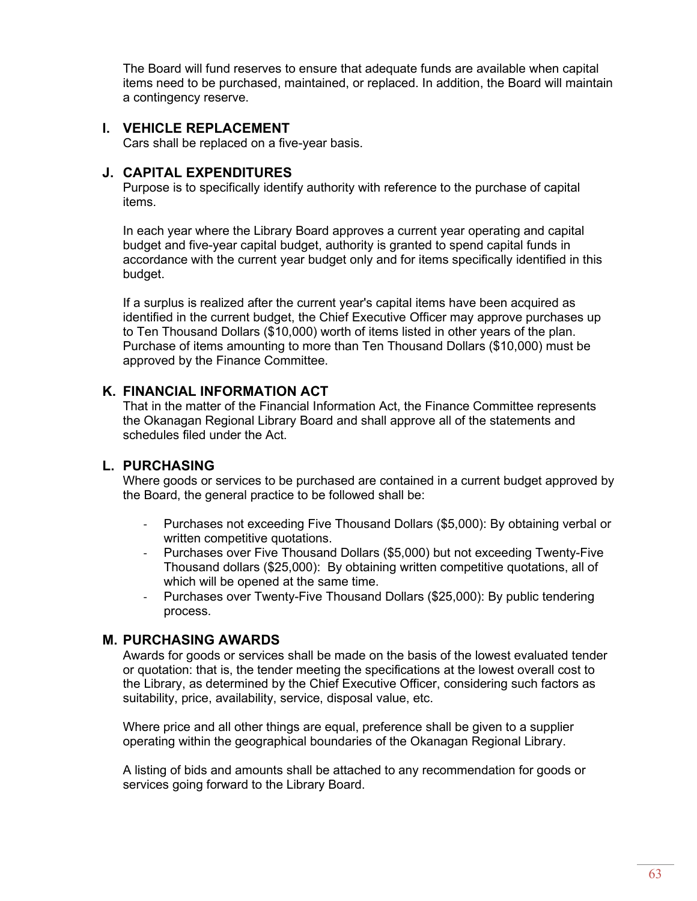The Board will fund reserves to ensure that adequate funds are available when capital items need to be purchased, maintained, or replaced. In addition, the Board will maintain a contingency reserve.

## I. VEHICLE REPLACEMENT

Cars shall be replaced on a five-year basis.

## J. CAPITAL EXPENDITURES

Purpose is to specifically identify authority with reference to the purchase of capital items.

In each year where the Library Board approves a current year operating and capital budget and five-year capital budget, authority is granted to spend capital funds in accordance with the current year budget only and for items specifically identified in this budget.

If a surplus is realized after the current year's capital items have been acquired as identified in the current budget, the Chief Executive Officer may approve purchases up to Ten Thousand Dollars ($10,000) worth of items listed in other years of the plan. Purchase of items amounting to more than Ten Thousand Dollars ($10,000) must be approved by the Finance Committee.

## K. FINANCIAL INFORMATION ACT

That in the matter of the Financial Information Act, the Finance Committee represents the Okanagan Regional Library Board and shall approve all of the statements and schedules filed under the Act.

## L. PURCHASING

Where goods or services to be purchased are contained in a current budget approved by the Board, the general practice to be followed shall be:

- Purchases not exceeding Five Thousand Dollars ($5,000): By obtaining verbal or written competitive quotations.
- Purchases over Five Thousand Dollars ($5,000) but not exceeding Twenty-Five Thousand dollars ($25,000): By obtaining written competitive quotations, all of which will be opened at the same time.
- Purchases over Twenty-Five Thousand Dollars ($25,000): By public tendering process.

## M. PURCHASING AWARDS

Awards for goods or services shall be made on the basis of the lowest evaluated tender or quotation: that is, the tender meeting the specifications at the lowest overall cost to the Library, as determined by the Chief Executive Officer, considering such factors as suitability, price, availability, service, disposal value, etc.

Where price and all other things are equal, preference shall be given to a supplier operating within the geographical boundaries of the Okanagan Regional Library.

A listing of bids and amounts shall be attached to any recommendation for goods or services going forward to the Library Board.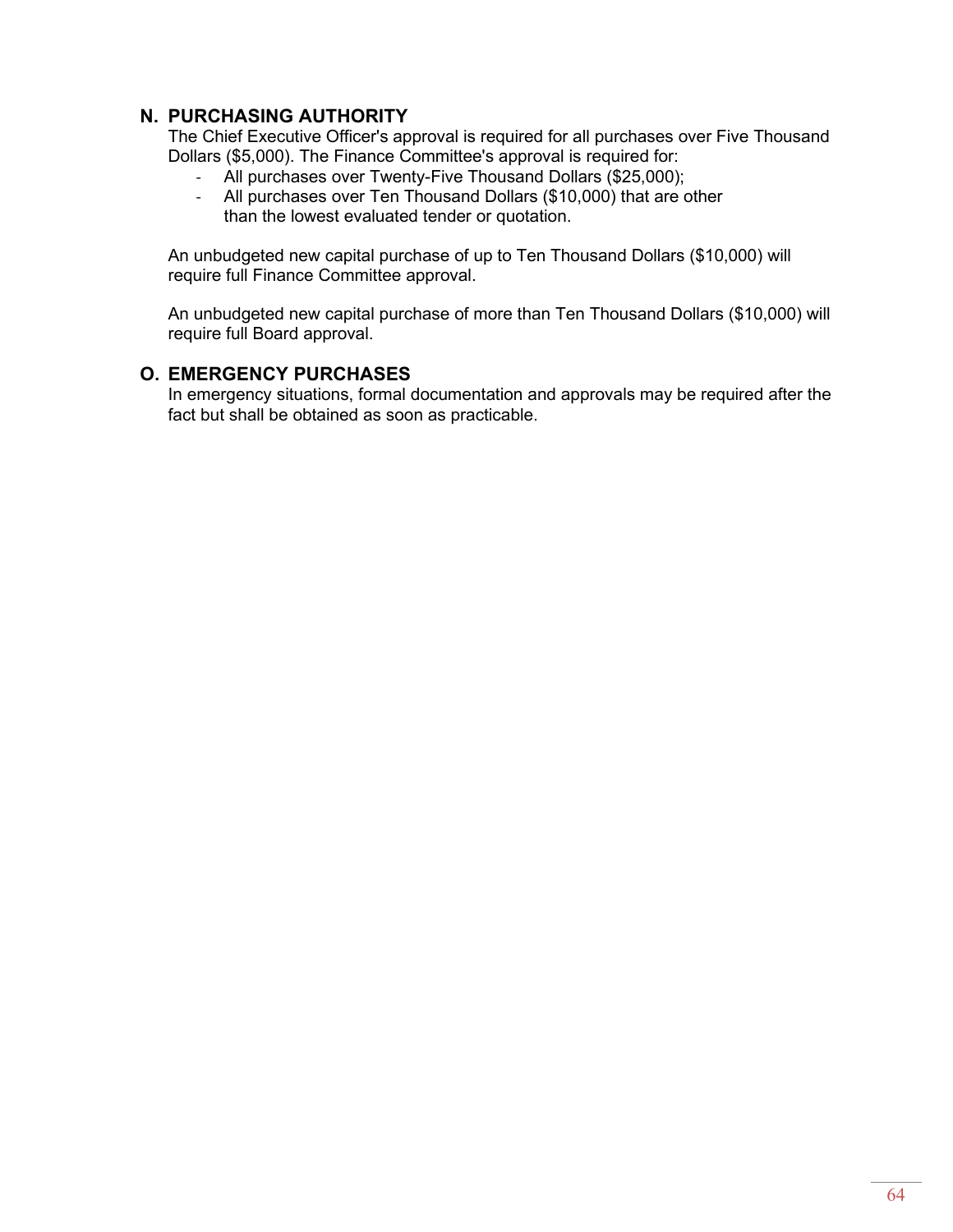## N. PURCHASING AUTHORITY

The Chief Executive Officer's approval is required for all purchases over Five Thousand Dollars ($5,000). The Finance Committee's approval is required for:

- All purchases over Twenty-Five Thousand Dollars ($25,000);
- All purchases over Ten Thousand Dollars ($10,000) that are other than the lowest evaluated tender or quotation.

An unbudgeted new capital purchase of up to Ten Thousand Dollars ($10,000) will require full Finance Committee approval.

An unbudgeted new capital purchase of more than Ten Thousand Dollars ($10,000) will require full Board approval.

## O. EMERGENCY PURCHASES

In emergency situations, formal documentation and approvals may be required after the fact but shall be obtained as soon as practicable.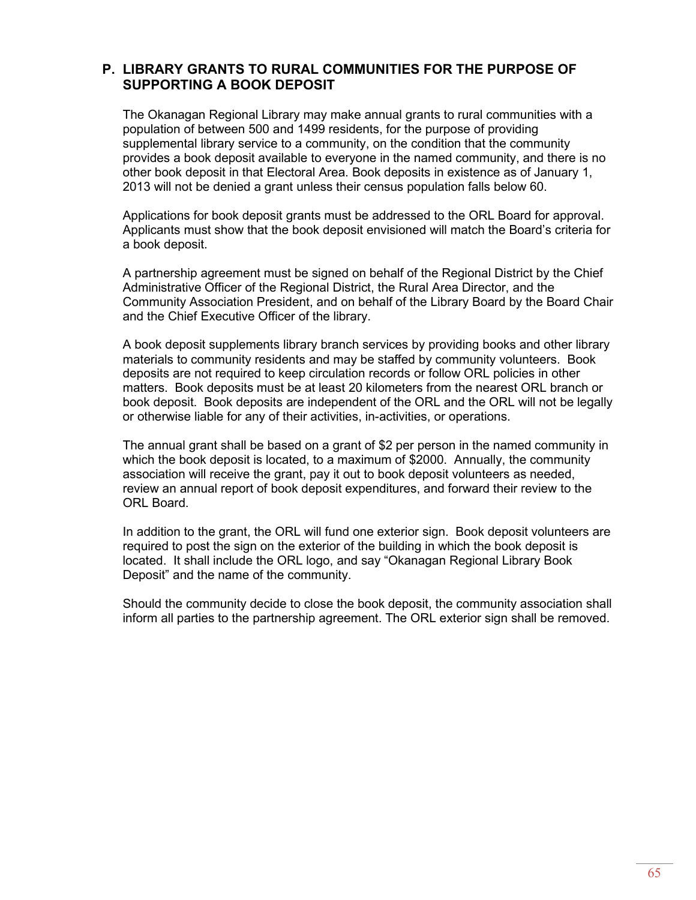## P. LIBRARY GRANTS TO RURAL COMMUNITIES FOR THE PURPOSE OF SUPPORTING A BOOK DEPOSIT

The Okanagan Regional Library may make annual grants to rural communities with a population of between 500 and 1499 residents, for the purpose of providing supplemental library service to a community, on the condition that the community provides a book deposit available to everyone in the named community, and there is no other book deposit in that Electoral Area. Book deposits in existence as of January 1, 2013 will not be denied a grant unless their census population falls below 60.

Applications for book deposit grants must be addressed to the ORL Board for approval. Applicants must show that the book deposit envisioned will match the Board's criteria for a book deposit.

A partnership agreement must be signed on behalf of the Regional District by the Chief Administrative Officer of the Regional District, the Rural Area Director, and the Community Association President, and on behalf of the Library Board by the Board Chair and the Chief Executive Officer of the library.

A book deposit supplements library branch services by providing books and other library materials to community residents and may be staffed by community volunteers. Book deposits are not required to keep circulation records or follow ORL policies in other matters. Book deposits must be at least 20 kilometers from the nearest ORL branch or book deposit. Book deposits are independent of the ORL and the ORL will not be legally or otherwise liable for any of their activities, in-activities, or operations.

The annual grant shall be based on a grant of $2 per person in the named community in which the book deposit is located, to a maximum of $2000. Annually, the community association will receive the grant, pay it out to book deposit volunteers as needed, review an annual report of book deposit expenditures, and forward their review to the ORL Board.

In addition to the grant, the ORL will fund one exterior sign. Book deposit volunteers are required to post the sign on the exterior of the building in which the book deposit is located. It shall include the ORL logo, and say "Okanagan Regional Library Book Deposit" and the name of the community.

Should the community decide to close the book deposit, the community association shall inform all parties to the partnership agreement. The ORL exterior sign shall be removed.